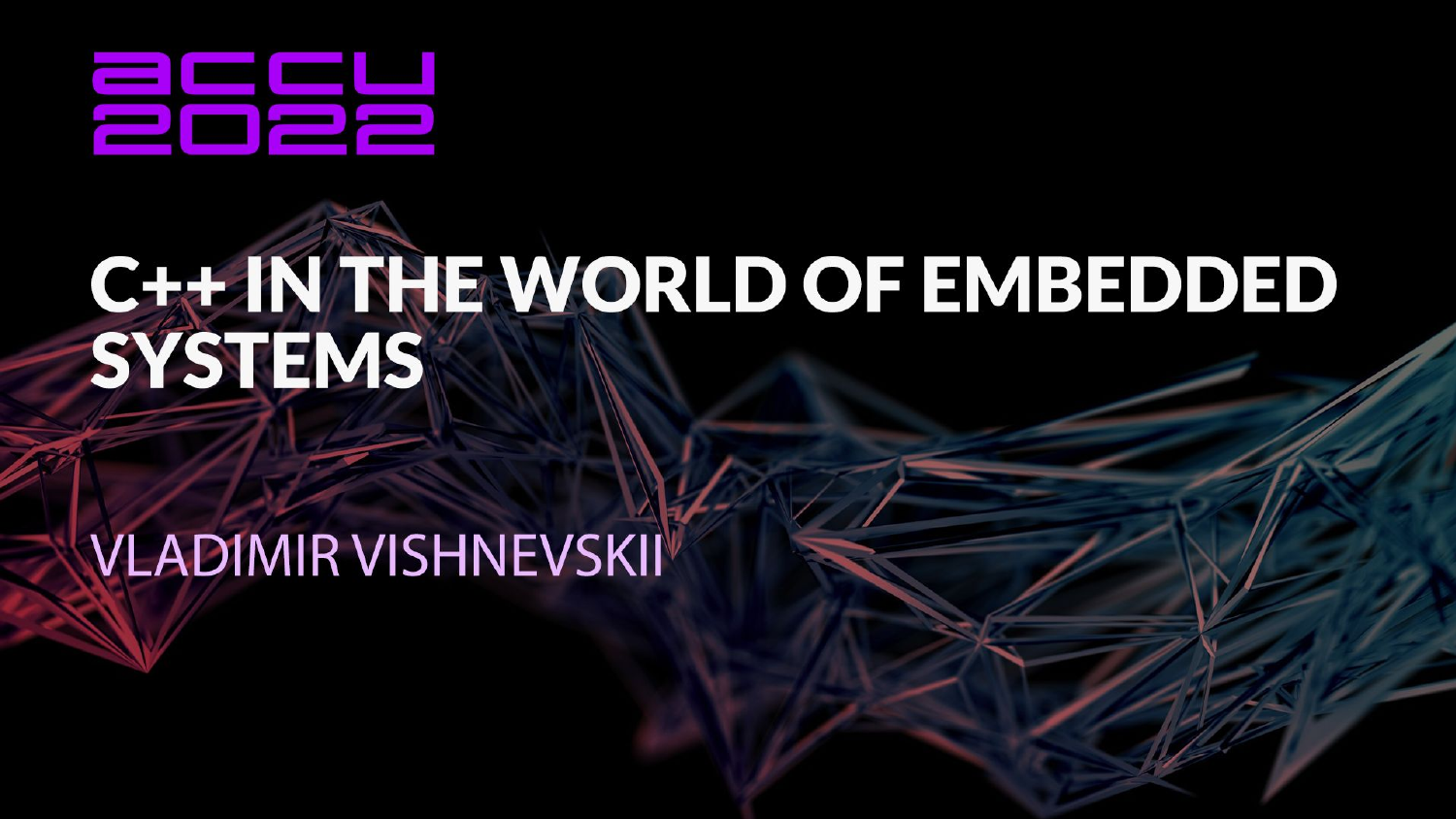ACCU 2022

# C++ IN THE WORLD OF EMBEDDED SYSTEMS

VLADIMIR VISHNEVSKII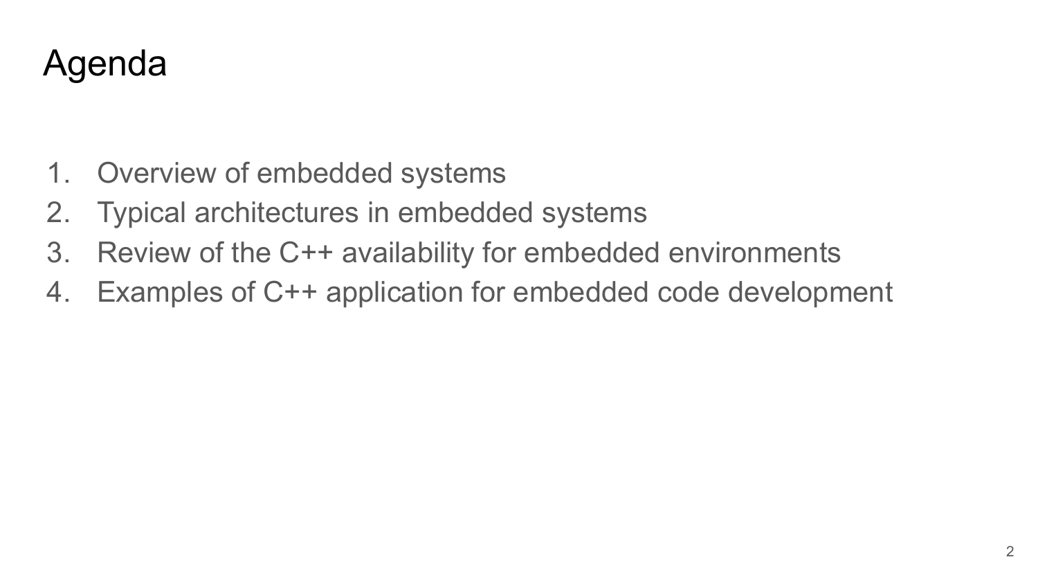# Agenda

1. Overview of embedded systems
2. Typical architectures in embedded systems
3. Review of the C++ availability for embedded environments
4. Examples of C++ application for embedded code development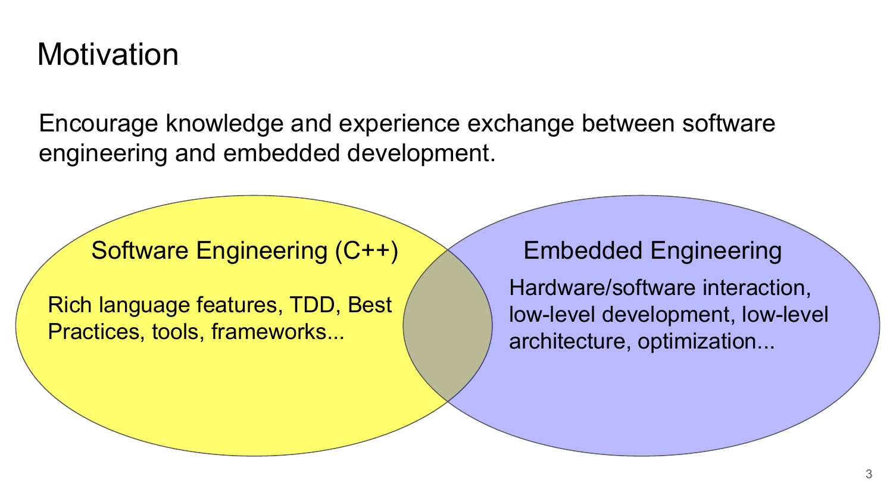# Motivation

Encourage knowledge and experience exchange between software engineering and embedded development.

**Software Engineering (C++)**

Rich language features, TDD, Best Practices, tools, frameworks...

**Embedded Engineering**

Hardware/software interaction, low-level development, low-level architecture, optimization...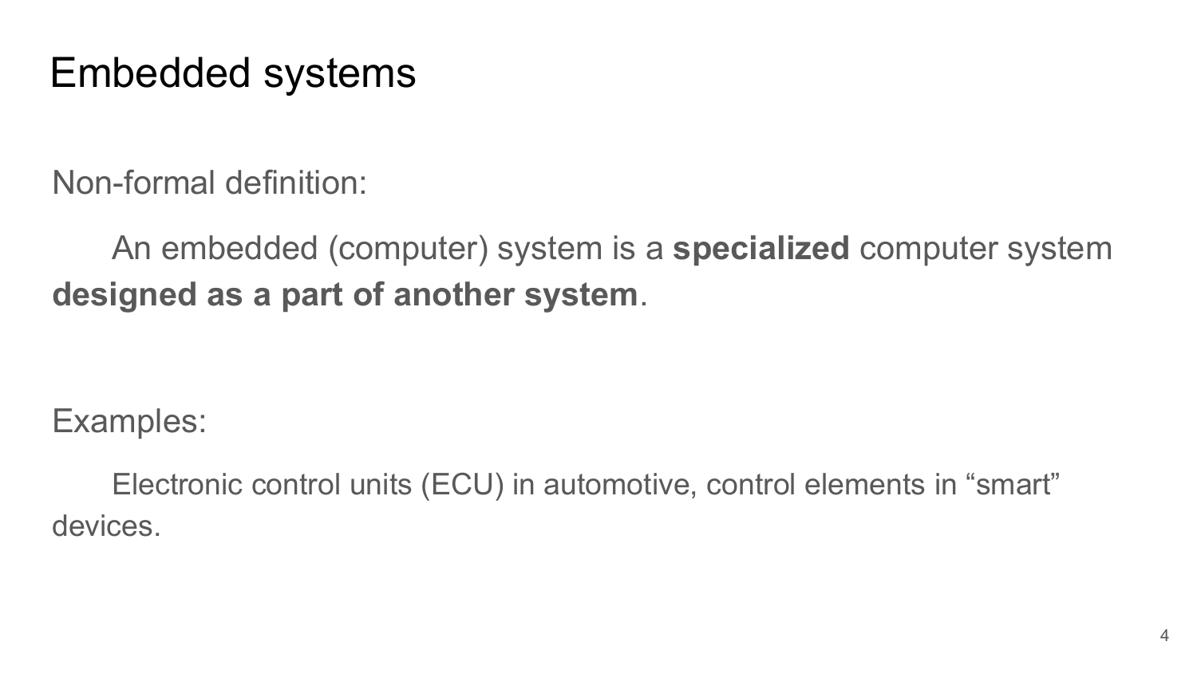# Embedded systems

Non-formal definition:

An embedded (computer) system is a **specialized** computer system **designed as a part of another system**.

Examples:

Electronic control units (ECU) in automotive, control elements in “smart” devices.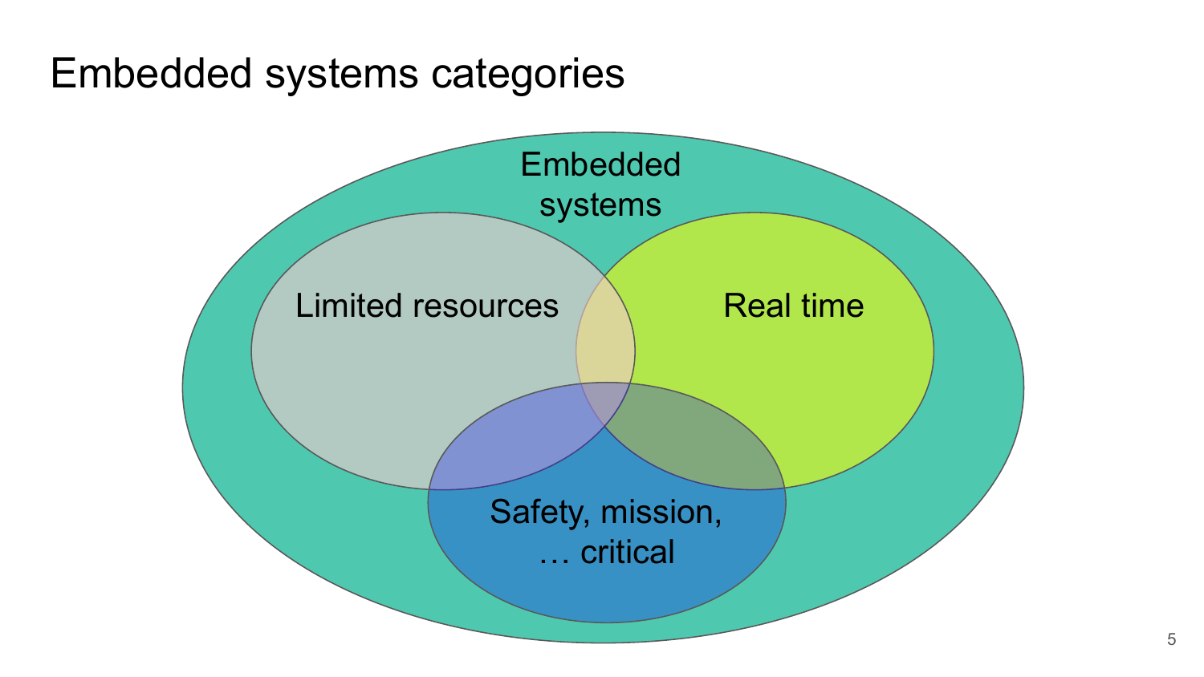# Embedded systems categories

Embedded systems

Limited resources

Real time

Safety, mission, … critical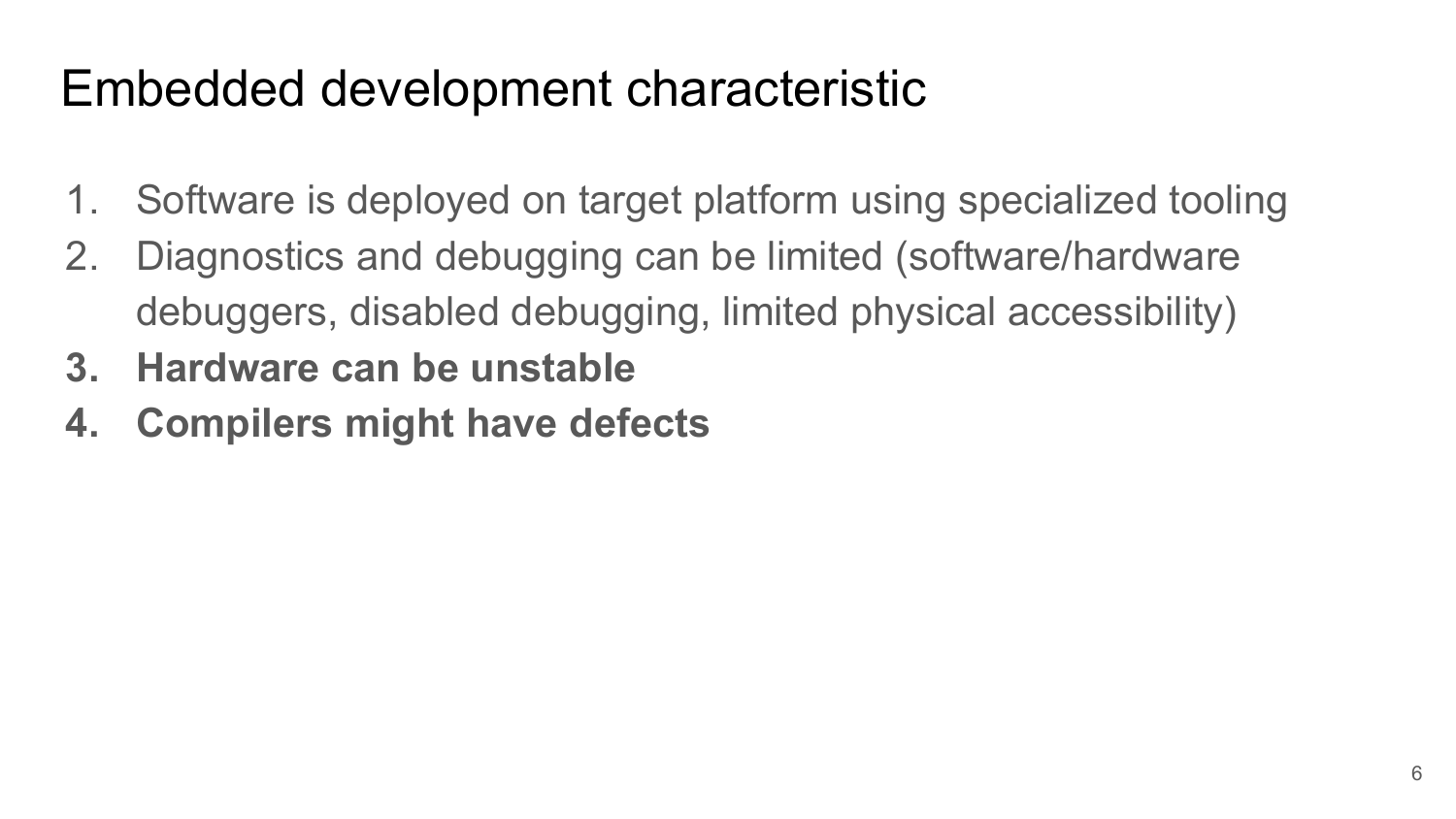# Embedded development characteristic

1. Software is deployed on target platform using specialized tooling
2. Diagnostics and debugging can be limited (software/hardware debuggers, disabled debugging, limited physical accessibility)
3. **Hardware can be unstable**
4. **Compilers might have defects**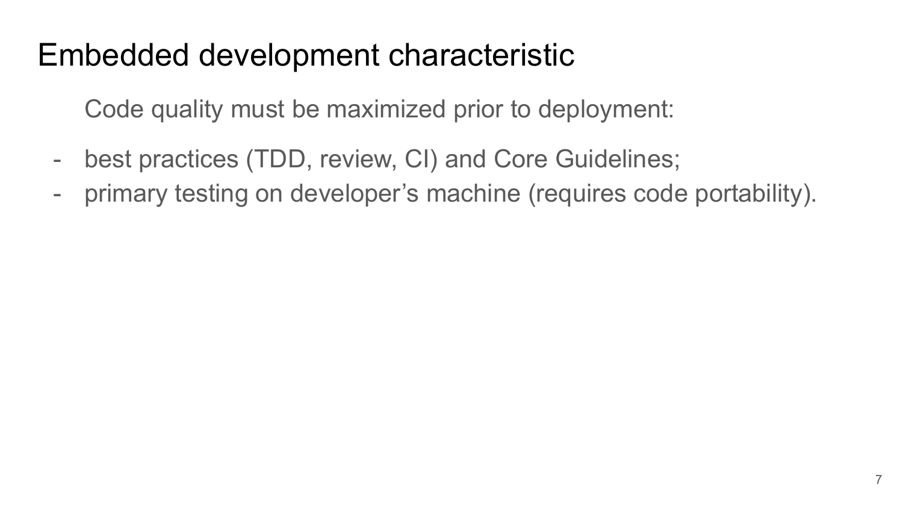# Embedded development characteristic

Code quality must be maximized prior to deployment:

- best practices (TDD, review, CI) and Core Guidelines;
- primary testing on developer’s machine (requires code portability).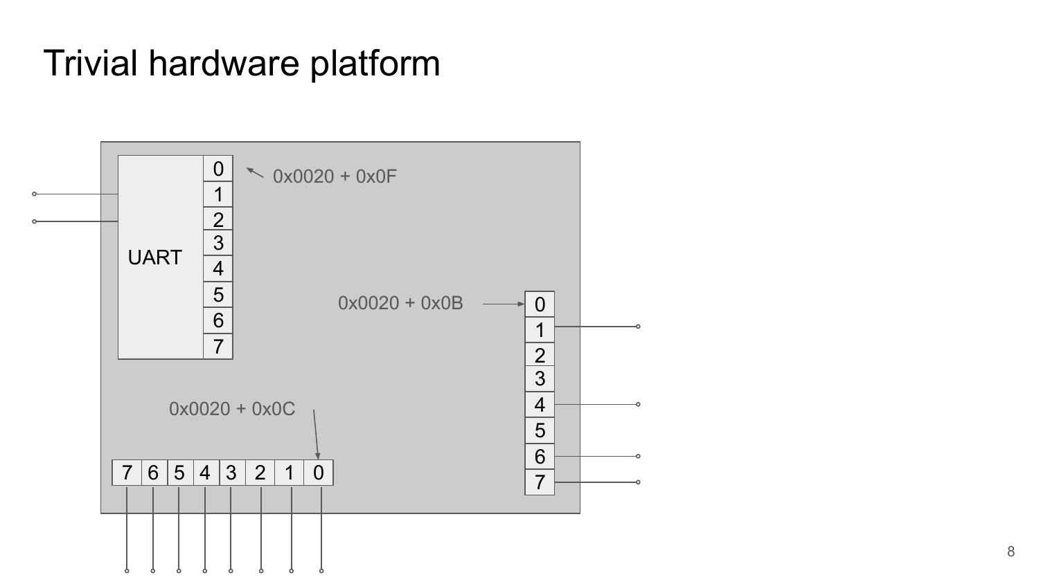# Trivial hardware platform

UART

0x0020 + 0x0F

0x0020 + 0x0B

0x0020 + 0x0C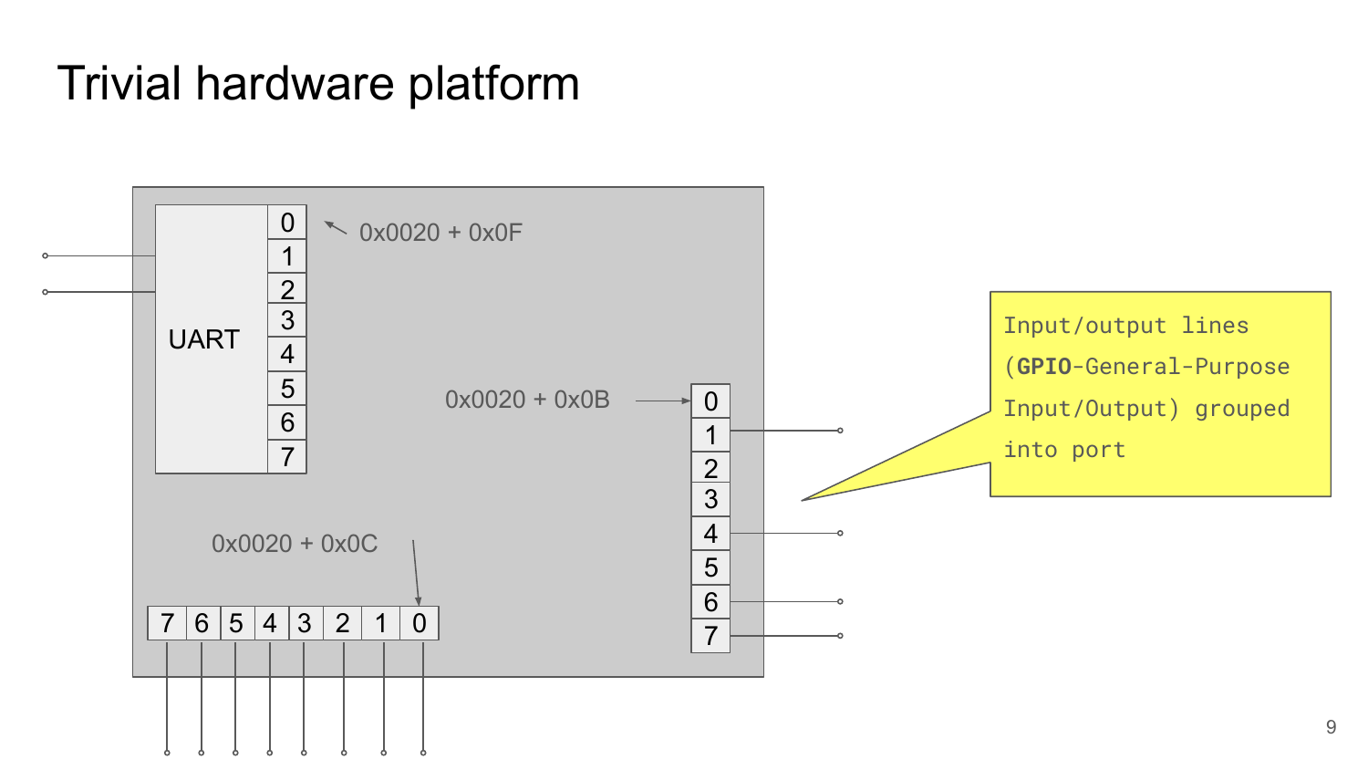# Trivial hardware platform

UART

0x0020 + 0x0F

0x0020 + 0x0B

0x0020 + 0x0C

Input/output lines (**GPIO**-General-Purpose Input/Output) grouped into port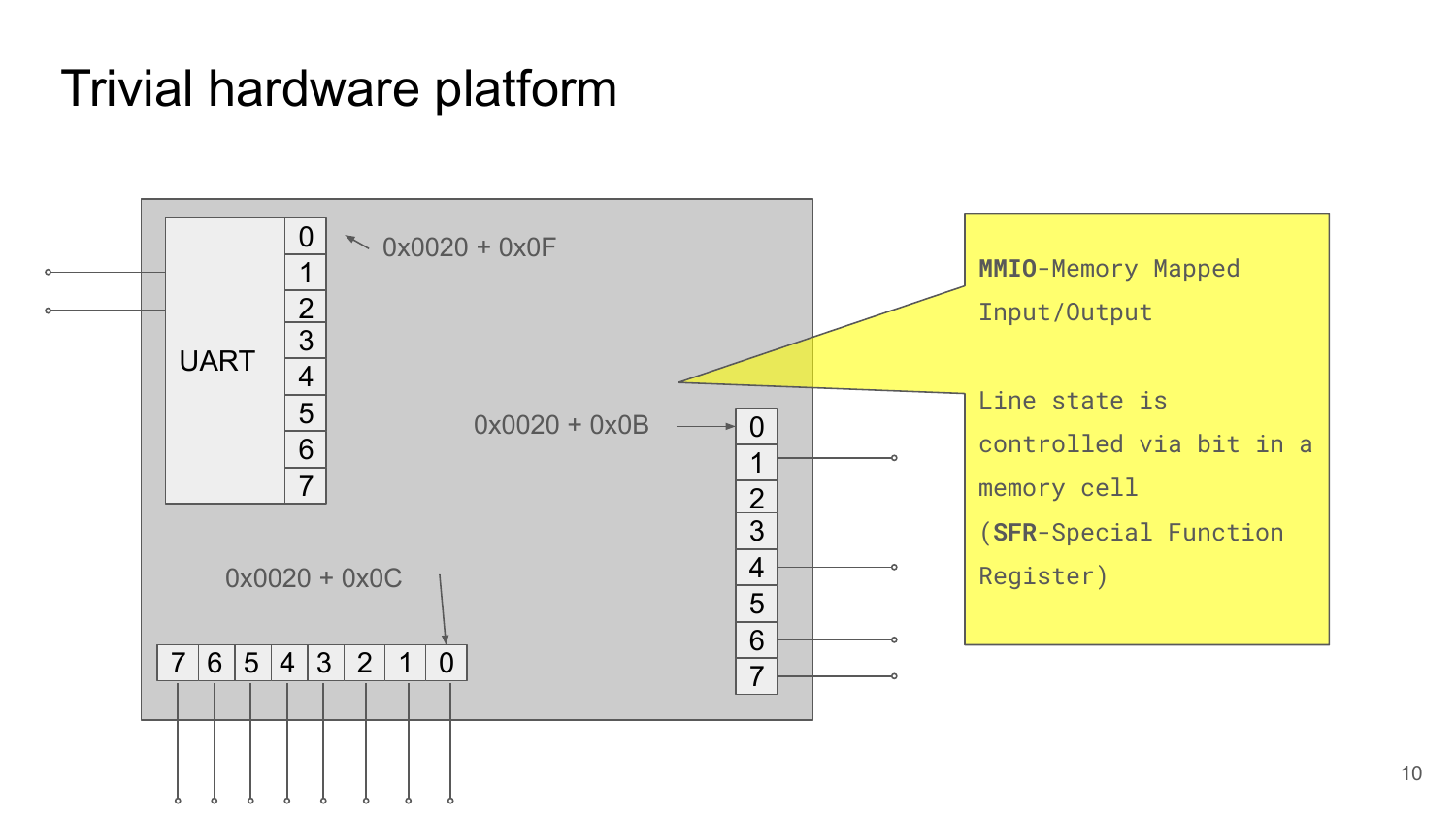# Trivial hardware platform

UART

0x0020 + 0x0F

0x0020 + 0x0B

0x0020 + 0x0C

**MMIO**-Memory Mapped Input/Output

Line state is controlled via bit in a memory cell (**SFR**-Special Function Register)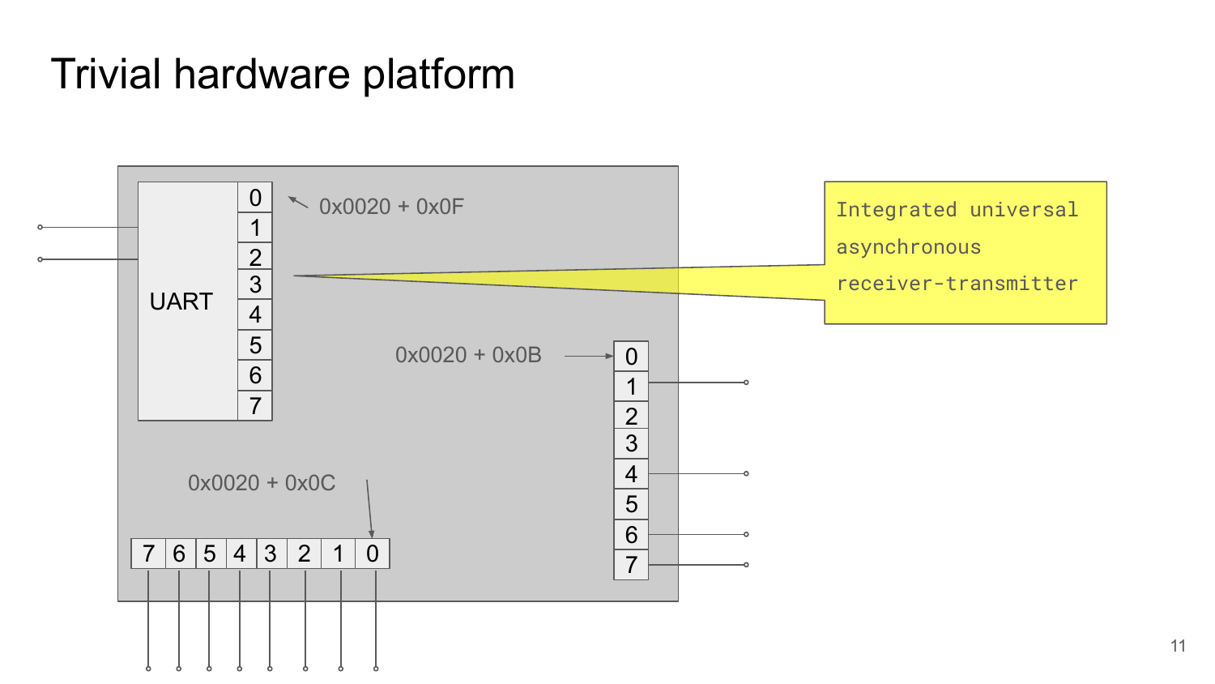# Trivial hardware platform

UART

0x0020 + 0x0F

0x0020 + 0x0B

0x0020 + 0x0C

Integrated universal asynchronous receiver-transmitter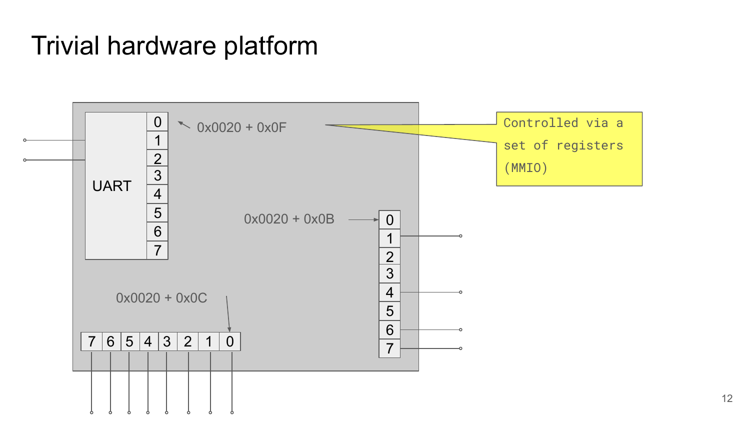# Trivial hardware platform

UART

0x0020 + 0x0F

Controlled via a set of registers (MMIO)

0x0020 + 0x0B

0x0020 + 0x0C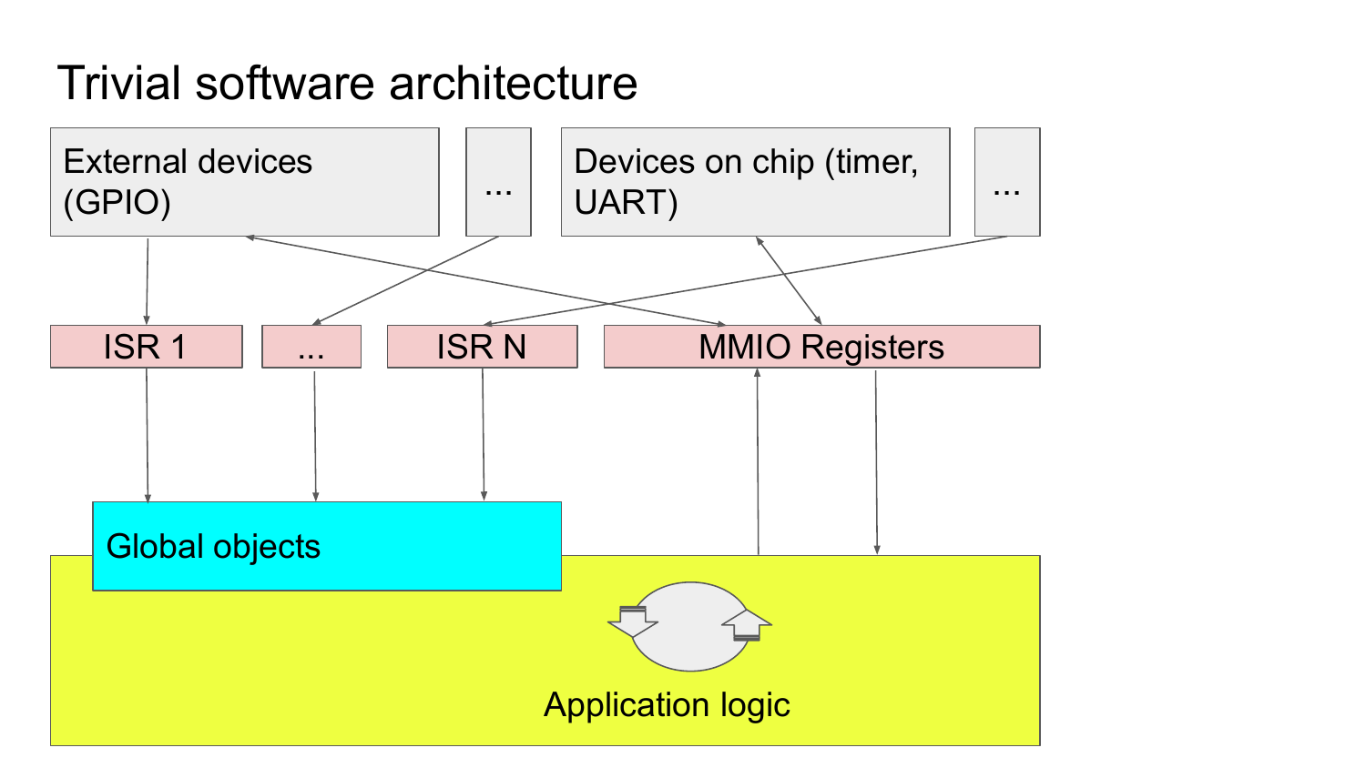# Trivial software architecture

External devices (GPIO)

...

Devices on chip (timer, UART)

...

ISR 1

...

ISR N

MMIO Registers

Global objects

Application logic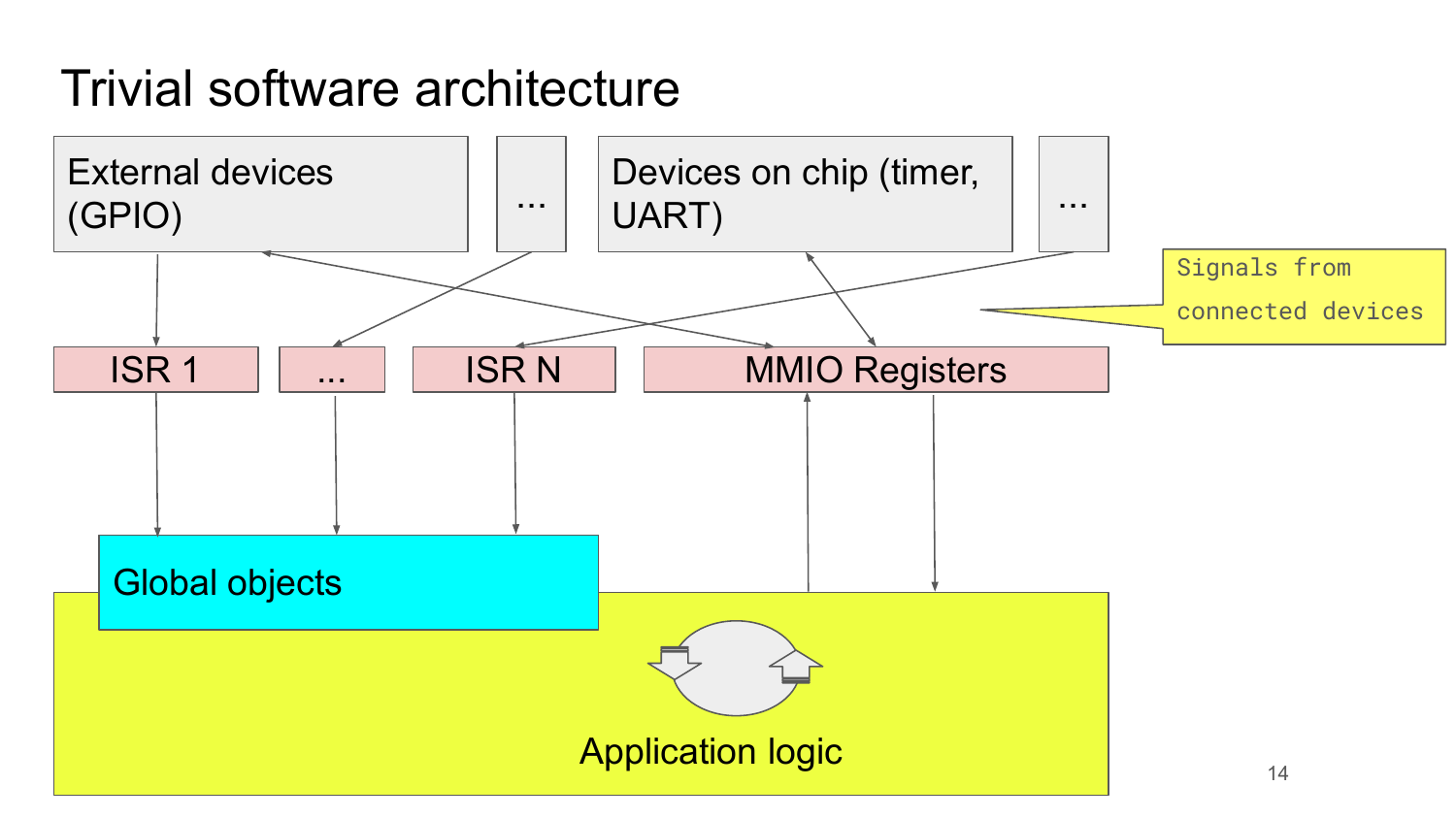# Trivial software architecture

External devices (GPIO)

...

Devices on chip (timer, UART)

...

Signals from connected devices

ISR 1

...

ISR N

MMIO Registers

Global objects

Application logic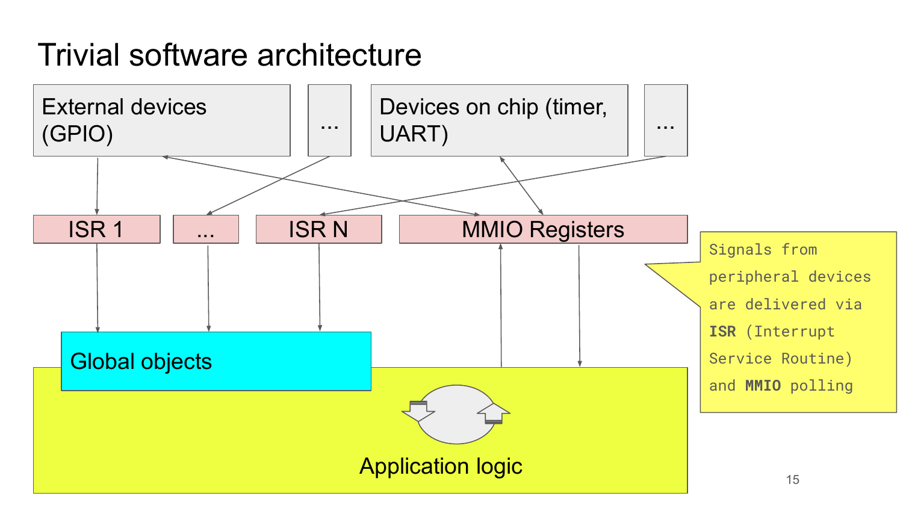# Trivial software architecture

External devices (GPIO)

...

Devices on chip (timer, UART)

...

ISR 1

...

ISR N

MMIO Registers

Global objects

Application logic

Signals from peripheral devices are delivered via **ISR** (Interrupt Service Routine) and **MMIO** polling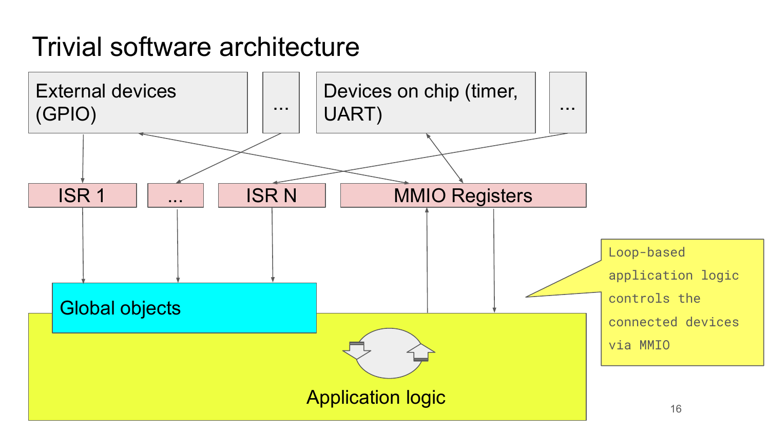# Trivial software architecture

External devices (GPIO)

...

Devices on chip (timer, UART)

...

ISR 1

...

ISR N

MMIO Registers

Global objects

Application logic

Loop-based application logic controls the connected devices via MMIO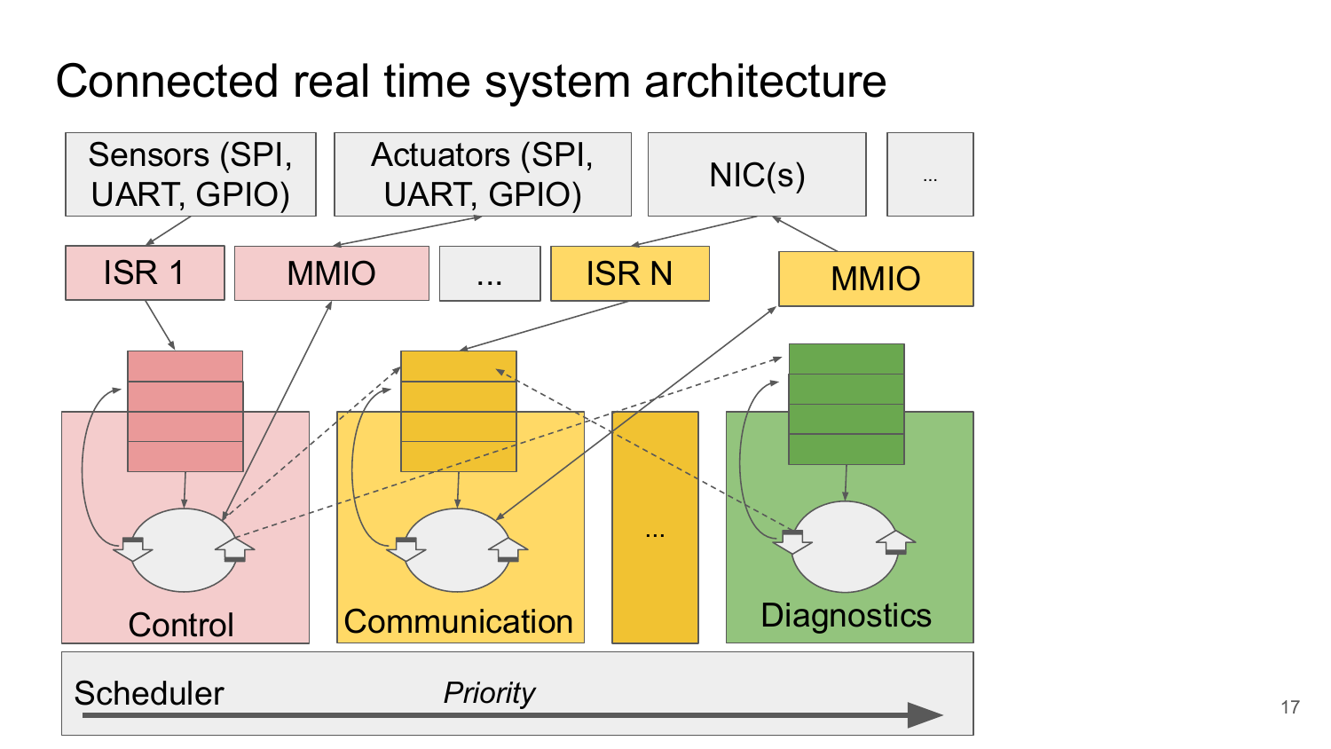# Connected real time system architecture

Sensors (SPI, UART, GPIO)

Actuators (SPI, UART, GPIO)

NIC(s)

...

ISR 1

MMIO

...

ISR N

MMIO

Control

Communication

...

Diagnostics

Scheduler

*Priority*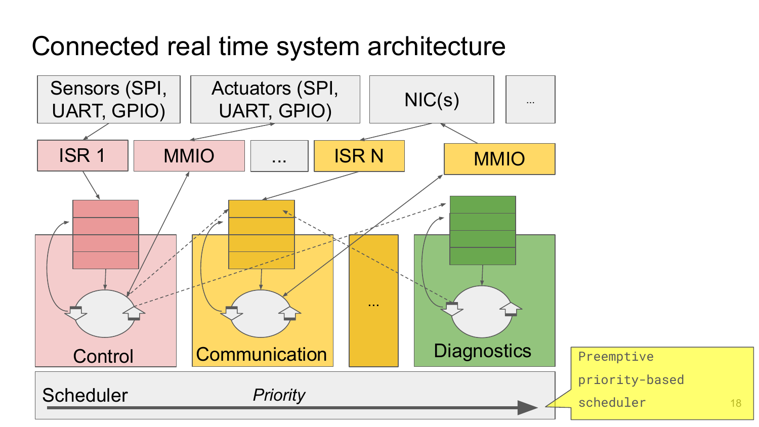# Connected real time system architecture

Sensors (SPI, UART, GPIO)

Actuators (SPI, UART, GPIO)

NIC(s)

...

ISR 1

MMIO

...

ISR N

MMIO

...

Control

Communication

Diagnostics

Scheduler

*Priority*

Preemptive priority-based scheduler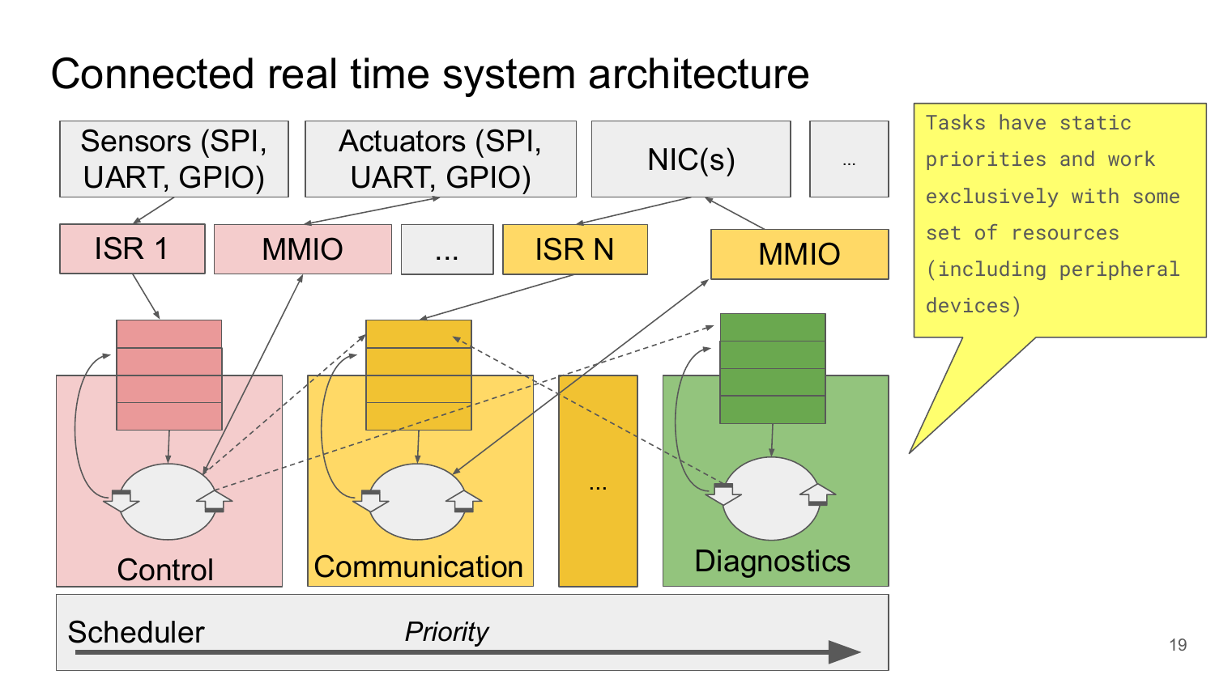# Connected real time system architecture

Sensors (SPI, UART, GPIO) | Actuators (SPI, UART, GPIO) | NIC(s) | ...

ISR 1 | MMIO | ... | ISR N | MMIO

Control | Communication | ... | Diagnostics

Scheduler — *Priority*

Tasks have static priorities and work exclusively with some set of resources (including peripheral devices)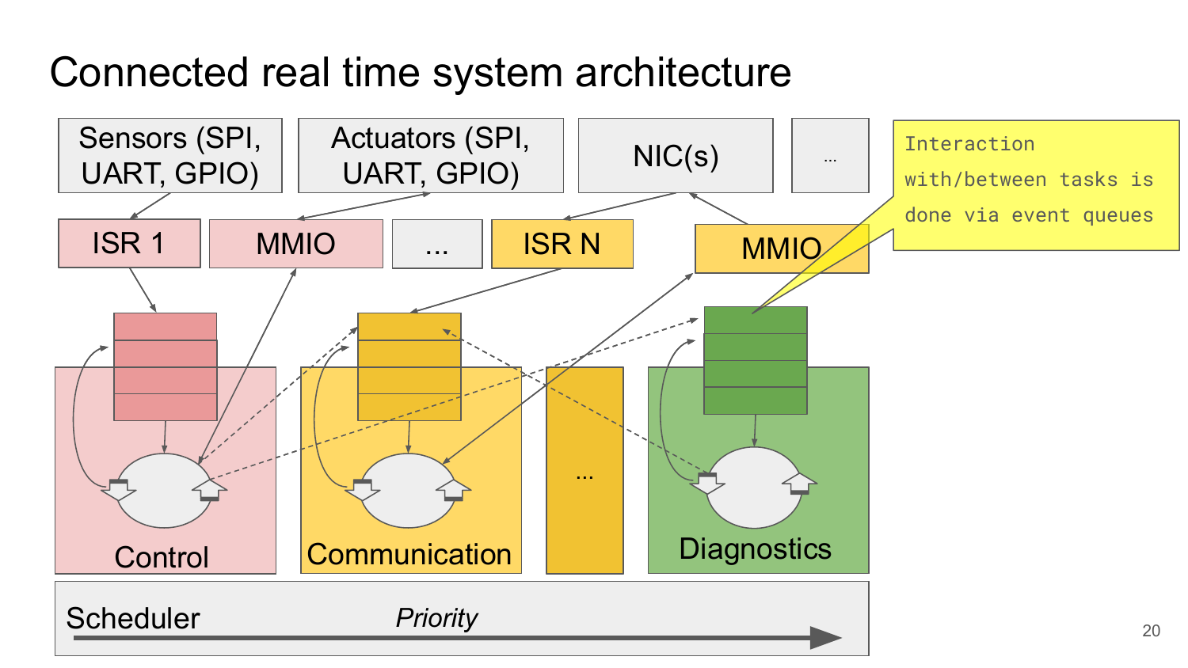# Connected real time system architecture

Sensors (SPI, UART, GPIO)

Actuators (SPI, UART, GPIO)

NIC(s)

...

ISR 1

MMIO

...

ISR N

MMIO

Interaction with/between tasks is done via event queues

Control

Communication

...

Diagnostics

Scheduler

*Priority*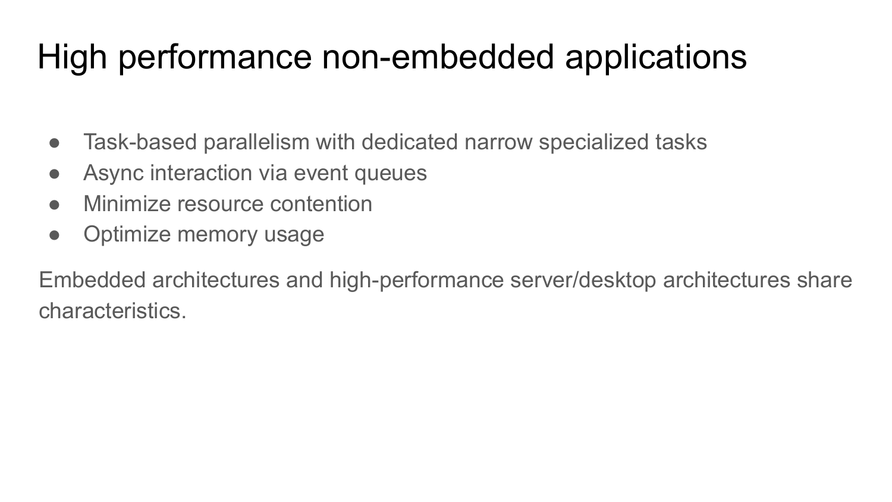# High performance non-embedded applications

- Task-based parallelism with dedicated narrow specialized tasks
- Async interaction via event queues
- Minimize resource contention
- Optimize memory usage

Embedded architectures and high-performance server/desktop architectures share characteristics.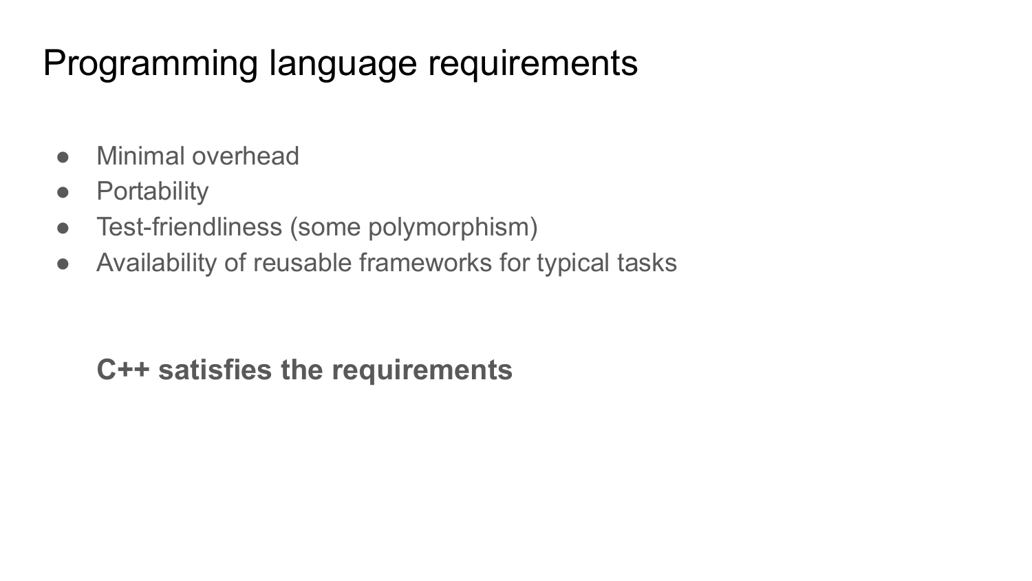# Programming language requirements

- Minimal overhead
- Portability
- Test-friendliness (some polymorphism)
- Availability of reusable frameworks for typical tasks

**C++ satisfies the requirements**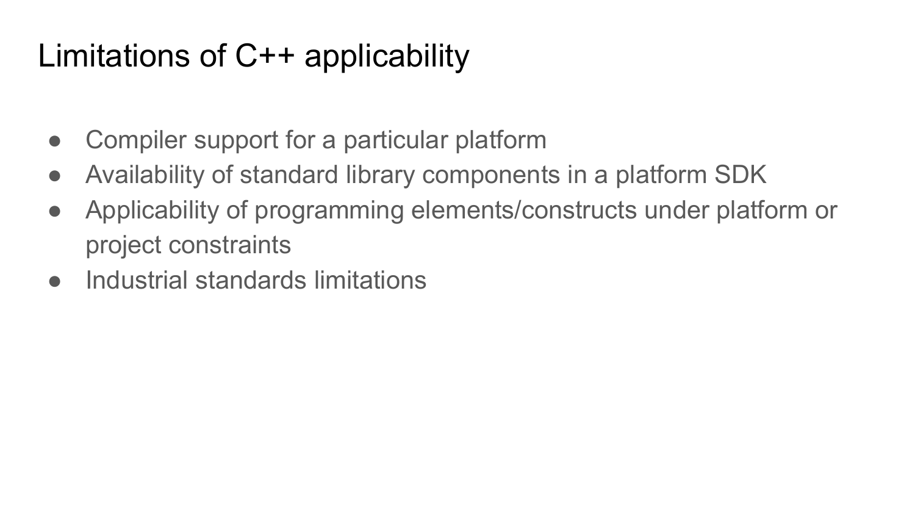# Limitations of C++ applicability

- Compiler support for a particular platform
- Availability of standard library components in a platform SDK
- Applicability of programming elements/constructs under platform or project constraints
- Industrial standards limitations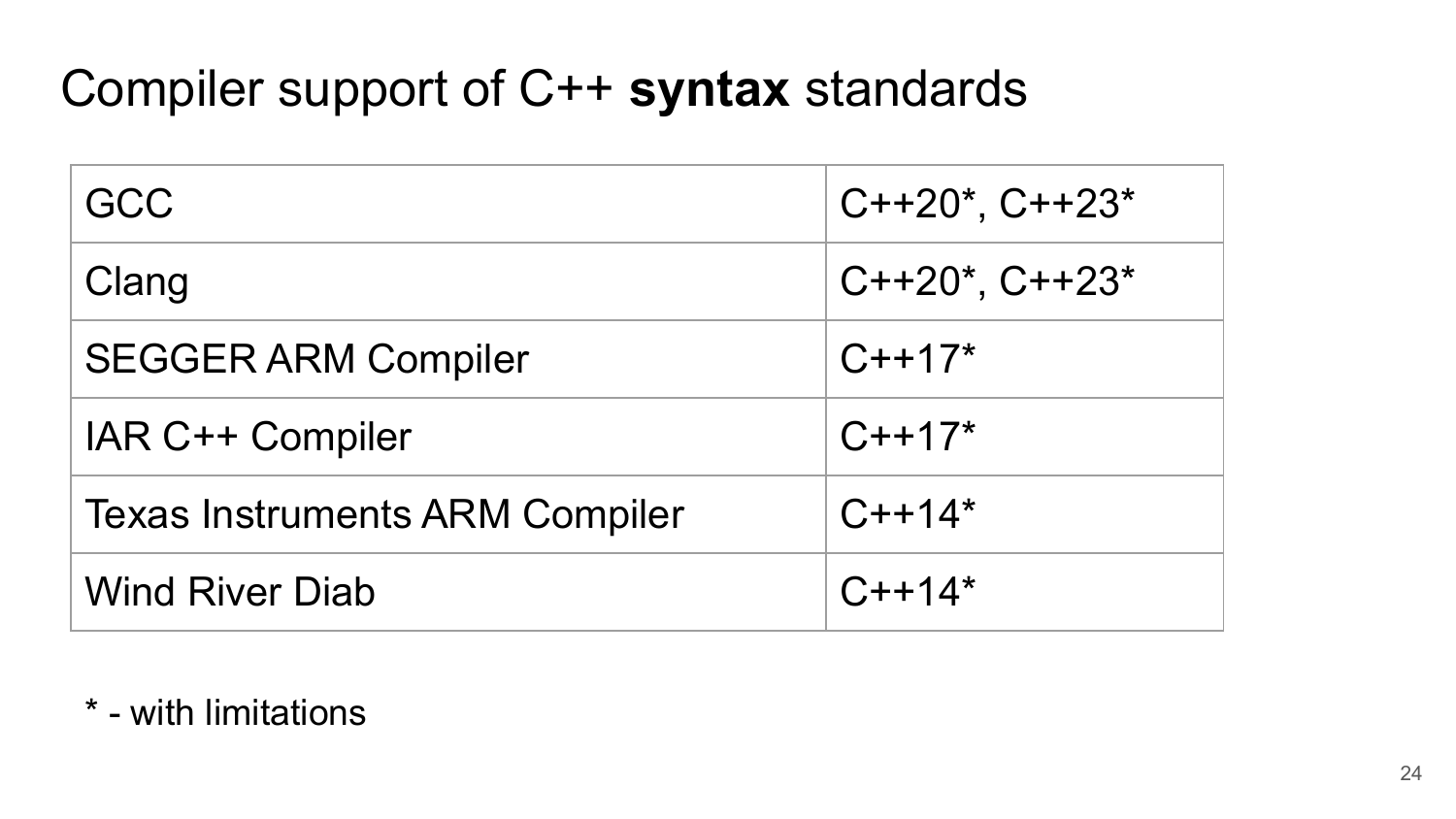# Compiler support of C++ **syntax** standards

| | |
|---|---|
| GCC | C++20*, C++23* |
| Clang | C++20*, C++23* |
| SEGGER ARM Compiler | C++17* |
| IAR C++ Compiler | C++17* |
| Texas Instruments ARM Compiler | C++14* |
| Wind River Diab | C++14* |

* - with limitations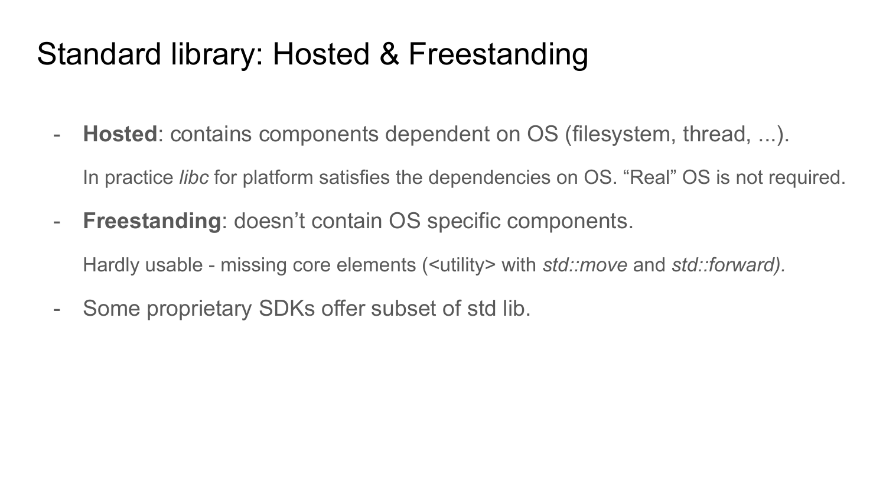# Standard library: Hosted & Freestanding

- **Hosted**: contains components dependent on OS (filesystem, thread, ...).

  In practice *libc* for platform satisfies the dependencies on OS. “Real” OS is not required.

- **Freestanding**: doesn’t contain OS specific components.

  Hardly usable - missing core elements (<utility> with *std::move* and *std::forward).*

- Some proprietary SDKs offer subset of std lib.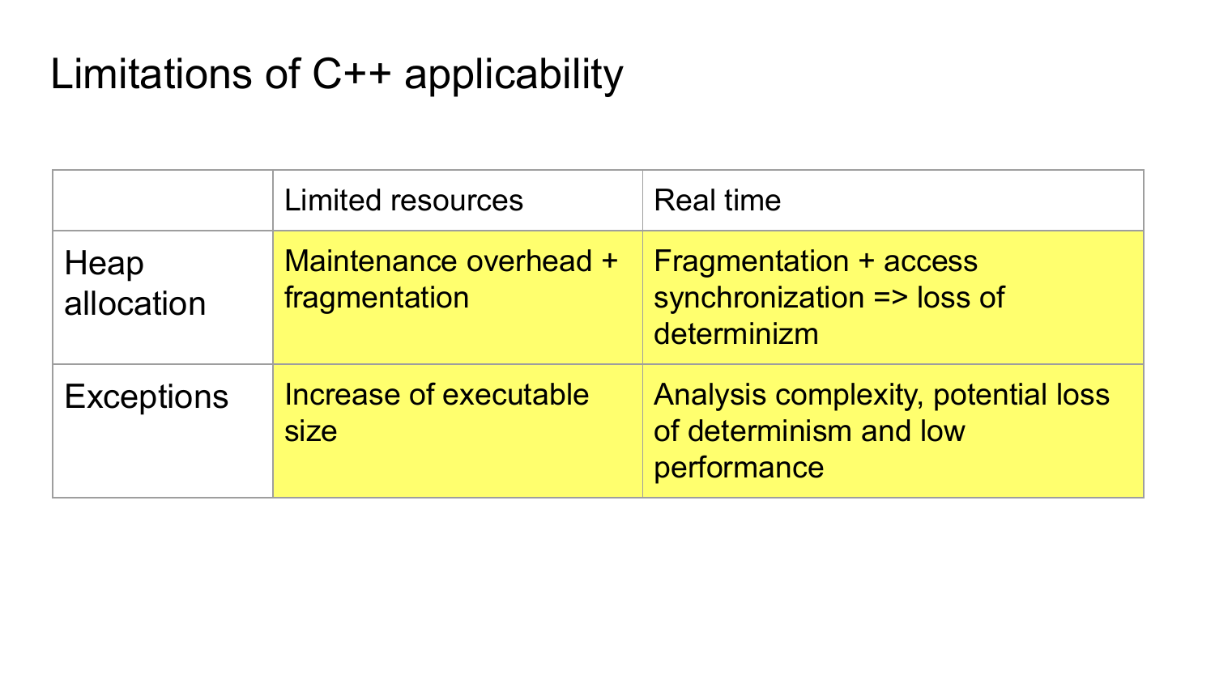# Limitations of C++ applicability

| | Limited resources | Real time |
|---|---|---|
| Heap allocation | Maintenance overhead + fragmentation | Fragmentation + access synchronization => loss of determinizm |
| Exceptions | Increase of executable size | Analysis complexity, potential loss of determinism and low performance |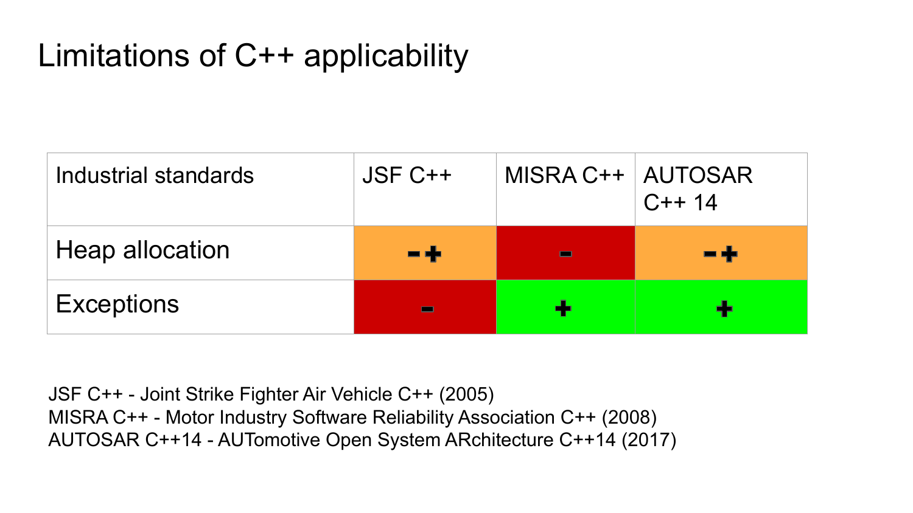# Limitations of C++ applicability

| Industrial standards | JSF C++ | MISRA C++ | AUTOSAR C++ 14 |
|---|---|---|---|
| Heap allocation | -+ | - | -+ |
| Exceptions | - | + | + |

JSF C++ - Joint Strike Fighter Air Vehicle C++ (2005)
MISRA C++ - Motor Industry Software Reliability Association C++ (2008)
AUTOSAR C++14 - AUTomotive Open System ARchitecture C++14 (2017)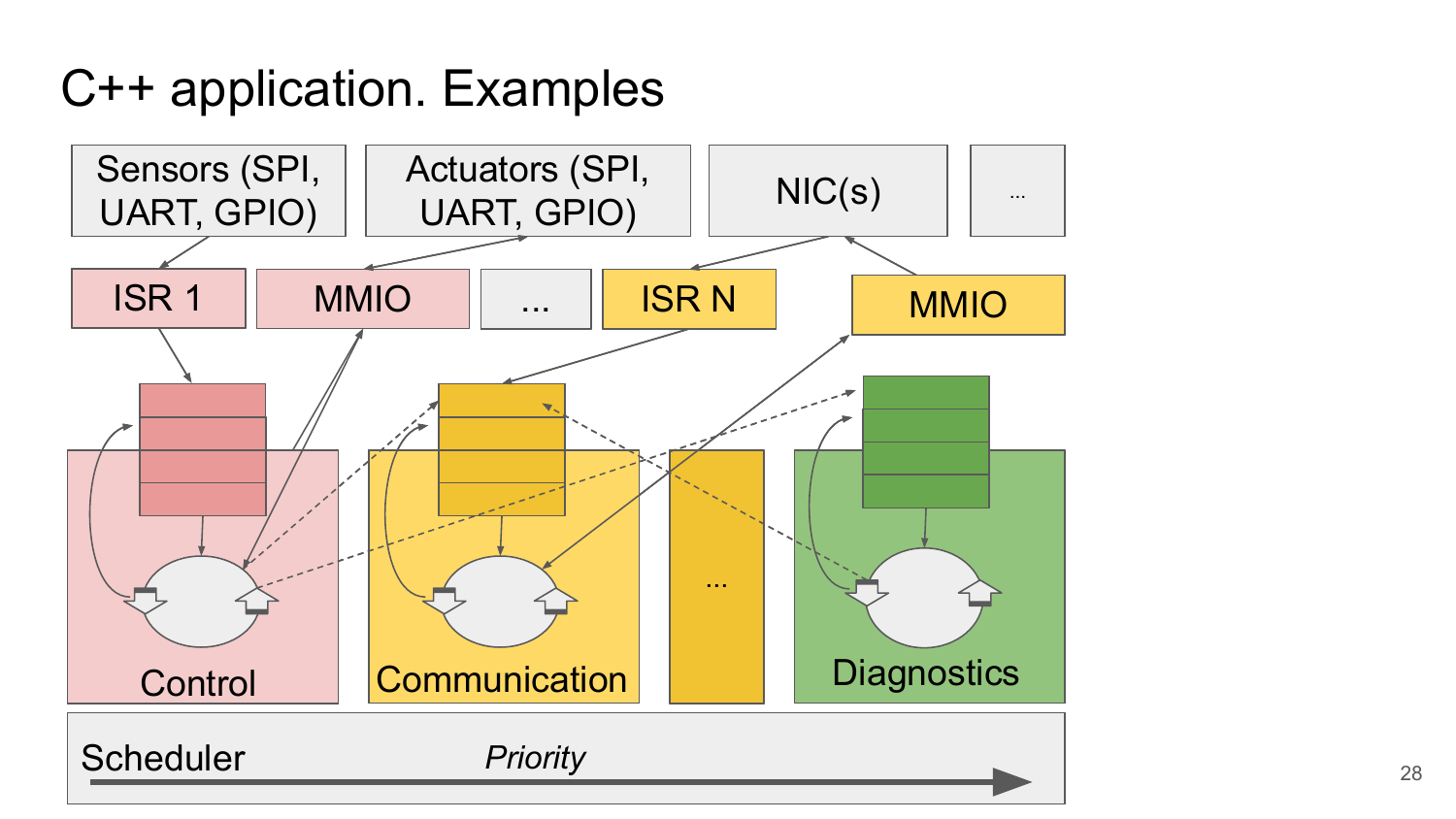# C++ application. Examples

Sensors (SPI, UART, GPIO)

Actuators (SPI, UART, GPIO)

NIC(s)

...

ISR 1

MMIO

...

ISR N

MMIO

Control

Communication

...

Diagnostics

Scheduler

*Priority*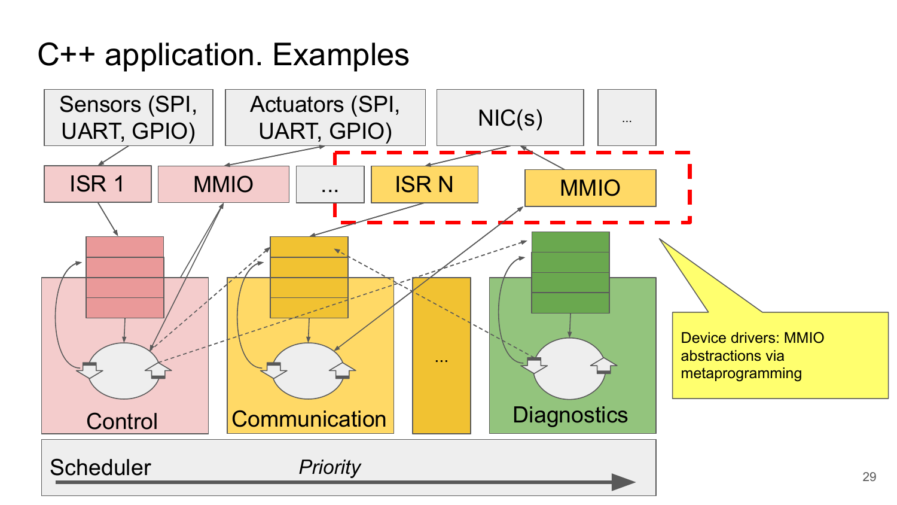# C++ application. Examples

Sensors (SPI, UART, GPIO) | Actuators (SPI, UART, GPIO) | NIC(s) | ...

ISR 1 | MMIO | ... | ISR N | MMIO

Control | Communication | ... | Diagnostics

Scheduler — *Priority*

Device drivers: MMIO abstractions via metaprogramming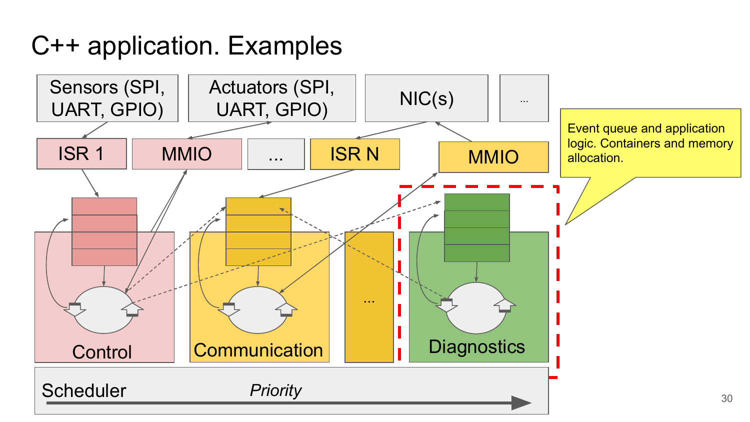# C++ application. Examples

Sensors (SPI, UART, GPIO)

Actuators (SPI, UART, GPIO)

NIC(s)

...

ISR 1

MMIO

...

ISR N

MMIO

Event queue and application logic. Containers and memory allocation.

Control

Communication

...

Diagnostics

Scheduler

*Priority*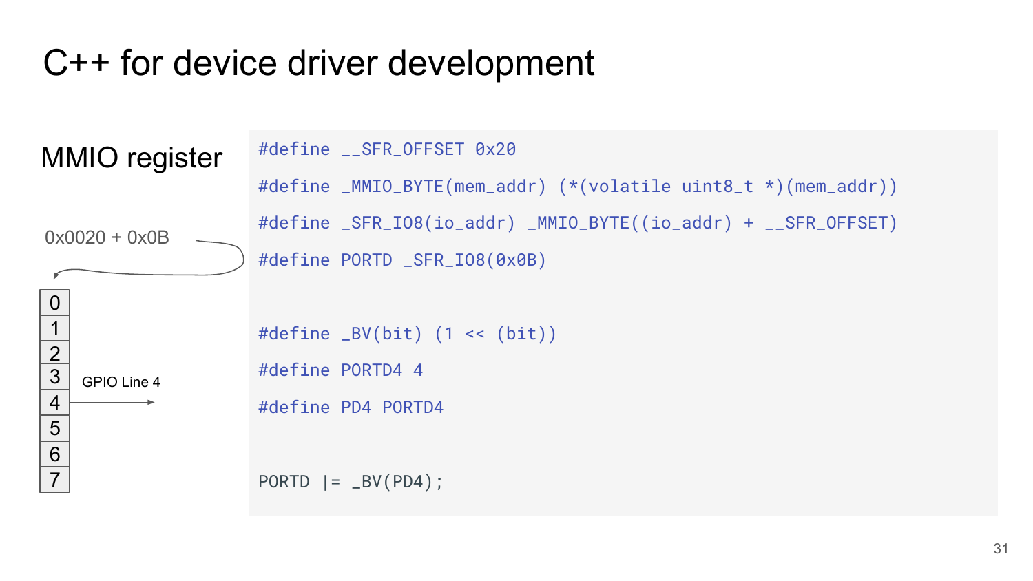# C++ for device driver development

## MMIO register

0x0020 + 0x0B

| |
|---|
| 0 |
| 1 |
| 2 |
| 3 |
| 4 |
| 5 |
| 6 |
| 7 |

GPIO Line 4

```
#define __SFR_OFFSET 0x20
#define _MMIO_BYTE(mem_addr) (*(volatile uint8_t *)(mem_addr))
#define _SFR_IO8(io_addr) _MMIO_BYTE((io_addr) + __SFR_OFFSET)
#define PORTD _SFR_IO8(0x0B)


#define _BV(bit) (1 << (bit))
#define PORTD4 4
#define PD4 PORTD4


PORTD |= _BV(PD4);
```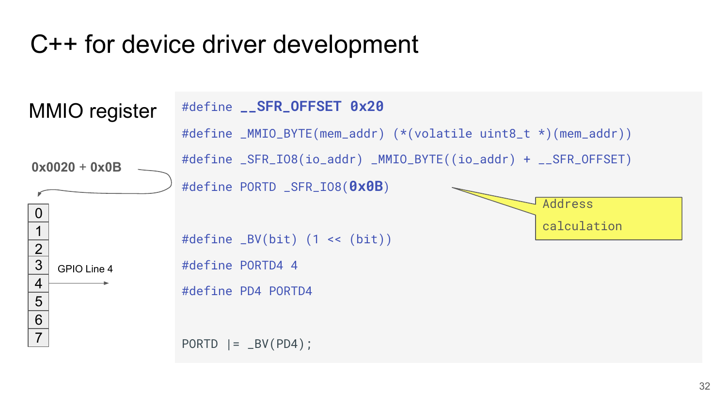# C++ for device driver development

## MMIO register

0x0020 + 0x0B

| |
|---|
| 0 |
| 1 |
| 2 |
| 3 |
| 4 |
| 5 |
| 6 |
| 7 |

GPIO Line 4

```
#define __SFR_OFFSET 0x20
#define _MMIO_BYTE(mem_addr) (*(volatile uint8_t *)(mem_addr))
#define _SFR_IO8(io_addr) _MMIO_BYTE((io_addr) + __SFR_OFFSET)
#define PORTD _SFR_IO8(0x0B)

#define _BV(bit) (1 << (bit))
#define PORTD4 4
#define PD4 PORTD4

PORTD |= _BV(PD4);
```

Address calculation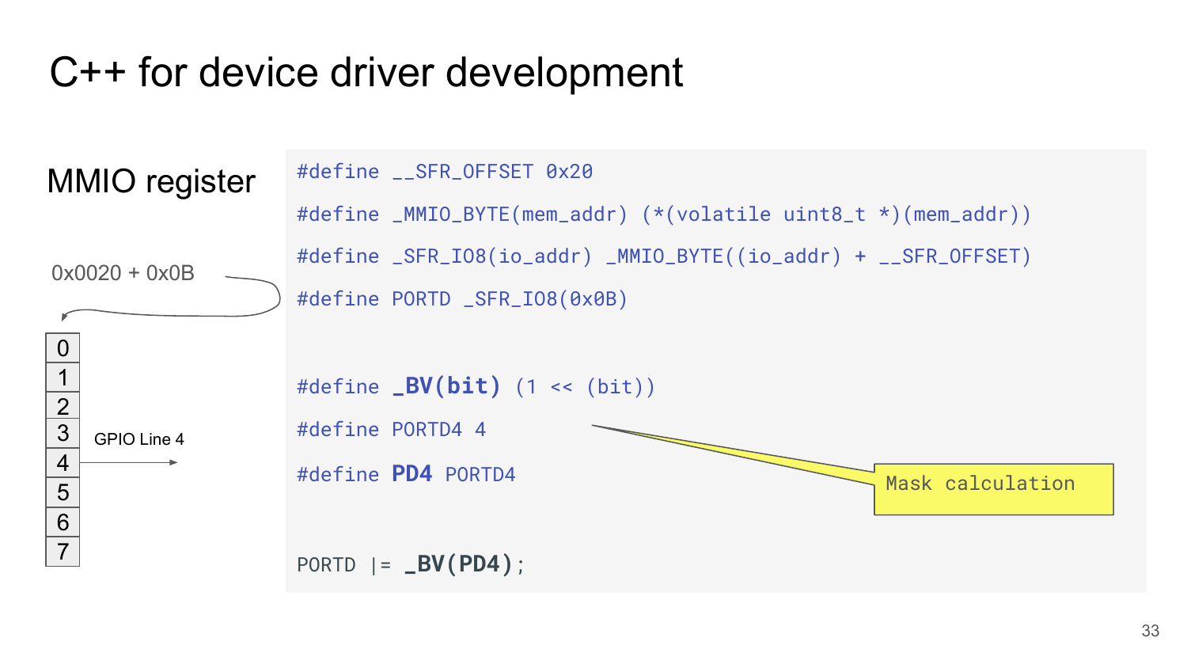# C++ for device driver development

## MMIO register

0x0020 + 0x0B

| |
|---|
| 0 |
| 1 |
| 2 |
| 3 |
| 4 |
| 5 |
| 6 |
| 7 |

GPIO Line 4

```
#define __SFR_OFFSET 0x20
#define _MMIO_BYTE(mem_addr) (*(volatile uint8_t *)(mem_addr))
#define _SFR_IO8(io_addr) _MMIO_BYTE((io_addr) + __SFR_OFFSET)
#define PORTD _SFR_IO8(0x0B)


#define _BV(bit) (1 << (bit))
#define PORTD4 4
#define PD4 PORTD4


PORTD |= _BV(PD4);
```

Mask calculation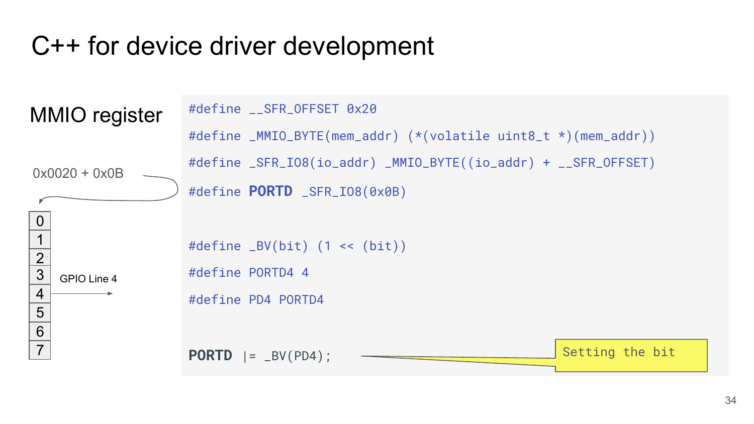# C++ for device driver development

## MMIO register

0x0020 + 0x0B

| |
|---|
| 0 |
| 1 |
| 2 |
| 3 |
| 4 |
| 5 |
| 6 |
| 7 |

GPIO Line 4

```
#define __SFR_OFFSET 0x20
#define _MMIO_BYTE(mem_addr) (*(volatile uint8_t *)(mem_addr))
#define _SFR_IO8(io_addr) _MMIO_BYTE((io_addr) + __SFR_OFFSET)
#define PORTD _SFR_IO8(0x0B)

#define _BV(bit) (1 << (bit))
#define PORTD4 4
#define PD4 PORTD4

PORTD |= _BV(PD4);
```

Setting the bit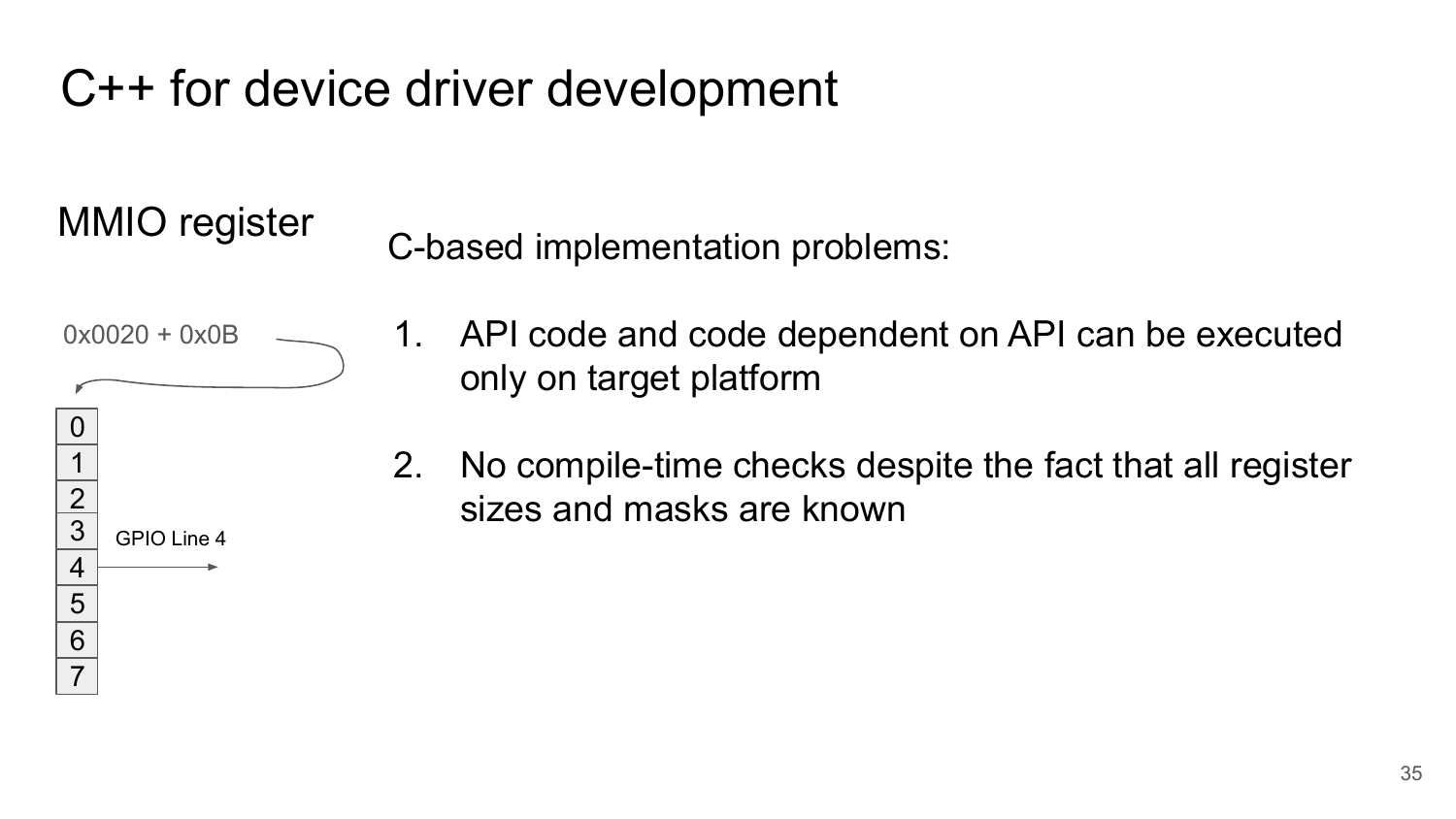# C++ for device driver development

## MMIO register

0x0020 + 0x0B

| 0 |
|---|
| 1 |
| 2 |
| 3 |
| 4 |
| 5 |
| 6 |
| 7 |

GPIO Line 4

C-based implementation problems:

1. API code and code dependent on API can be executed only on target platform

2. No compile-time checks despite the fact that all register sizes and masks are known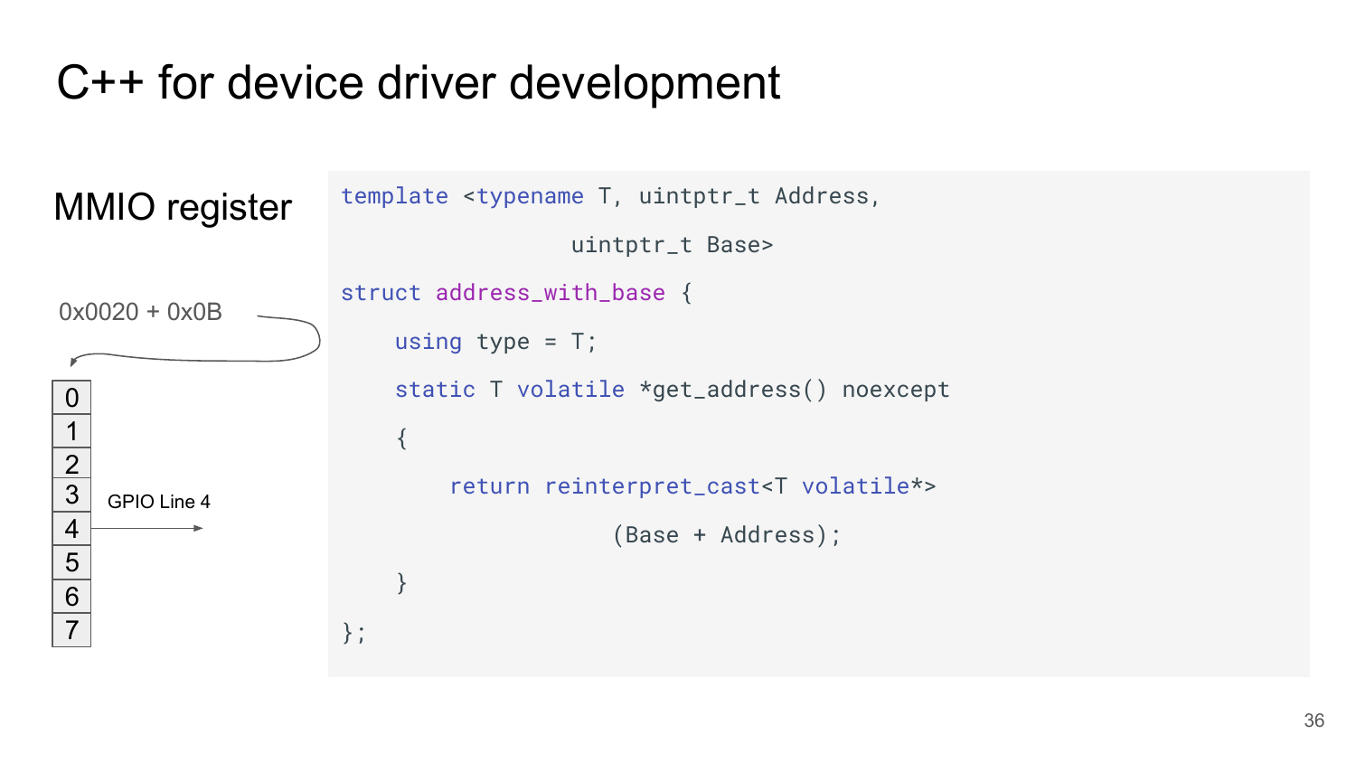# C++ for device driver development

## MMIO register

0x0020 + 0x0B

| |
|---|
| 0 |
| 1 |
| 2 |
| 3 |
| 4 |
| 5 |
| 6 |
| 7 |

GPIO Line 4

```
template <typename T, uintptr_t Address,
                  uintptr_t Base>
struct address_with_base {
    using type = T;
    static T volatile *get_address() noexcept
    {
        return reinterpret_cast<T volatile*>
                    (Base + Address);
    }
};
```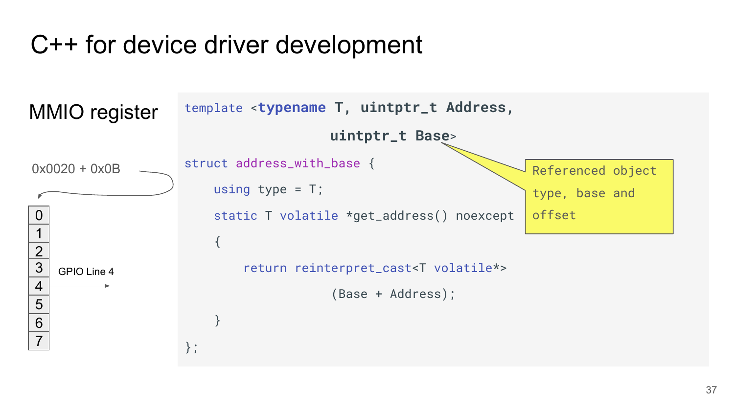# C++ for device driver development

MMIO register

0x0020 + 0x0B

| |
|---|
| 0 |
| 1 |
| 2 |
| 3 |
| 4 |
| 5 |
| 6 |
| 7 |

GPIO Line 4

```
template <typename T, uintptr_t Address,
                      uintptr_t Base>
struct address_with_base {
    using type = T;
    static T volatile *get_address() noexcept
    {
        return reinterpret_cast<T volatile*>
                    (Base + Address);
    }
};
```

Referenced object type, base and offset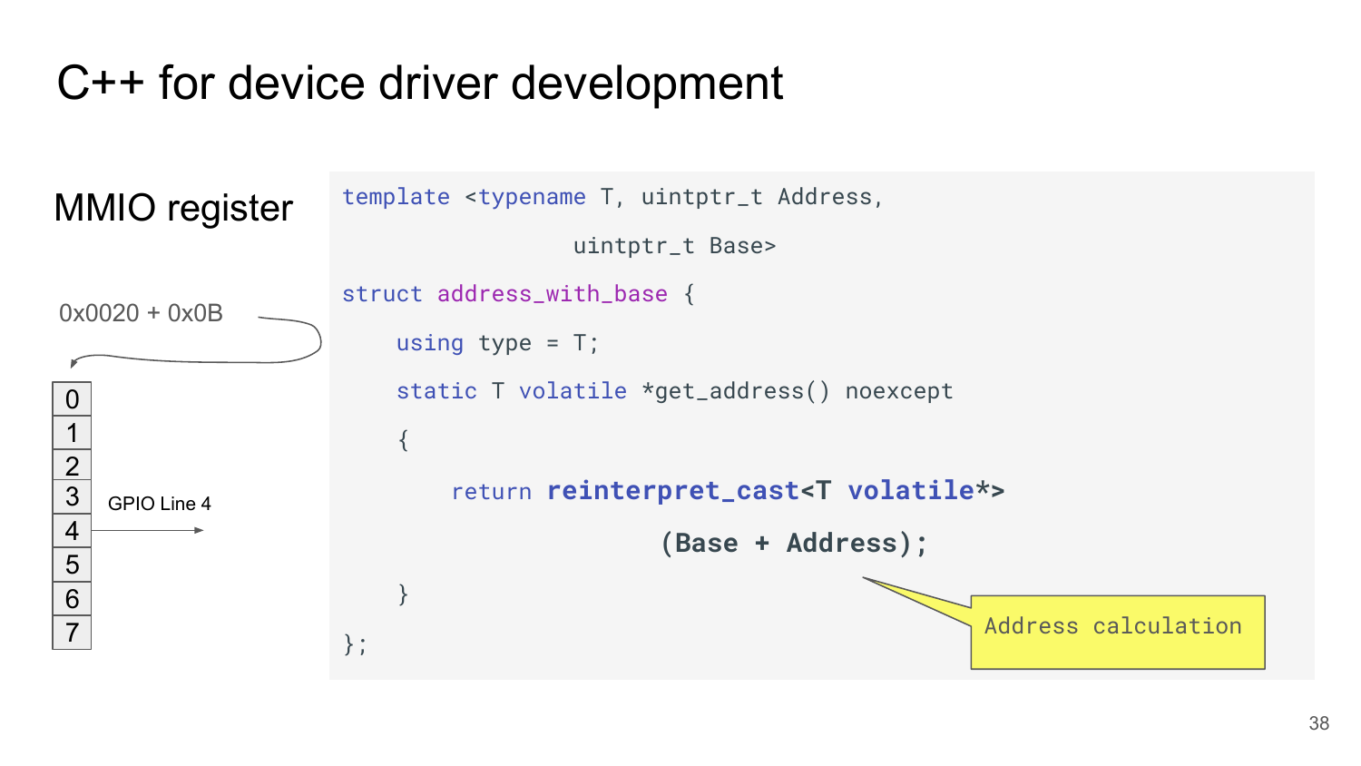# C++ for device driver development

## MMIO register

0x0020 + 0x0B

| |
|---|
| 0 |
| 1 |
| 2 |
| 3 |
| 4 |
| 5 |
| 6 |
| 7 |

GPIO Line 4

```
template <typename T, uintptr_t Address,
                    uintptr_t Base>
struct address_with_base {
    using type = T;
    static T volatile *get_address() noexcept
    {
        return reinterpret_cast<T volatile*>
                        (Base + Address);
    }
};
```

Address calculation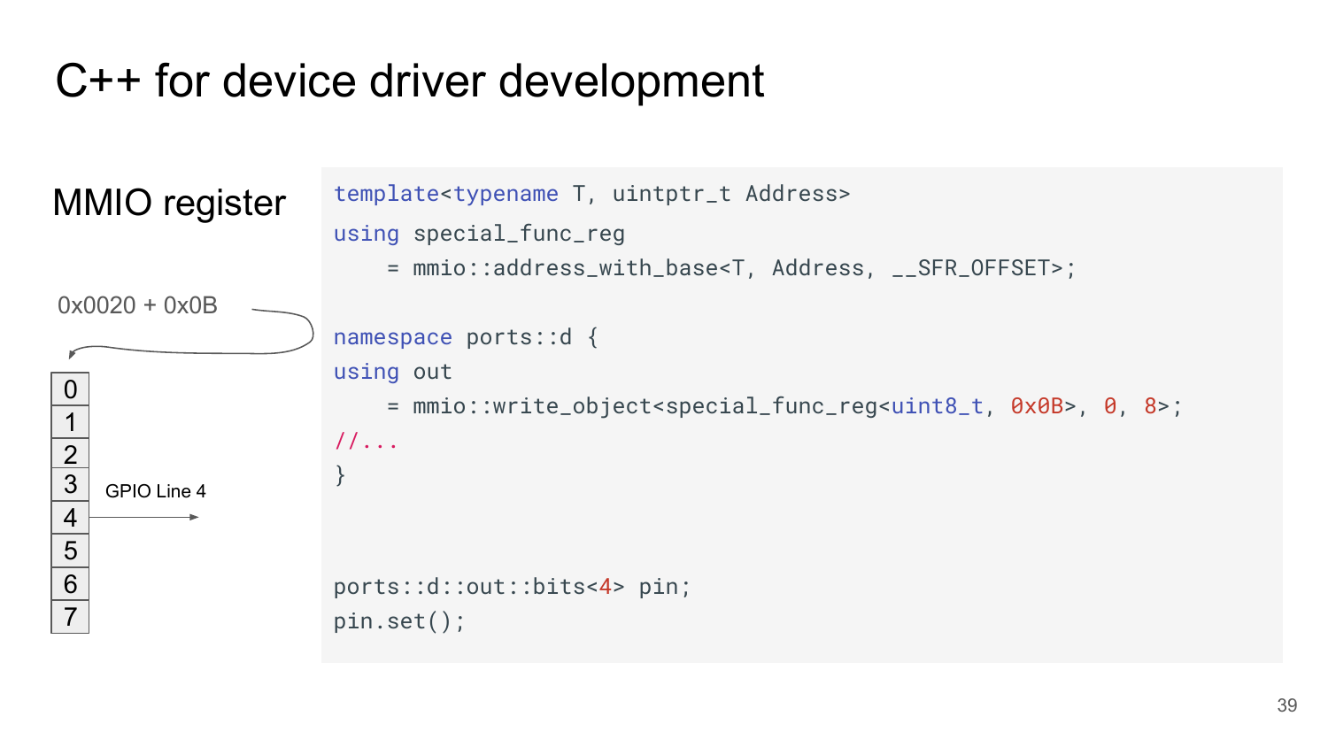# C++ for device driver development

## MMIO register

0x0020 + 0x0B

| |
|---|
| 0 |
| 1 |
| 2 |
| 3 |
| 4 |
| 5 |
| 6 |
| 7 |

GPIO Line 4

```cpp
template<typename T, uintptr_t Address>
using special_func_reg
    = mmio::address_with_base<T, Address, __SFR_OFFSET>;

namespace ports::d {
using out
    = mmio::write_object<special_func_reg<uint8_t, 0x0B>, 0, 8>;
//...
}


ports::d::out::bits<4> pin;
pin.set();
```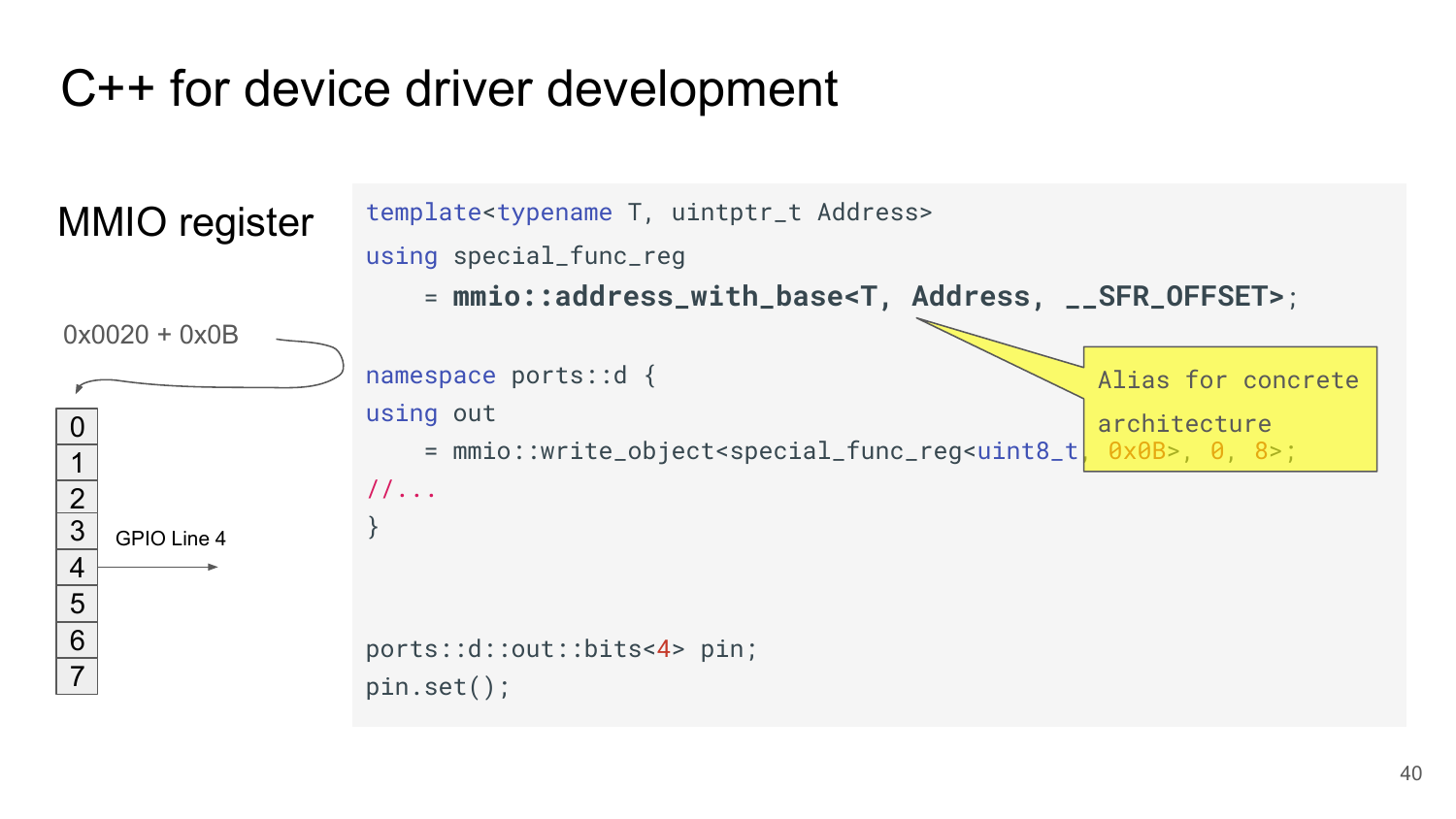# C++ for device driver development

## MMIO register

0x0020 + 0x0B

| |
|---|
| 0 |
| 1 |
| 2 |
| 3 |
| 4 |
| 5 |
| 6 |
| 7 |

GPIO Line 4

```
template<typename T, uintptr_t Address>
using special_func_reg
    = mmio::address_with_base<T, Address, __SFR_OFFSET>;

namespace ports::d {
using out
    = mmio::write_object<special_func_reg<uint8_t, 0x0B>, 0, 8>;
//...
}

ports::d::out::bits<4> pin;
pin.set();
```

Alias for concrete architecture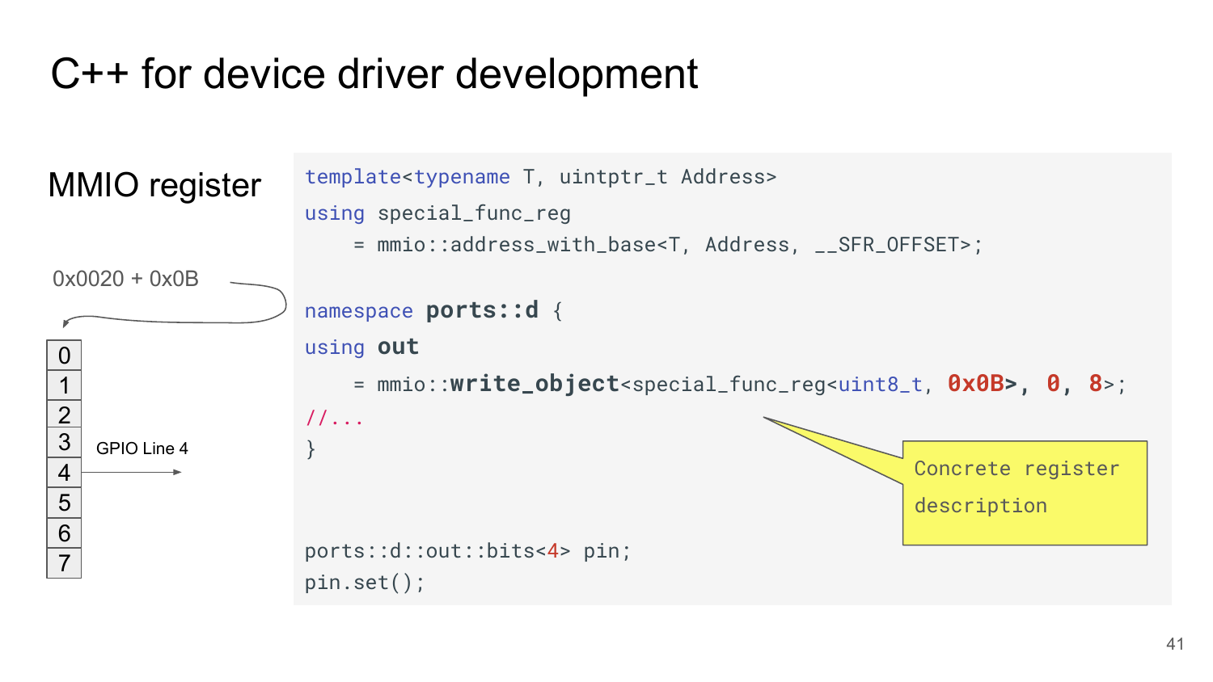# C++ for device driver development

## MMIO register

0x0020 + 0x0B

| |
|---|
| 0 |
| 1 |
| 2 |
| 3 |
| 4 |
| 5 |
| 6 |
| 7 |

GPIO Line 4

```
template<typename T, uintptr_t Address>
using special_func_reg
    = mmio::address_with_base<T, Address, __SFR_OFFSET>;

namespace ports::d {
using out
    = mmio::write_object<special_func_reg<uint8_t, 0x0B>, 0, 8>;
//...
}


ports::d::out::bits<4> pin;
pin.set();
```

Concrete register description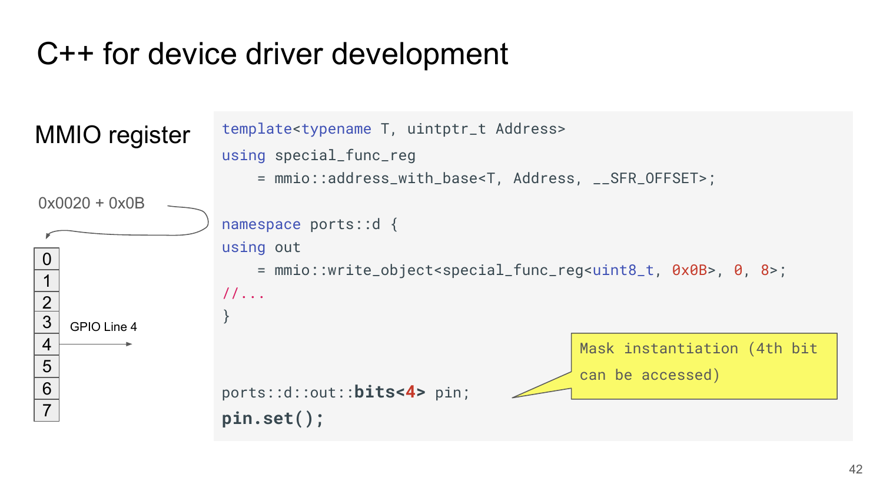# C++ for device driver development

## MMIO register

0x0020 + 0x0B

| |
|---|
| 0 |
| 1 |
| 2 |
| 3 |
| 4 |
| 5 |
| 6 |
| 7 |

GPIO Line 4

```
template<typename T, uintptr_t Address>
using special_func_reg
    = mmio::address_with_base<T, Address, __SFR_OFFSET>;

namespace ports::d {
using out
    = mmio::write_object<special_func_reg<uint8_t, 0x0B>, 0, 8>;
//...
}


ports::d::out::bits<4> pin;
pin.set();
```

Mask instantiation (4th bit can be accessed)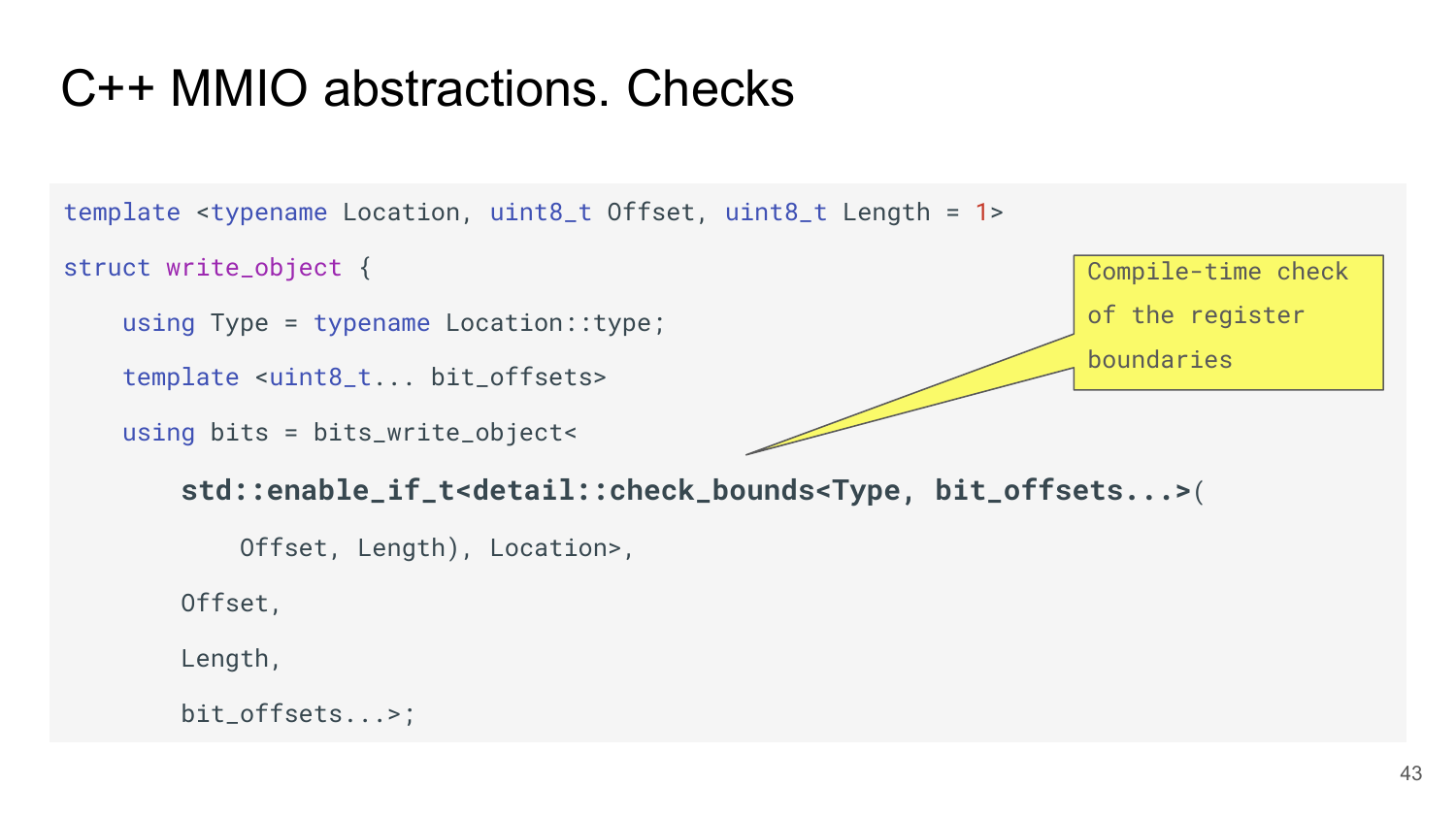# C++ MMIO abstractions. Checks

```
template <typename Location, uint8_t Offset, uint8_t Length = 1>
struct write_object {
    using Type = typename Location::type;
    template <uint8_t... bit_offsets>
    using bits = bits_write_object<
        std::enable_if_t<detail::check_bounds<Type, bit_offsets...>(
            Offset, Length), Location>,
        Offset,
        Length,
        bit_offsets...>;
```

Compile-time check of the register boundaries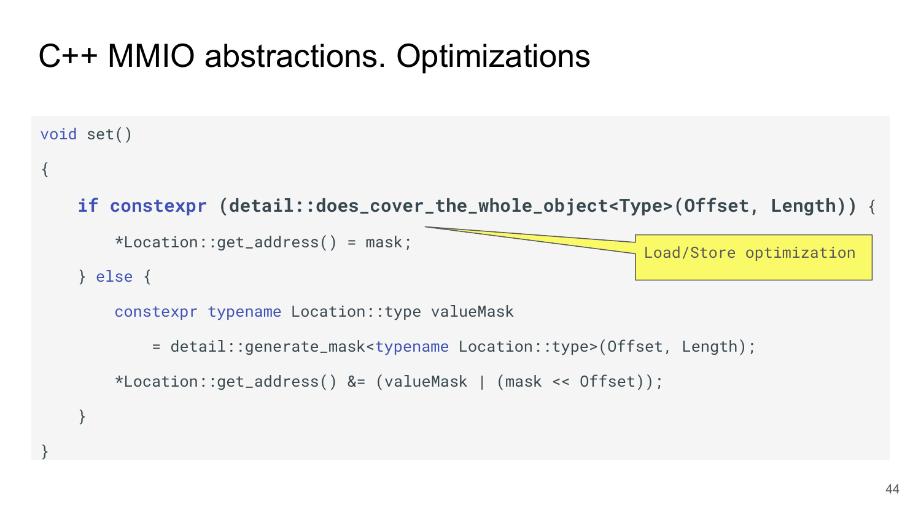# C++ MMIO abstractions. Optimizations

```
void set()
{
    if constexpr (detail::does_cover_the_whole_object<Type>(Offset, Length)) {
        *Location::get_address() = mask;
    } else {
        constexpr typename Location::type valueMask
            = detail::generate_mask<typename Location::type>(Offset, Length);
        *Location::get_address() &= (valueMask | (mask << Offset));
    }
}
```

Load/Store optimization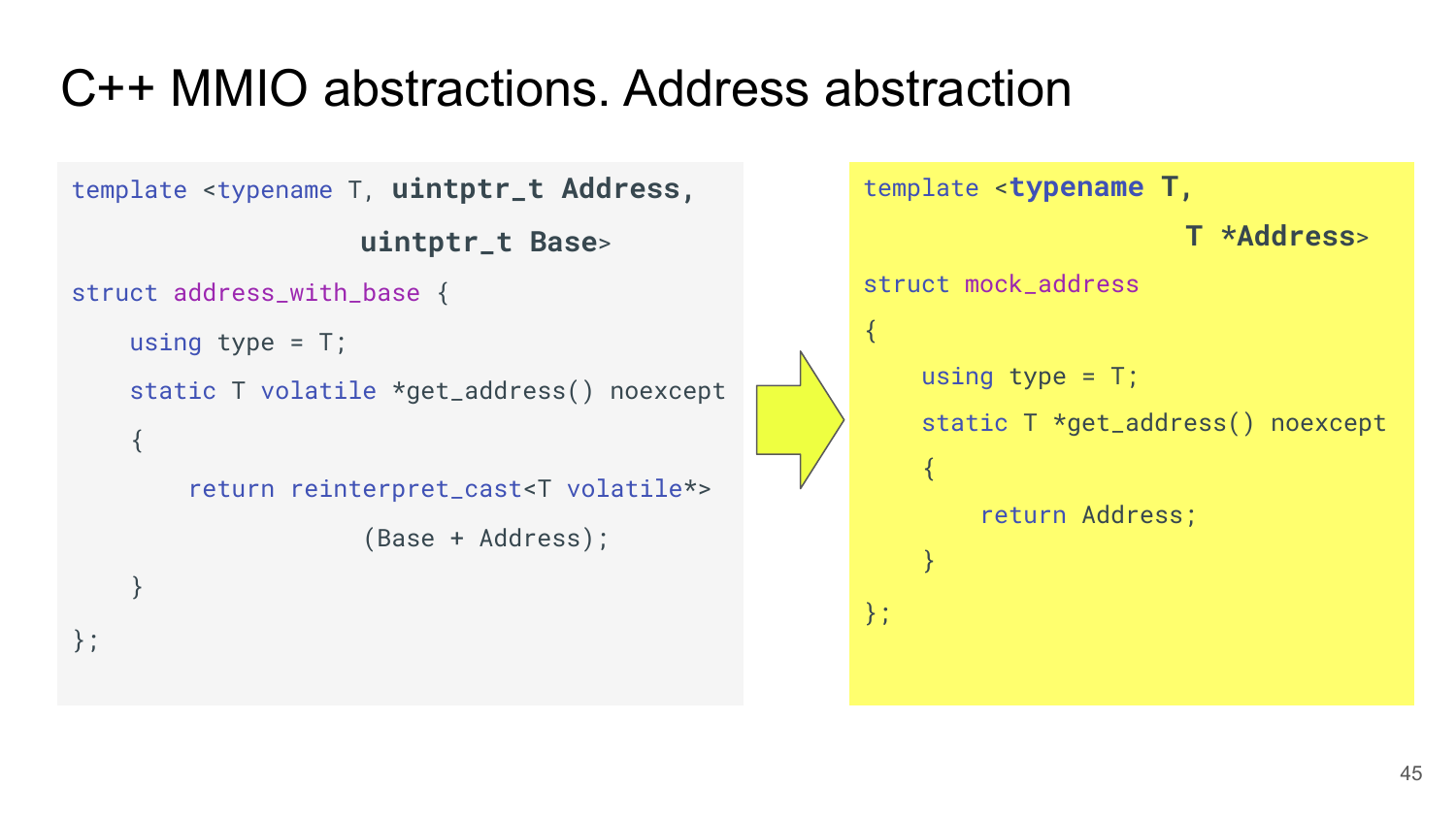# C++ MMIO abstractions. Address abstraction

```cpp
template <typename T, uintptr_t Address,
                      uintptr_t Base>
struct address_with_base {
    using type = T;
    static T volatile *get_address() noexcept
    {
        return reinterpret_cast<T volatile*>
                      (Base + Address);
    }
};
```

```cpp
template <typename T,
                      T *Address>
struct mock_address
{
    using type = T;
    static T *get_address() noexcept
    {
        return Address;
    }
};
```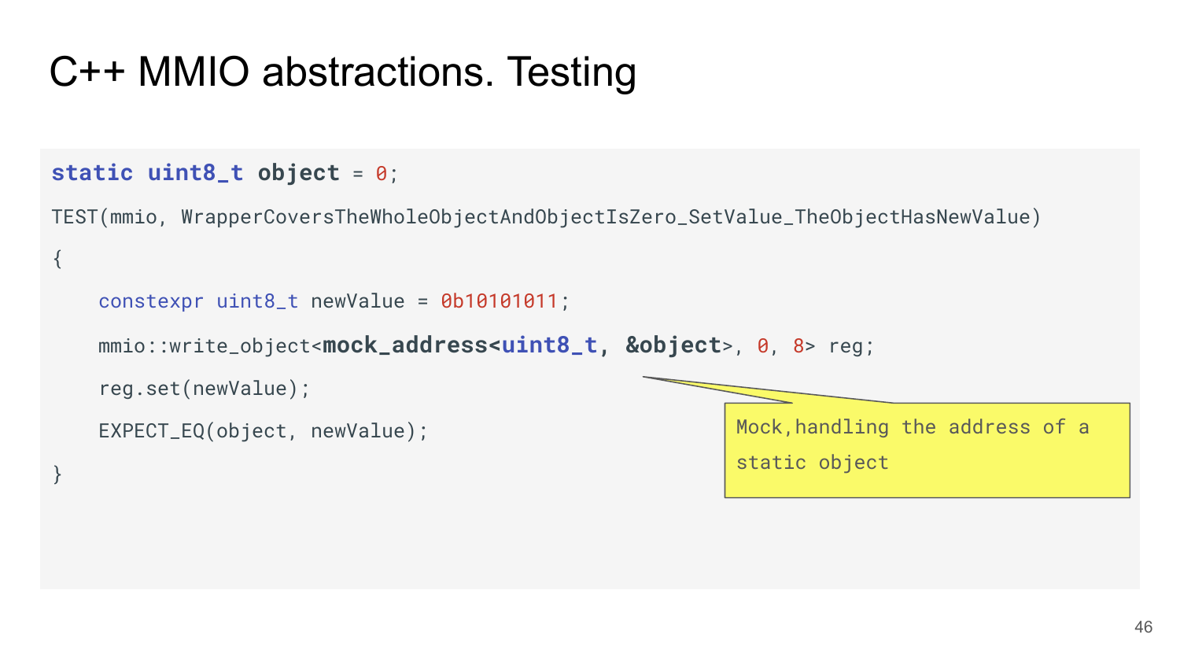# C++ MMIO abstractions. Testing

```
static uint8_t object = 0;

TEST(mmio, WrapperCoversTheWholeObjectAndObjectIsZero_SetValue_TheObjectHasNewValue)
{
    constexpr uint8_t newValue = 0b10101011;
    mmio::write_object<mock_address<uint8_t, &object>, 0, 8> reg;
    reg.set(newValue);
    EXPECT_EQ(object, newValue);
}
```

Mock,handling the address of a static object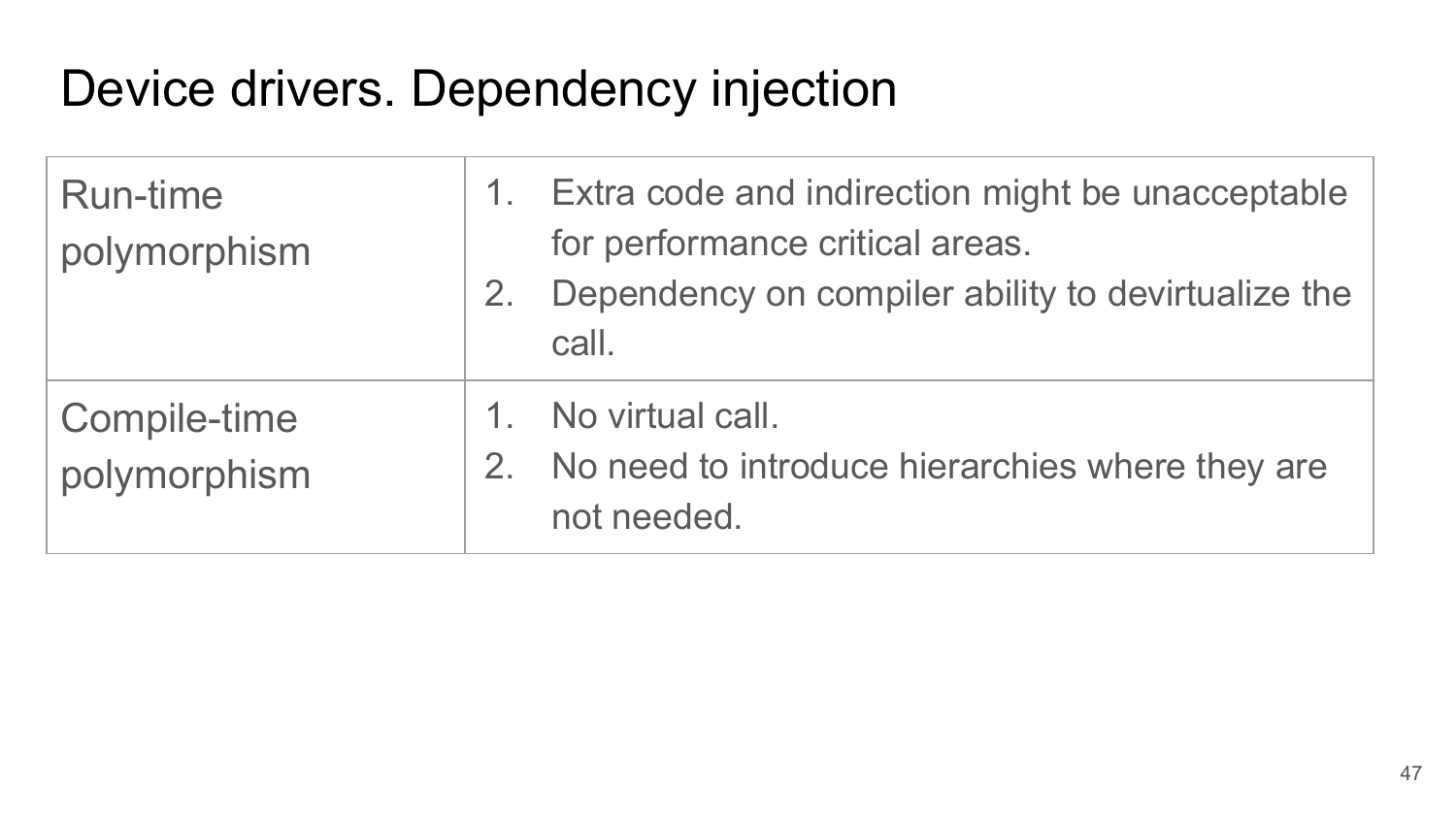# Device drivers. Dependency injection

| | |
|---|---|
| Run-time polymorphism | 1. Extra code and indirection might be unacceptable for performance critical areas.<br>2. Dependency on compiler ability to devirtualize the call. |
| Compile-time polymorphism | 1. No virtual call.<br>2. No need to introduce hierarchies where they are not needed. |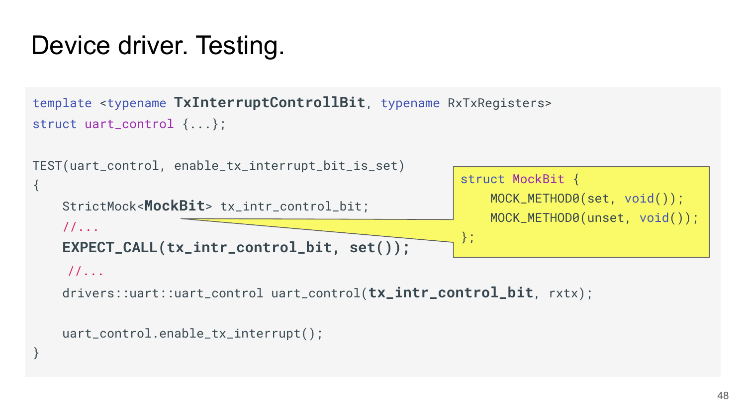# Device driver. Testing.

```
template <typename TxInterruptControllBit, typename RxTxRegisters>
struct uart_control {...};

TEST(uart_control, enable_tx_interrupt_bit_is_set)
{
    StrictMock<MockBit> tx_intr_control_bit;
    //...
    EXPECT_CALL(tx_intr_control_bit, set());
    //...
    drivers::uart::uart_control uart_control(tx_intr_control_bit, rxtx);

    uart_control.enable_tx_interrupt();
}
```

```
struct MockBit {
    MOCK_METHOD0(set, void());
    MOCK_METHOD0(unset, void());
};
```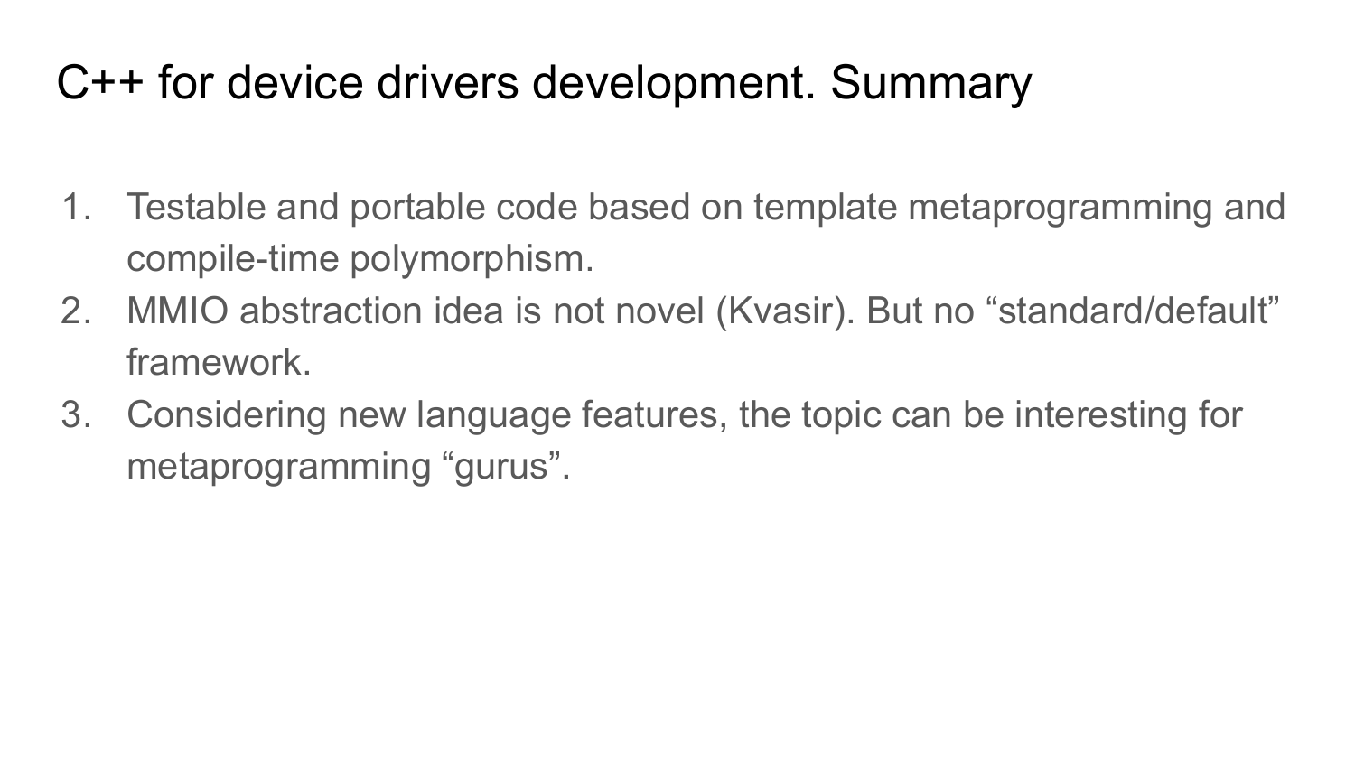# C++ for device drivers development. Summary

1. Testable and portable code based on template metaprogramming and compile-time polymorphism.
2. MMIO abstraction idea is not novel (Kvasir). But no “standard/default” framework.
3. Considering new language features, the topic can be interesting for metaprogramming “gurus”.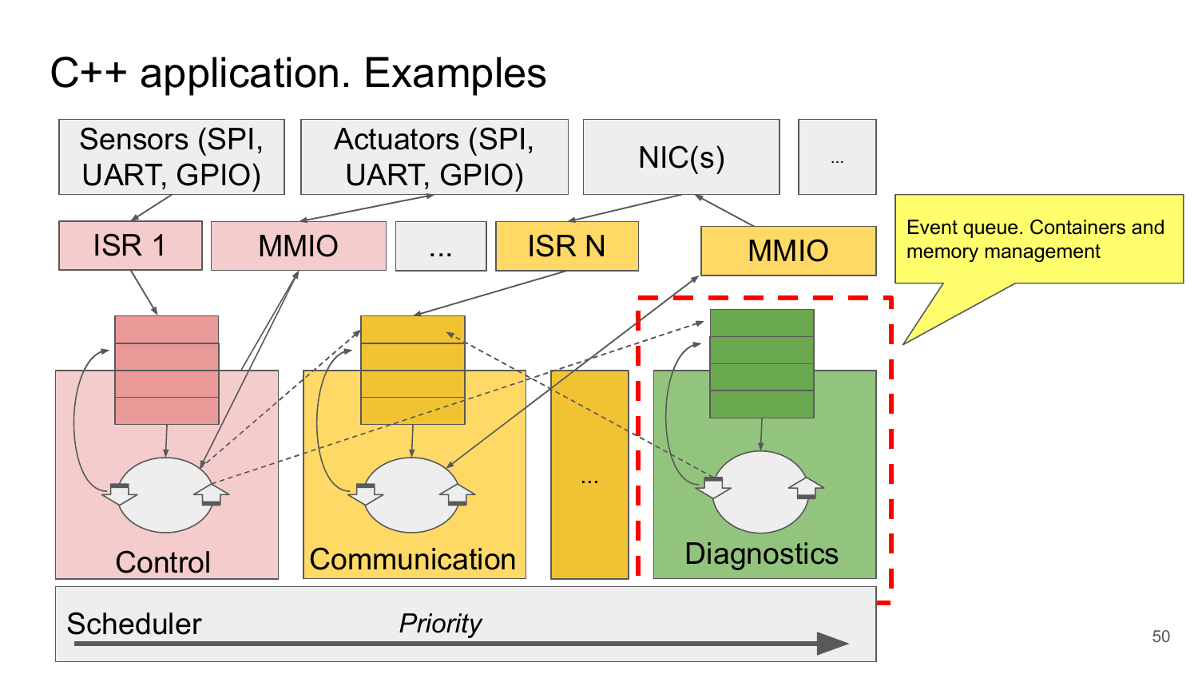# C++ application. Examples

Sensors (SPI, UART, GPIO)

Actuators (SPI, UART, GPIO)

NIC(s)

...

ISR 1

MMIO

...

ISR N

MMIO

Event queue. Containers and memory management

Control

Communication

...

Diagnostics

Scheduler

*Priority*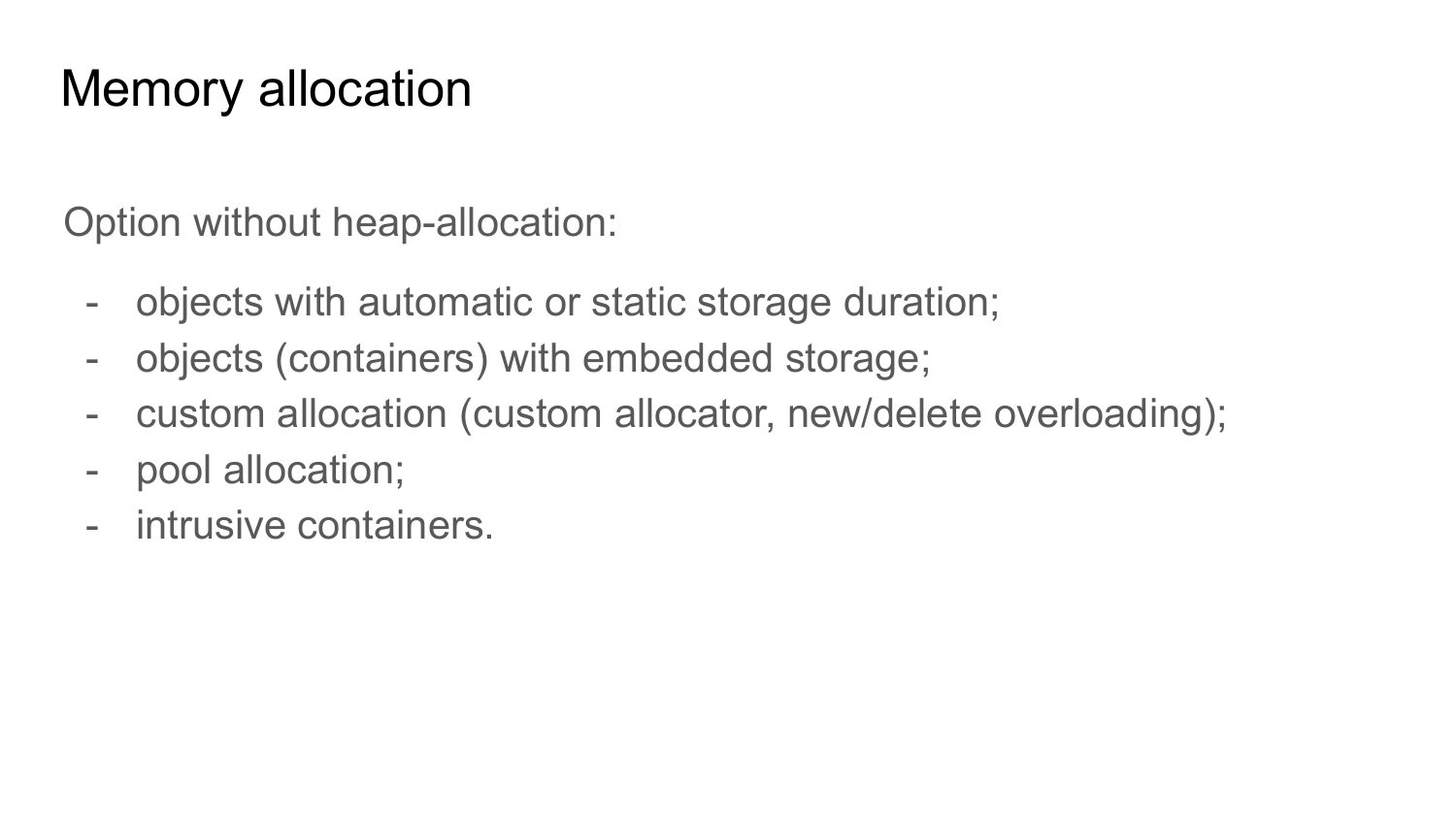# Memory allocation

Option without heap-allocation:

- objects with automatic or static storage duration;
- objects (containers) with embedded storage;
- custom allocation (custom allocator, new/delete overloading);
- pool allocation;
- intrusive containers.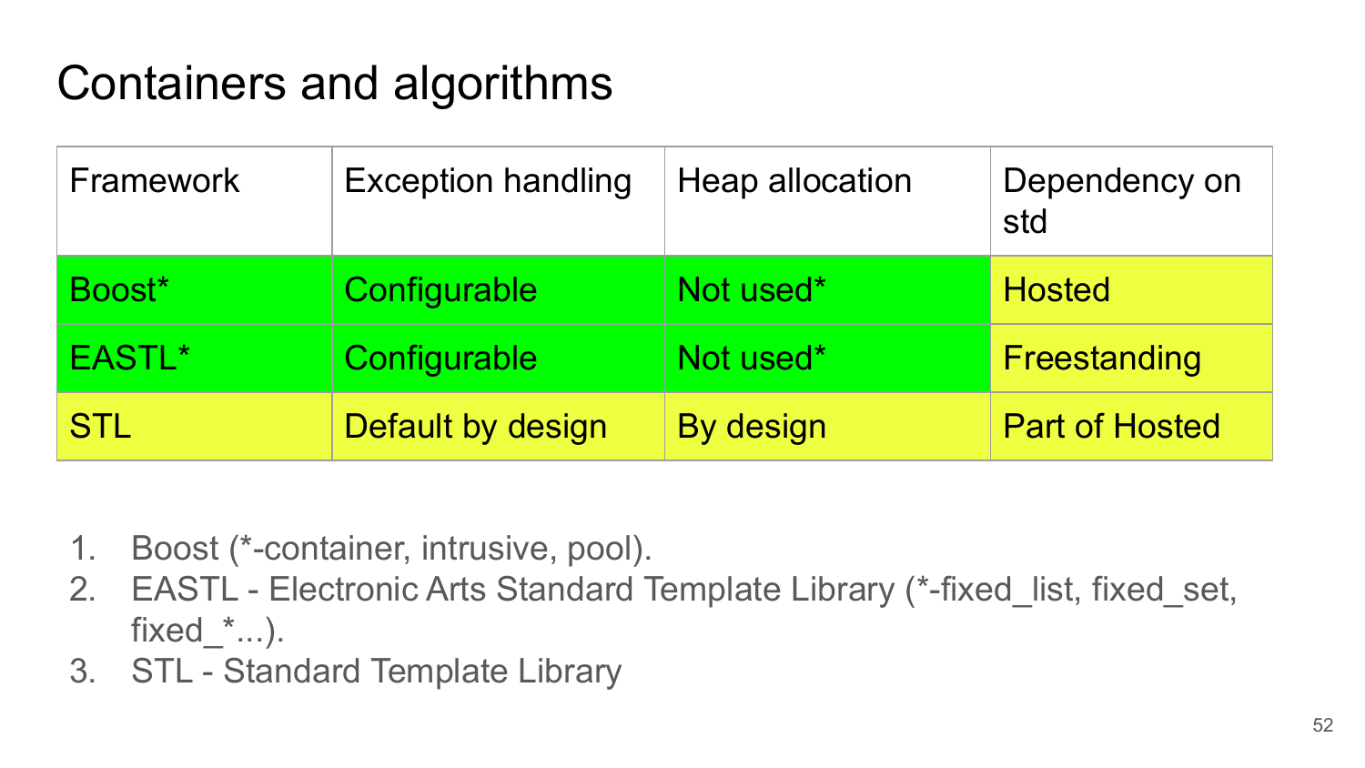# Containers and algorithms

| Framework | Exception handling | Heap allocation | Dependency on std |
| --- | --- | --- | --- |
| Boost* | Configurable | Not used* | Hosted |
| EASTL* | Configurable | Not used* | Freestanding |
| STL | Default by design | By design | Part of Hosted |

1. Boost (*-container, intrusive, pool).
2. EASTL - Electronic Arts Standard Template Library (*-fixed_list, fixed_set, fixed_*...).
3. STL - Standard Template Library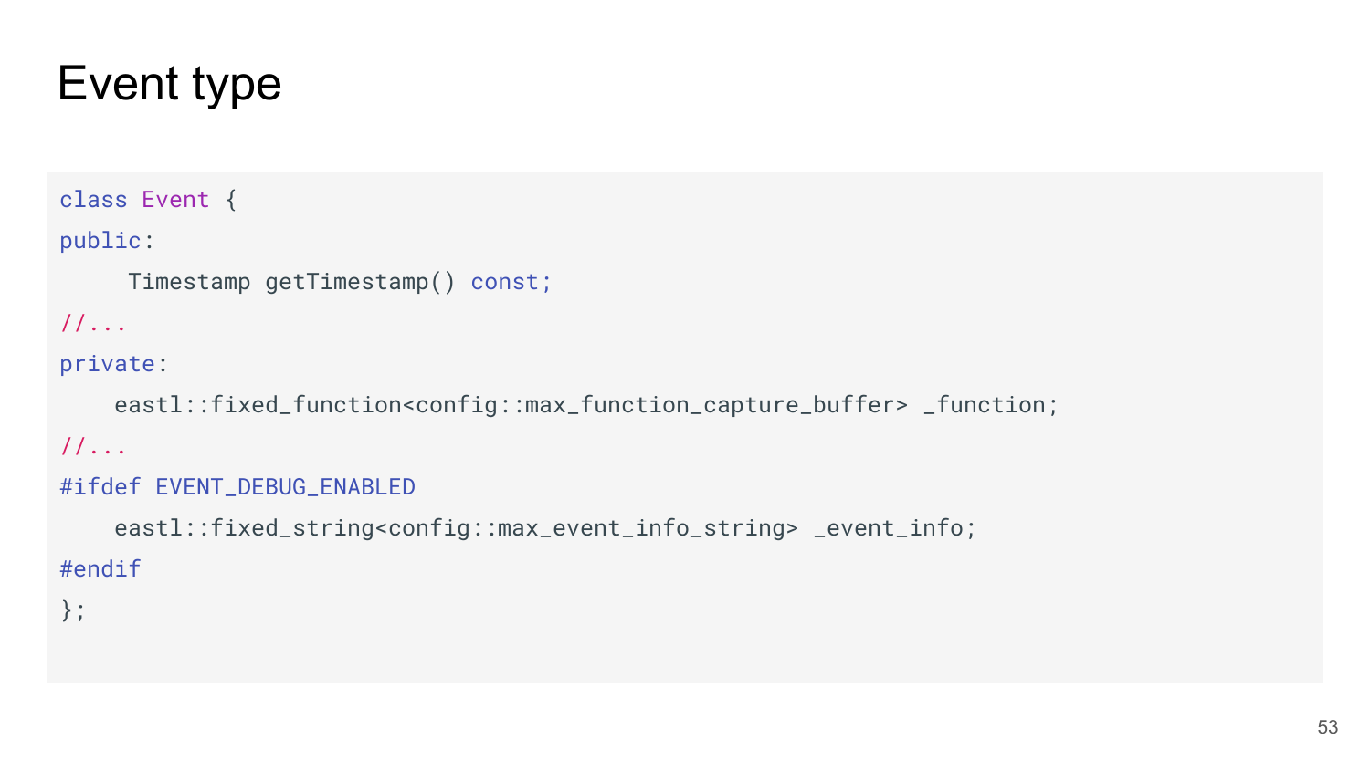# Event type

```
class Event {
public:
     Timestamp getTimestamp() const;
//...
private:
    eastl::fixed_function<config::max_function_capture_buffer> _function;
//...
#ifdef EVENT_DEBUG_ENABLED
    eastl::fixed_string<config::max_event_info_string> _event_info;
#endif
};
```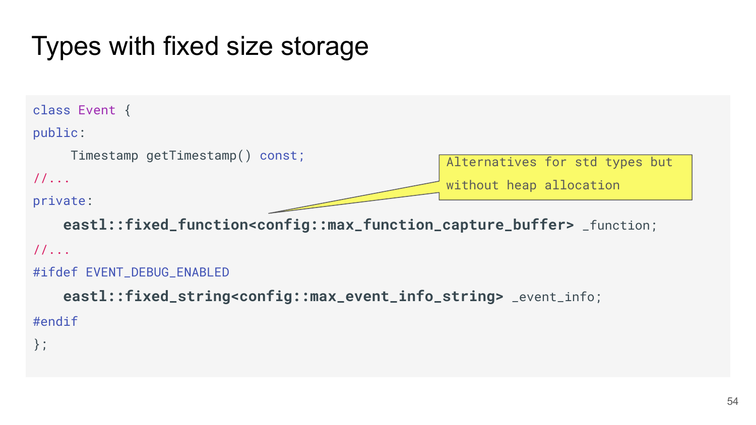# Types with fixed size storage

```
class Event {
public:
     Timestamp getTimestamp() const;
//...
private:
    eastl::fixed_function<config::max_function_capture_buffer> _function;
//...
#ifdef EVENT_DEBUG_ENABLED
    eastl::fixed_string<config::max_event_info_string> _event_info;
#endif
};
```

Alternatives for std types but without heap allocation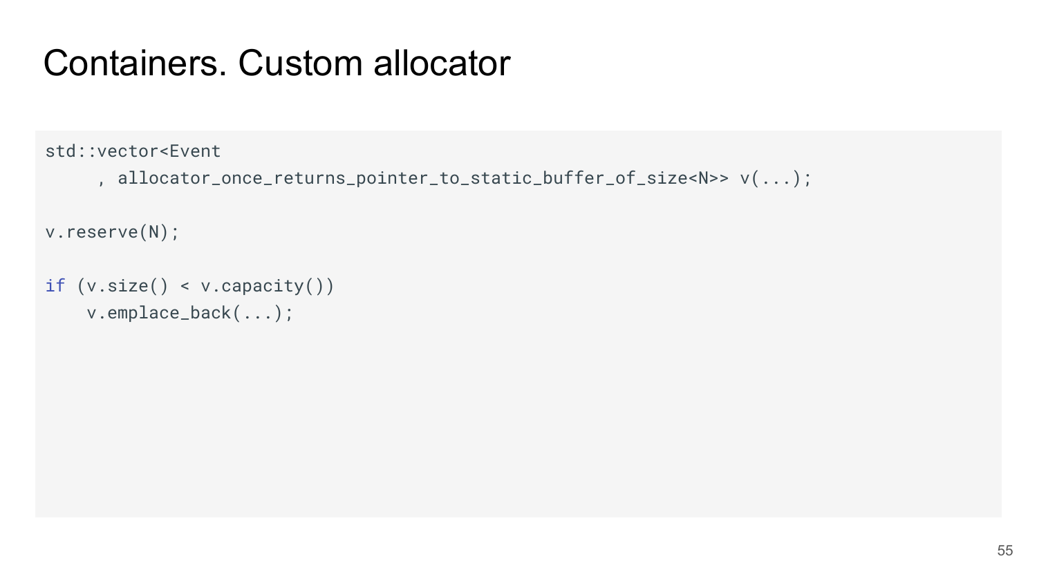# Containers. Custom allocator

```
std::vector<Event
     , allocator_once_returns_pointer_to_static_buffer_of_size<N>> v(...);

v.reserve(N);

if (v.size() < v.capacity())
    v.emplace_back(...);
```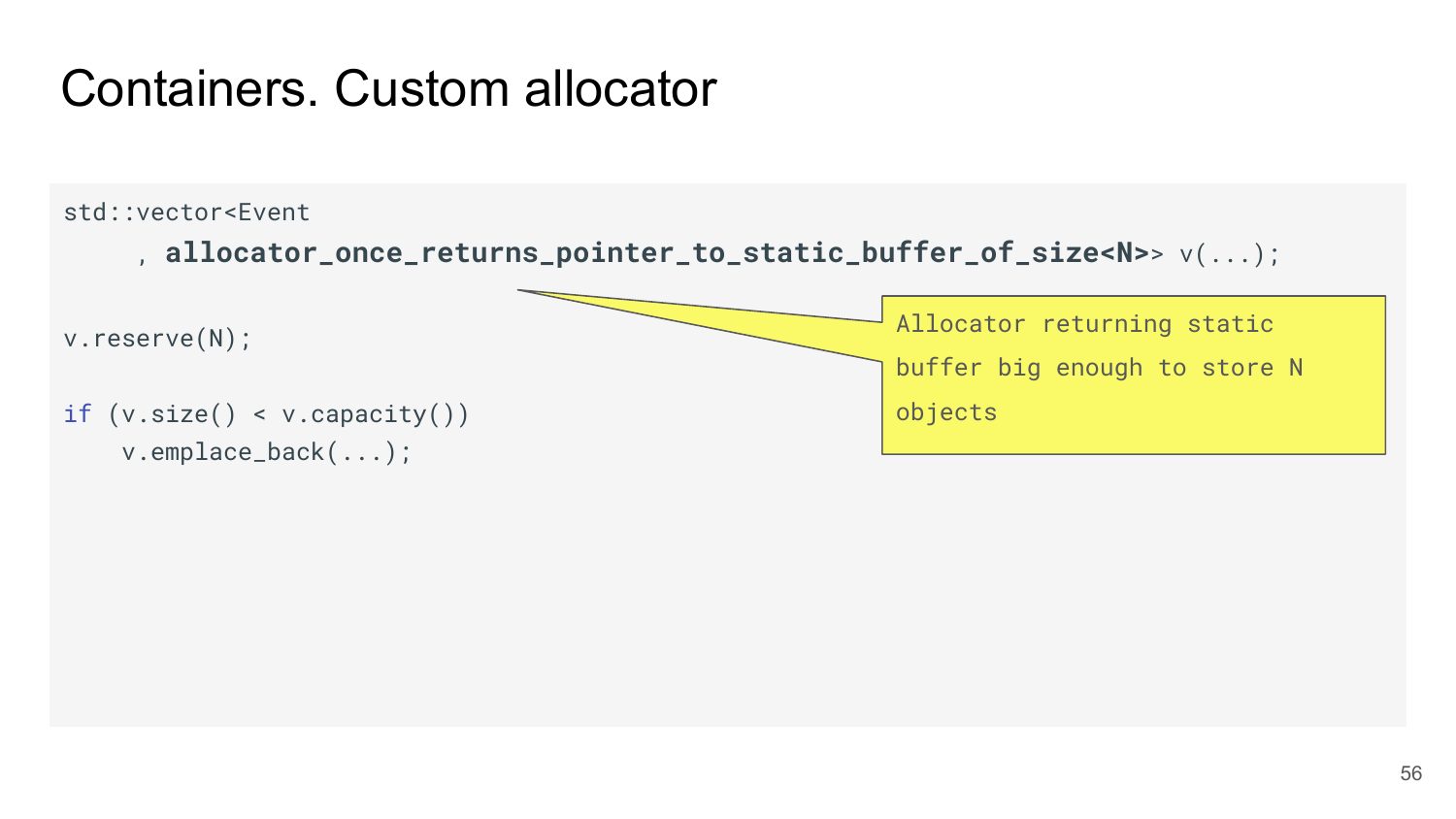# Containers. Custom allocator

```
std::vector<Event
     , allocator_once_returns_pointer_to_static_buffer_of_size<N>> v(...);

v.reserve(N);

if (v.size() < v.capacity())
    v.emplace_back(...);
```

Allocator returning static buffer big enough to store N objects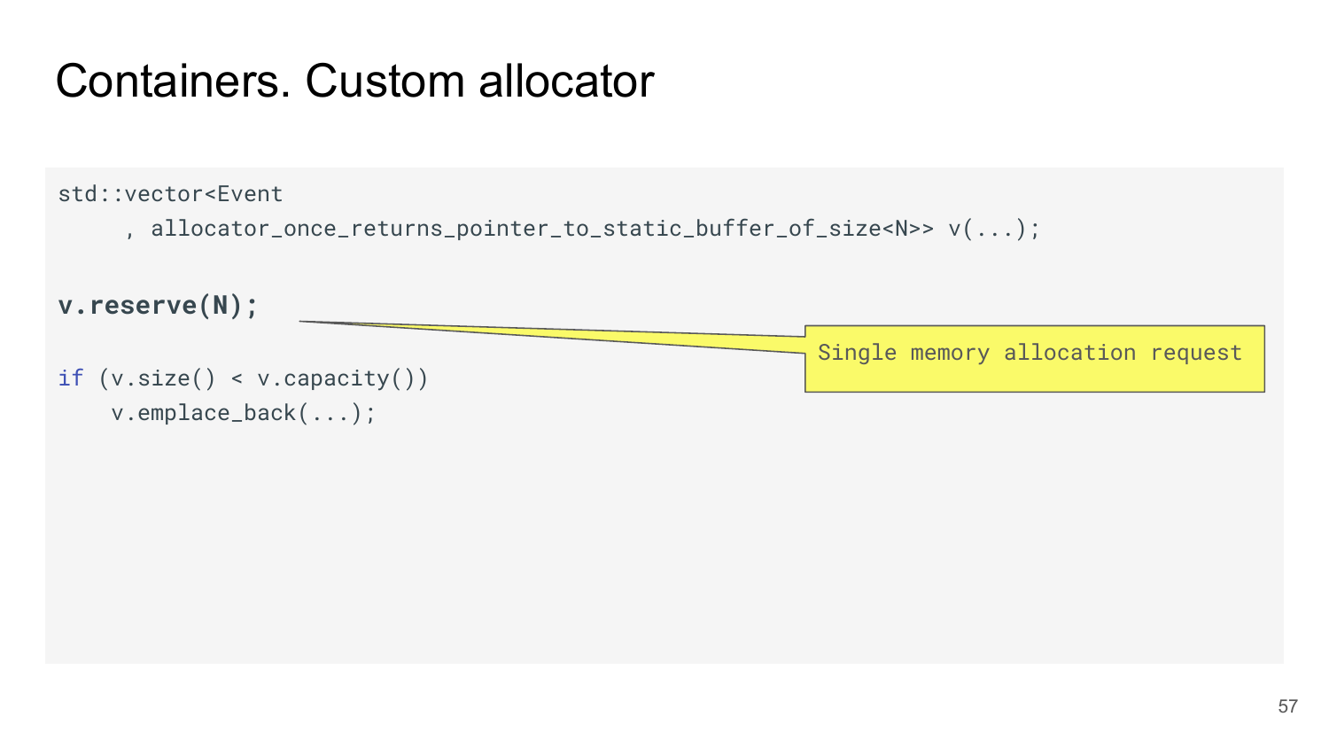# Containers. Custom allocator

```
std::vector<Event
     , allocator_once_returns_pointer_to_static_buffer_of_size<N>> v(...);

v.reserve(N);

if (v.size() < v.capacity())
    v.emplace_back(...);
```

Single memory allocation request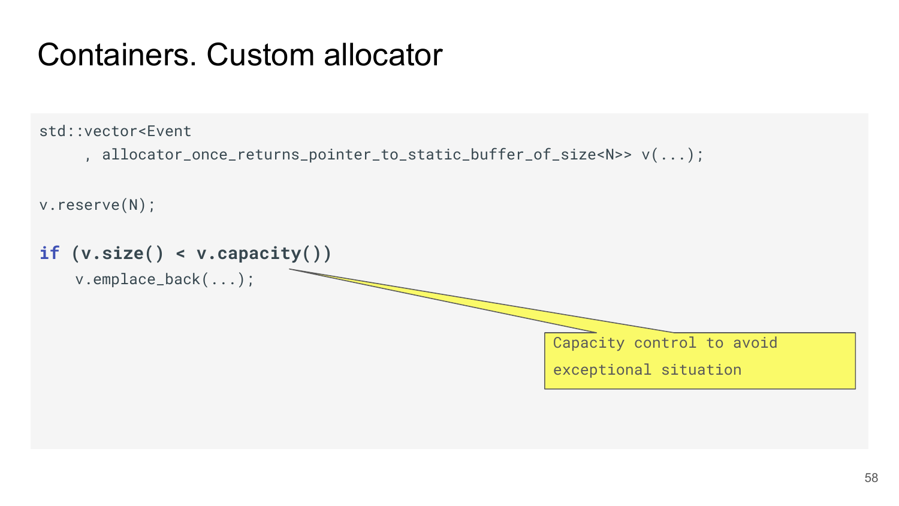# Containers. Custom allocator

```
std::vector<Event
     , allocator_once_returns_pointer_to_static_buffer_of_size<N>> v(...);

v.reserve(N);

if (v.size() < v.capacity())
    v.emplace_back(...);
```

Capacity control to avoid exceptional situation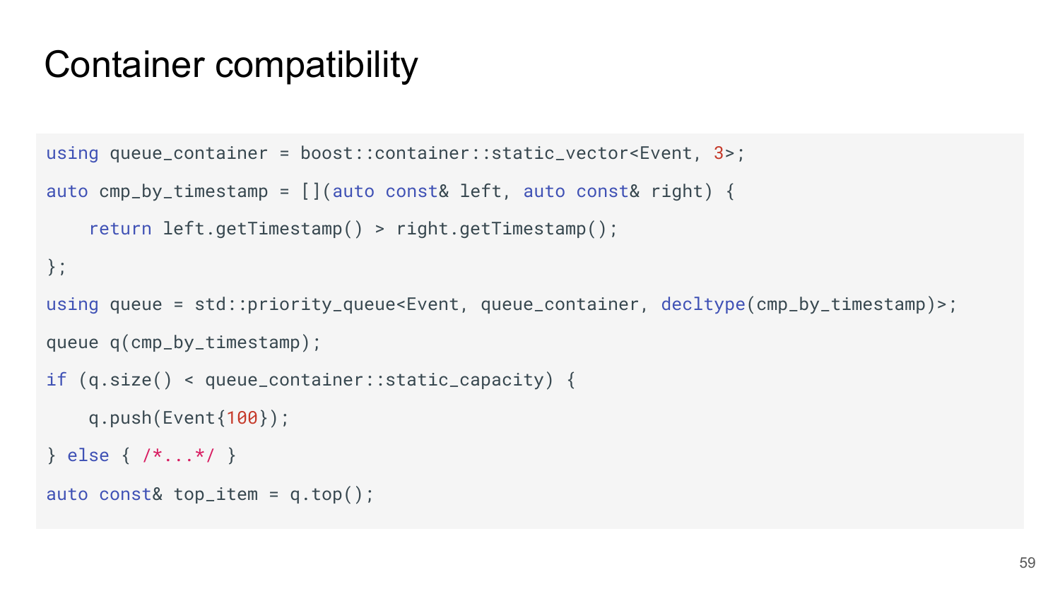# Container compatibility

```
using queue_container = boost::container::static_vector<Event, 3>;
auto cmp_by_timestamp = [](auto const& left, auto const& right) {
    return left.getTimestamp() > right.getTimestamp();
};
using queue = std::priority_queue<Event, queue_container, decltype(cmp_by_timestamp)>;
queue q(cmp_by_timestamp);
if (q.size() < queue_container::static_capacity) {
    q.push(Event{100});
} else { /*...*/ }
auto const& top_item = q.top();
```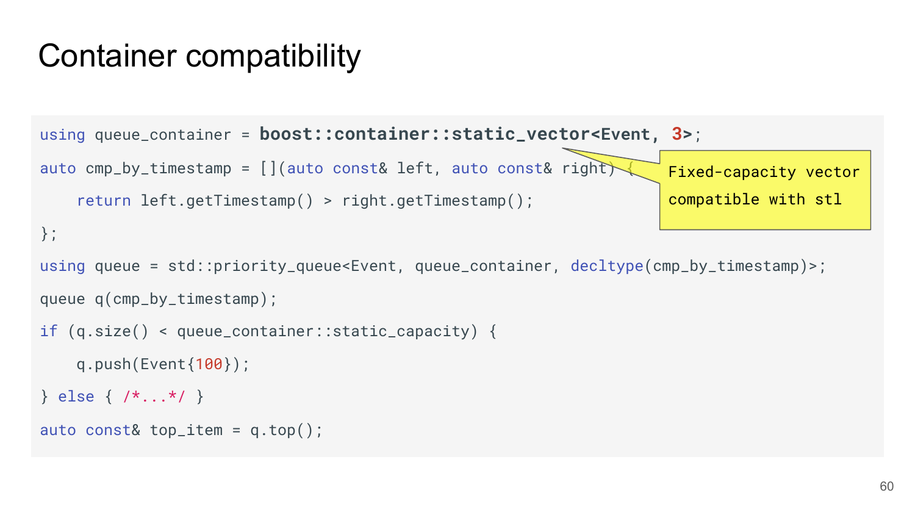# Container compatibility

```cpp
using queue_container = boost::container::static_vector<Event, 3>;
auto cmp_by_timestamp = [](auto const& left, auto const& right) {
    return left.getTimestamp() > right.getTimestamp();
};
using queue = std::priority_queue<Event, queue_container, decltype(cmp_by_timestamp)>;
queue q(cmp_by_timestamp);
if (q.size() < queue_container::static_capacity) {
    q.push(Event{100});
} else { /*...*/ }
auto const& top_item = q.top();
```

Fixed-capacity vector compatible with stl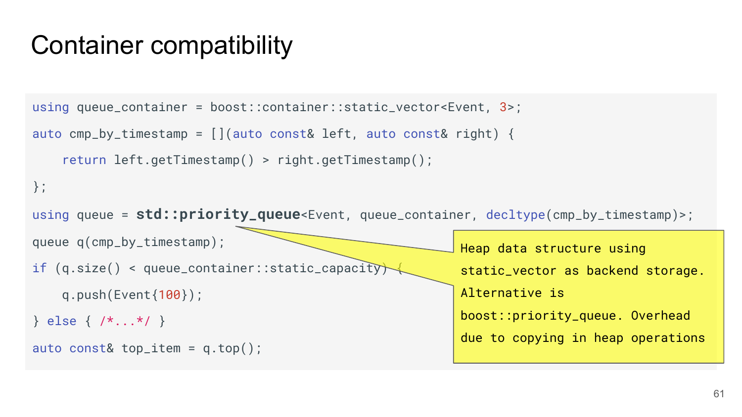# Container compatibility

```
using queue_container = boost::container::static_vector<Event, 3>;
auto cmp_by_timestamp = [](auto const& left, auto const& right) {
    return left.getTimestamp() > right.getTimestamp();
};
using queue = std::priority_queue<Event, queue_container, decltype(cmp_by_timestamp)>;
queue q(cmp_by_timestamp);
if (q.size() < queue_container::static_capacity) {
    q.push(Event{100});
} else { /*...*/ }
auto const& top_item = q.top();
```

Heap data structure using static_vector as backend storage. Alternative is boost::priority_queue. Overhead due to copying in heap operations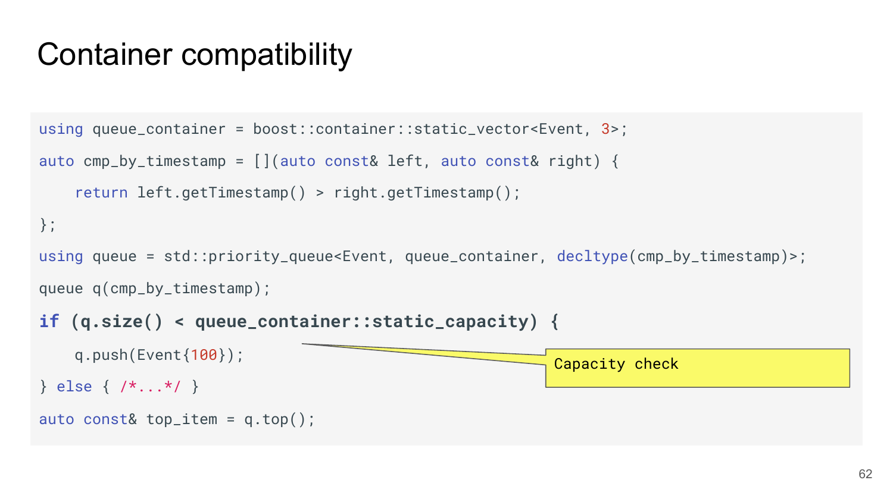# Container compatibility

```
using queue_container = boost::container::static_vector<Event, 3>;
auto cmp_by_timestamp = [](auto const& left, auto const& right) {
    return left.getTimestamp() > right.getTimestamp();
};
using queue = std::priority_queue<Event, queue_container, decltype(cmp_by_timestamp)>;
queue q(cmp_by_timestamp);
if (q.size() < queue_container::static_capacity) {
    q.push(Event{100});
} else { /*...*/ }
auto const& top_item = q.top();
```

Capacity check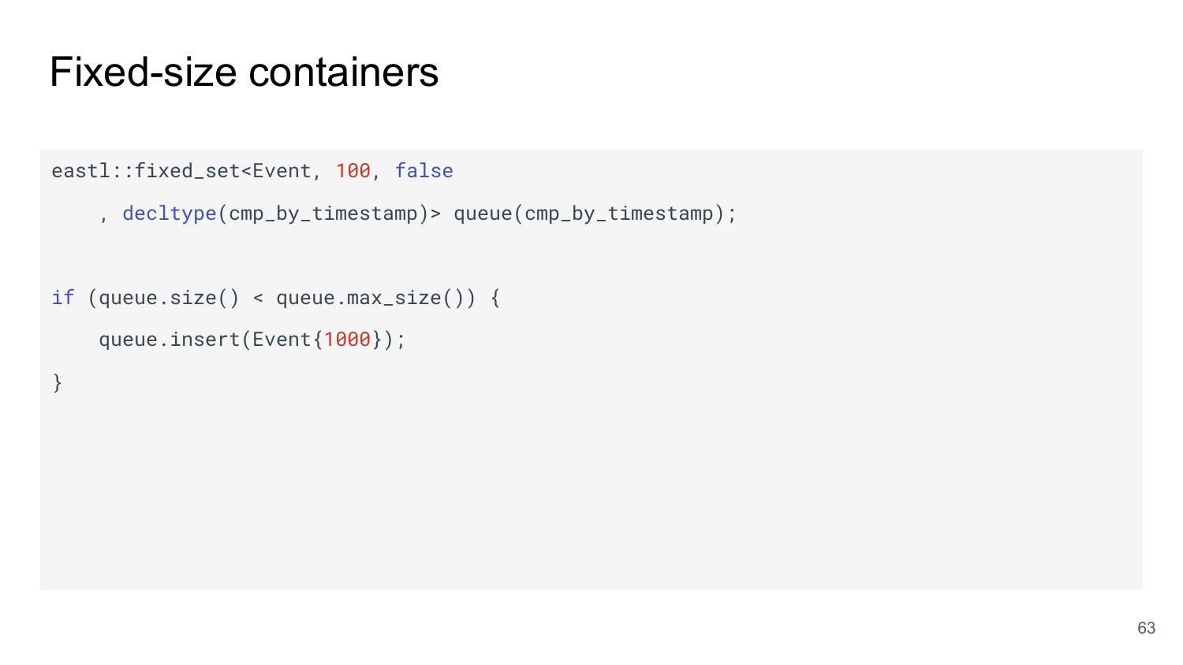# Fixed-size containers

```
eastl::fixed_set<Event, 100, false
    , decltype(cmp_by_timestamp)> queue(cmp_by_timestamp);

if (queue.size() < queue.max_size()) {
    queue.insert(Event{1000});
}
```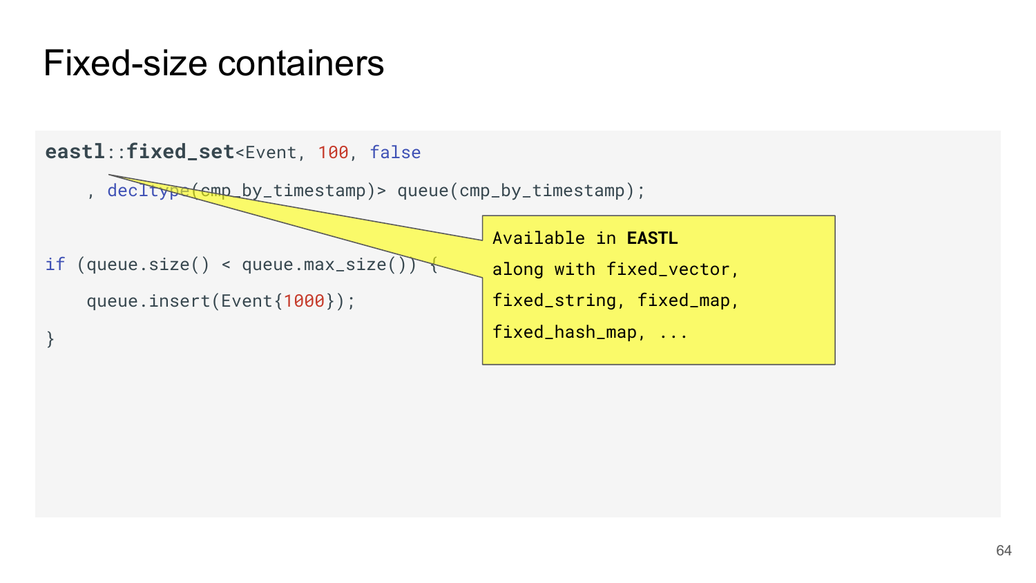# Fixed-size containers

```
eastl::fixed_set<Event, 100, false
    , decltype(cmp_by_timestamp)> queue(cmp_by_timestamp);

if (queue.size() < queue.max_size()) {
    queue.insert(Event{1000});
}
```

Available in **EASTL** along with fixed_vector, fixed_string, fixed_map, fixed_hash_map, ...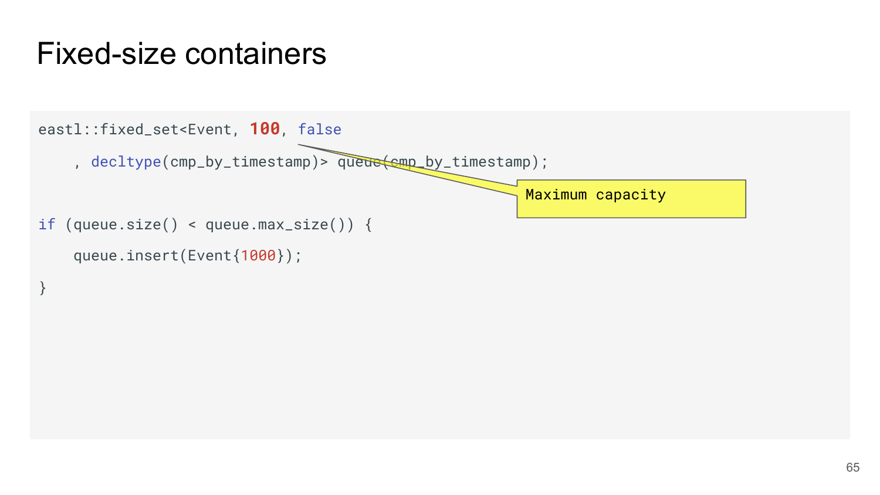# Fixed-size containers

```
eastl::fixed_set<Event, 100, false
    , decltype(cmp_by_timestamp)> queue(cmp_by_timestamp);

if (queue.size() < queue.max_size()) {
    queue.insert(Event{1000});
}
```

Maximum capacity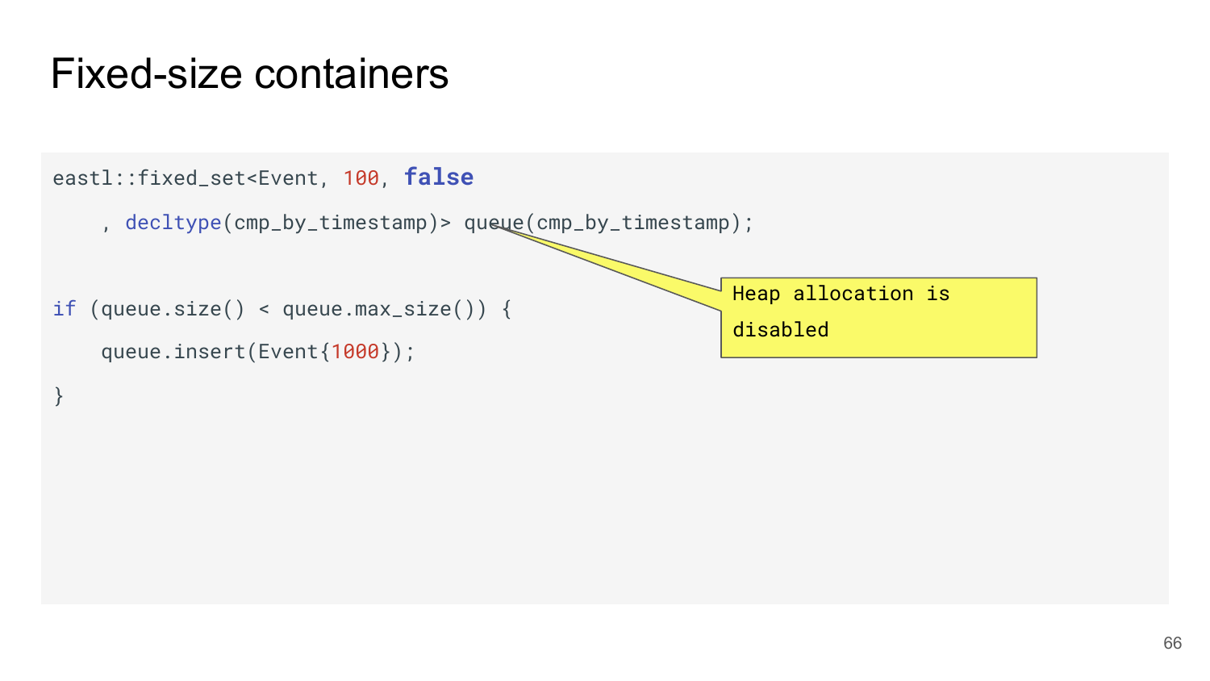# Fixed-size containers

```
eastl::fixed_set<Event, 100, false
    , decltype(cmp_by_timestamp)> queue(cmp_by_timestamp);

if (queue.size() < queue.max_size()) {
    queue.insert(Event{1000});
}
```

Heap allocation is disabled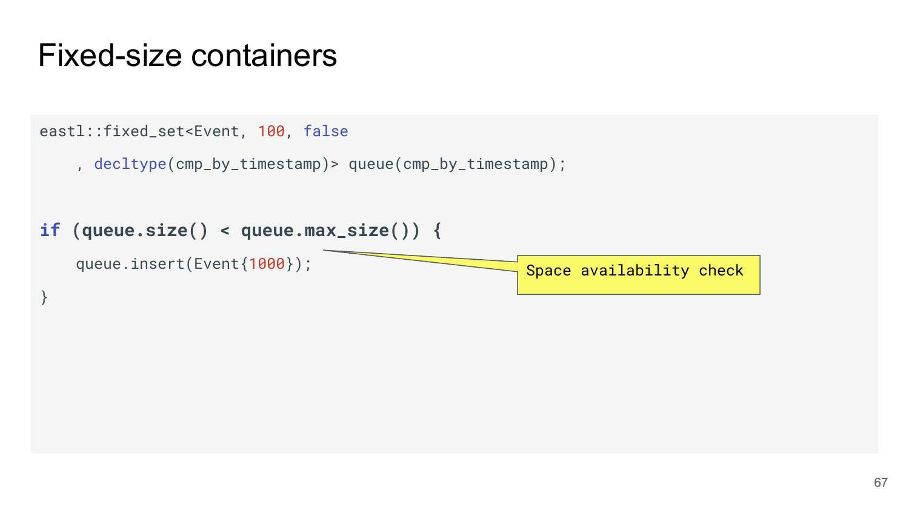# Fixed-size containers

```
eastl::fixed_set<Event, 100, false
    , decltype(cmp_by_timestamp)> queue(cmp_by_timestamp);

if (queue.size() < queue.max_size()) {
    queue.insert(Event{1000});
}
```

Space availability check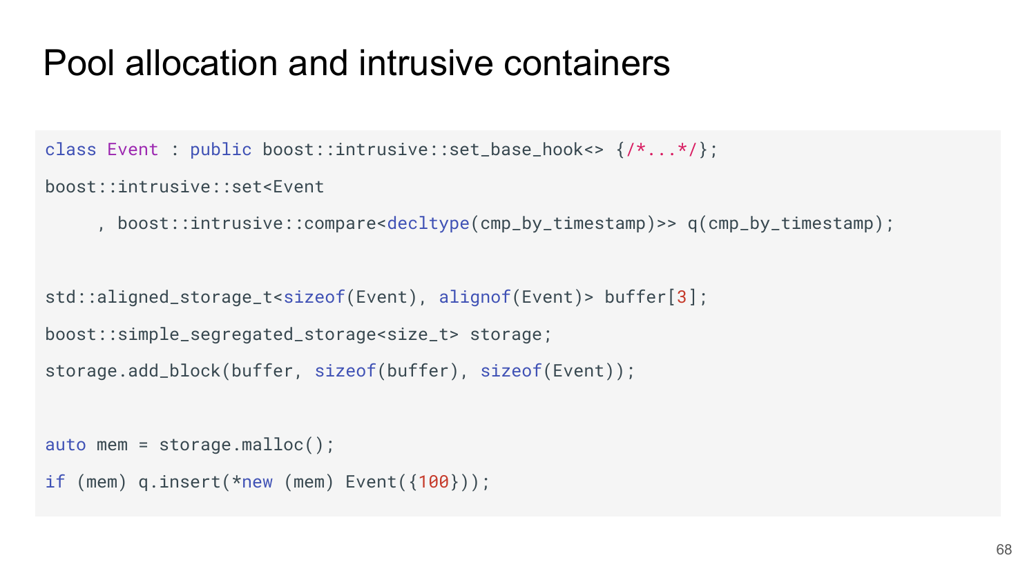# Pool allocation and intrusive containers

```
class Event : public boost::intrusive::set_base_hook<> {/*...*/};
boost::intrusive::set<Event
     , boost::intrusive::compare<decltype(cmp_by_timestamp)>> q(cmp_by_timestamp);

std::aligned_storage_t<sizeof(Event), alignof(Event)> buffer[3];
boost::simple_segregated_storage<size_t> storage;
storage.add_block(buffer, sizeof(buffer), sizeof(Event));

auto mem = storage.malloc();
if (mem) q.insert(*new (mem) Event({100}));
```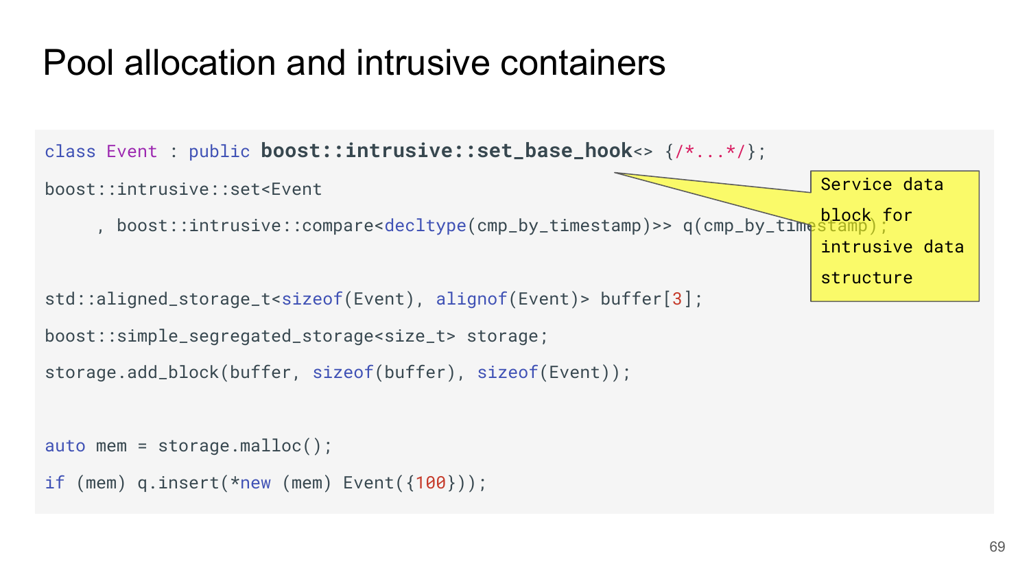# Pool allocation and intrusive containers

```
class Event : public boost::intrusive::set_base_hook<> {/*...*/};
boost::intrusive::set<Event
    , boost::intrusive::compare<decltype(cmp_by_timestamp)>> q(cmp_by_timestamp);

std::aligned_storage_t<sizeof(Event), alignof(Event)> buffer[3];
boost::simple_segregated_storage<size_t> storage;
storage.add_block(buffer, sizeof(buffer), sizeof(Event));

auto mem = storage.malloc();
if (mem) q.insert(*new (mem) Event({100}));
```

Service data block for intrusive data structure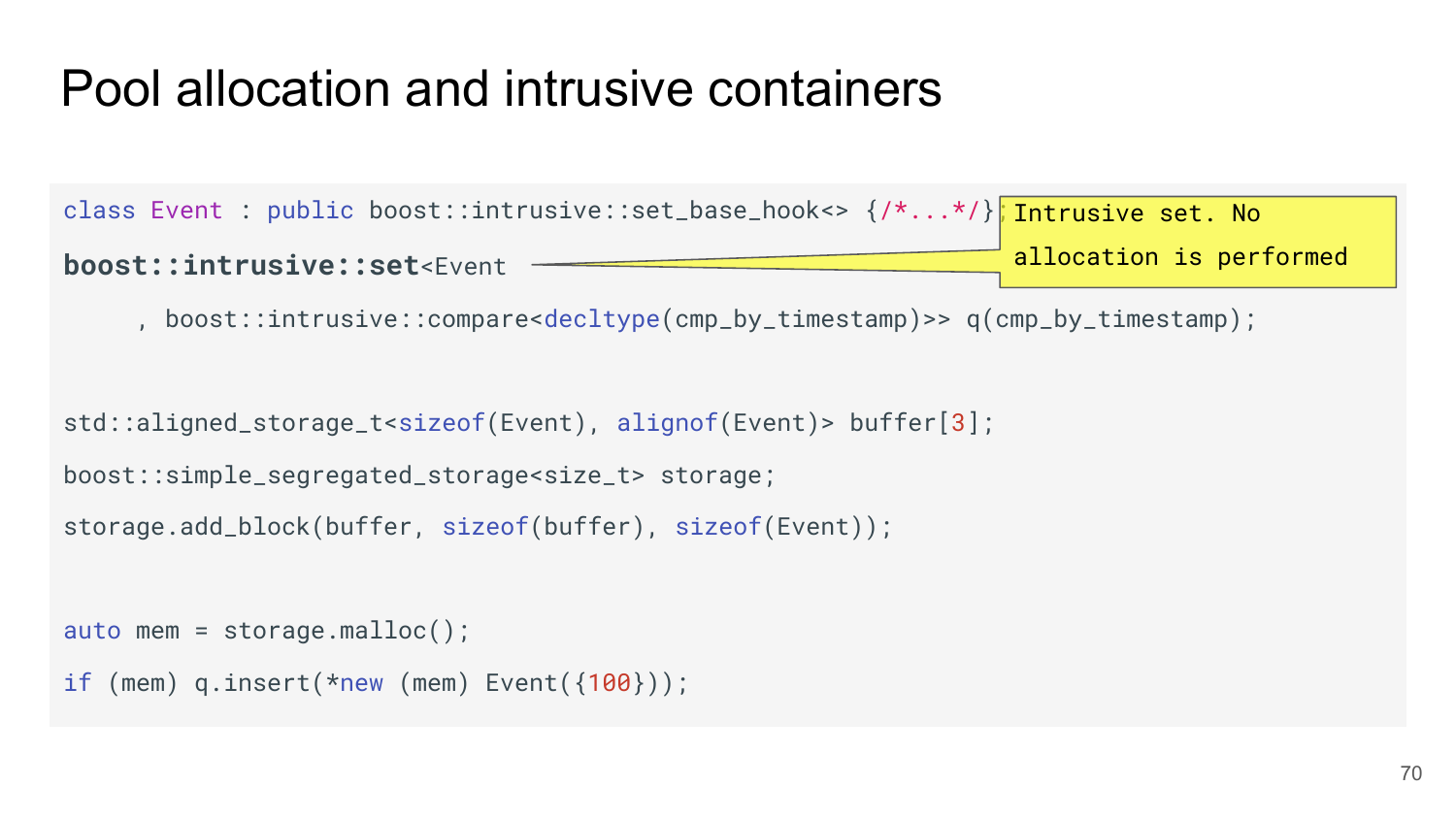# Pool allocation and intrusive containers

```
class Event : public boost::intrusive::set_base_hook<> {/*...*/};
boost::intrusive::set<Event
     , boost::intrusive::compare<decltype(cmp_by_timestamp)>> q(cmp_by_timestamp);

std::aligned_storage_t<sizeof(Event), alignof(Event)> buffer[3];
boost::simple_segregated_storage<size_t> storage;
storage.add_block(buffer, sizeof(buffer), sizeof(Event));

auto mem = storage.malloc();
if (mem) q.insert(*new (mem) Event({100}));
```

Intrusive set. No allocation is performed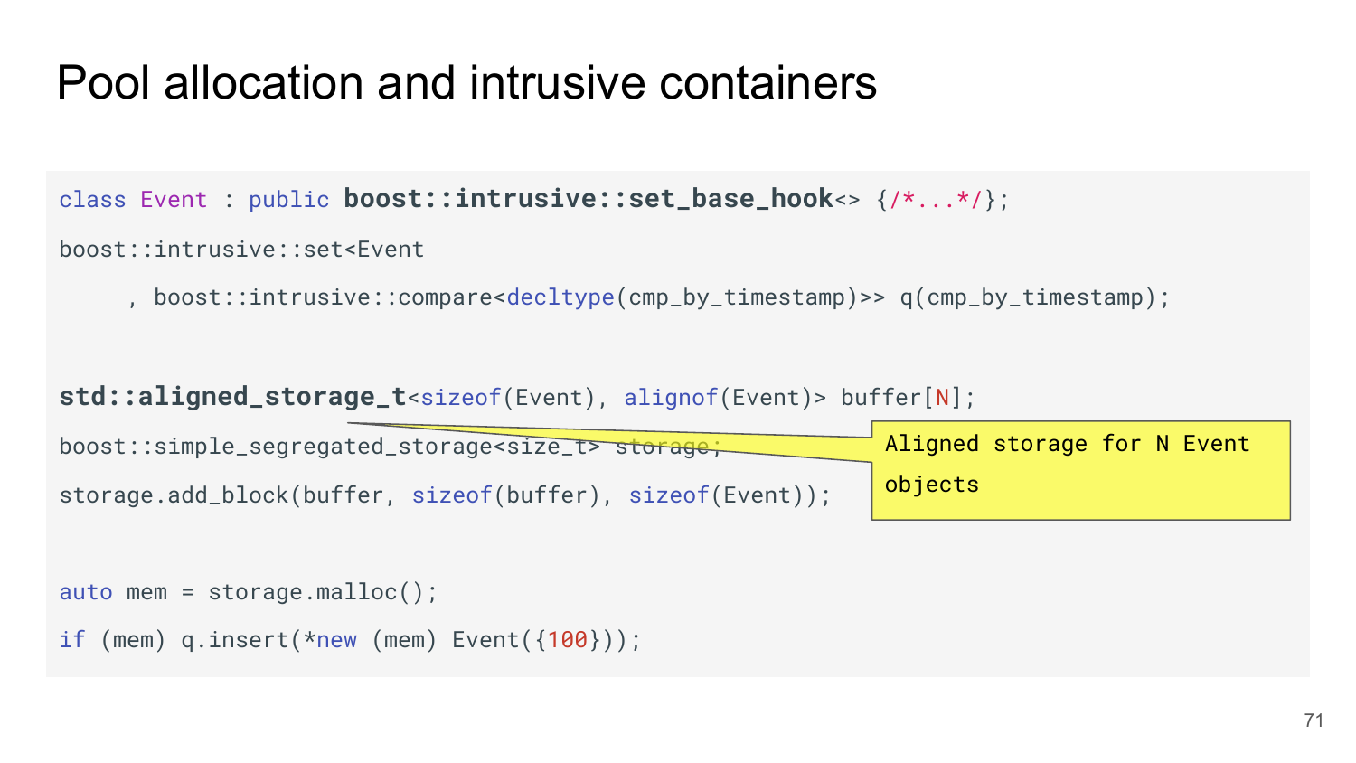# Pool allocation and intrusive containers

```
class Event : public boost::intrusive::set_base_hook<> {/*...*/};
boost::intrusive::set<Event
     , boost::intrusive::compare<decltype(cmp_by_timestamp)>> q(cmp_by_timestamp);

std::aligned_storage_t<sizeof(Event), alignof(Event)> buffer[N];
boost::simple_segregated_storage<size_t> storage;
storage.add_block(buffer, sizeof(buffer), sizeof(Event));

auto mem = storage.malloc();
if (mem) q.insert(*new (mem) Event({100}));
```

Aligned storage for N Event objects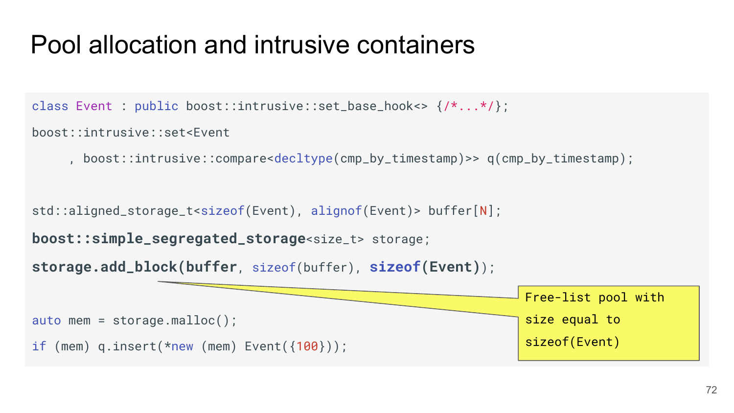# Pool allocation and intrusive containers

```
class Event : public boost::intrusive::set_base_hook<> {/*...*/};
boost::intrusive::set<Event
     , boost::intrusive::compare<decltype(cmp_by_timestamp)>> q(cmp_by_timestamp);

std::aligned_storage_t<sizeof(Event), alignof(Event)> buffer[N];
boost::simple_segregated_storage<size_t> storage;
storage.add_block(buffer, sizeof(buffer), sizeof(Event));

auto mem = storage.malloc();
if (mem) q.insert(*new (mem) Event({100}));
```

Free-list pool with size equal to sizeof(Event)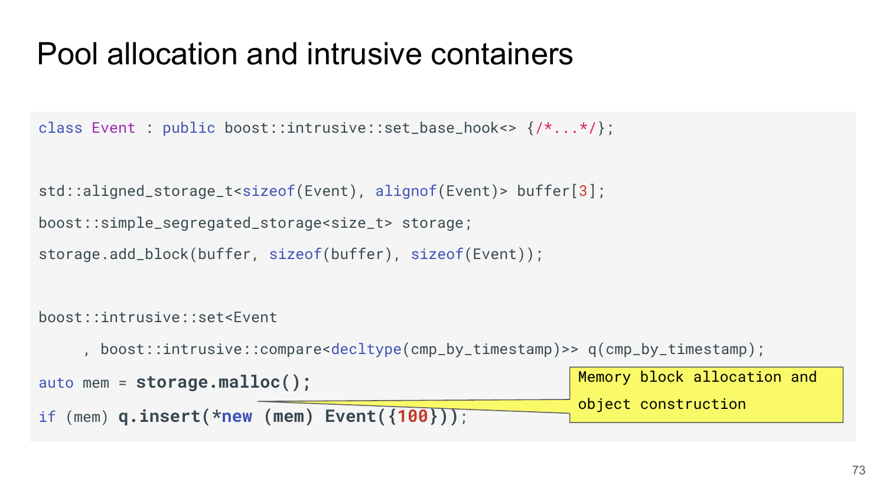# Pool allocation and intrusive containers

```
class Event : public boost::intrusive::set_base_hook<> {/*...*/};

std::aligned_storage_t<sizeof(Event), alignof(Event)> buffer[3];
boost::simple_segregated_storage<size_t> storage;
storage.add_block(buffer, sizeof(buffer), sizeof(Event));

boost::intrusive::set<Event
    , boost::intrusive::compare<decltype(cmp_by_timestamp)>> q(cmp_by_timestamp);
auto mem = storage.malloc();
if (mem) q.insert(*new (mem) Event({100}));
```

Memory block allocation and object construction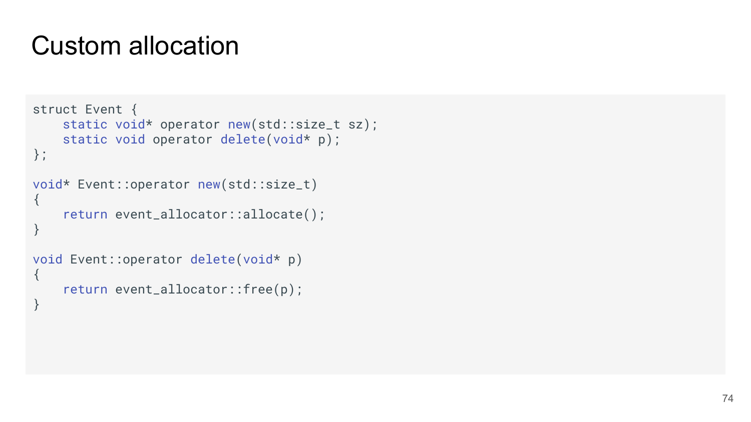# Custom allocation

```
struct Event {
    static void* operator new(std::size_t sz);
    static void operator delete(void* p);
};

void* Event::operator new(std::size_t)
{
    return event_allocator::allocate();
}

void Event::operator delete(void* p)
{
    return event_allocator::free(p);
}
```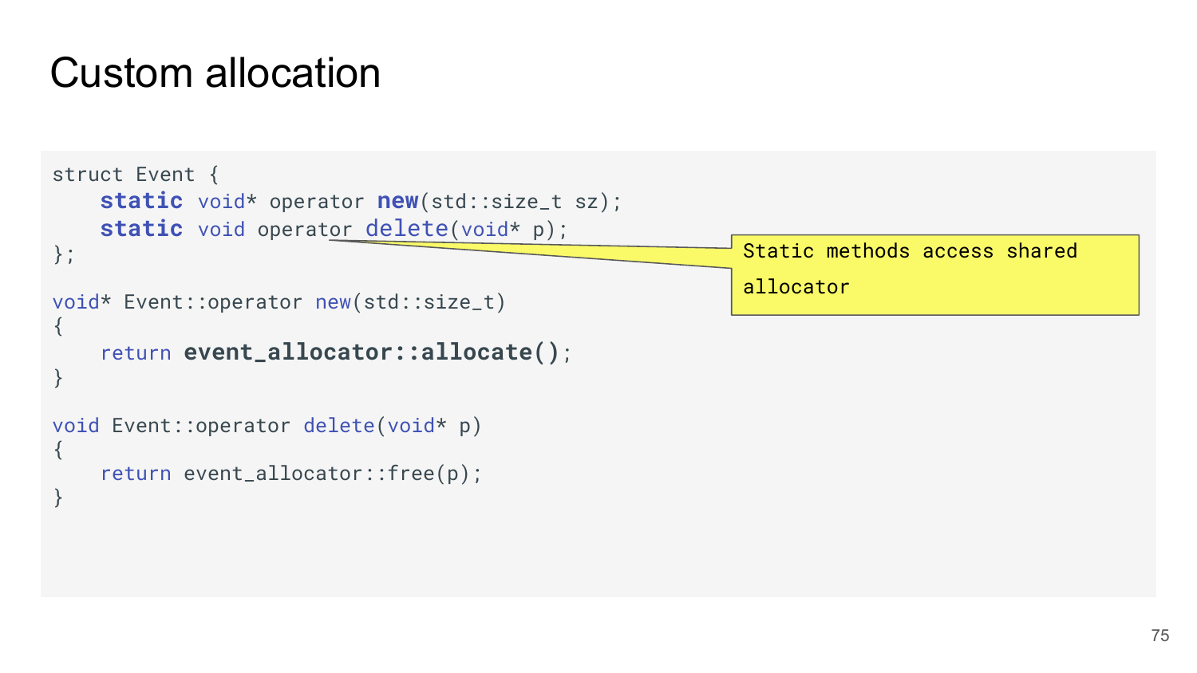# Custom allocation

```
struct Event {
    static void* operator new(std::size_t sz);
    static void operator delete(void* p);
};

void* Event::operator new(std::size_t)
{
    return event_allocator::allocate();
}

void Event::operator delete(void* p)
{
    return event_allocator::free(p);
}
```

Static methods access shared allocator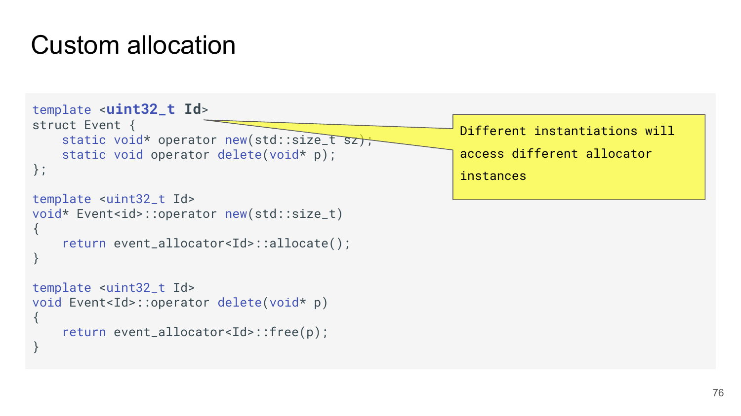# Custom allocation

```
template <uint32_t Id>
struct Event {
    static void* operator new(std::size_t sz);
    static void operator delete(void* p);
};

template <uint32_t Id>
void* Event<id>::operator new(std::size_t)
{
    return event_allocator<Id>::allocate();
}

template <uint32_t Id>
void Event<Id>::operator delete(void* p)
{
    return event_allocator<Id>::free(p);
}
```

Different instantiations will access different allocator instances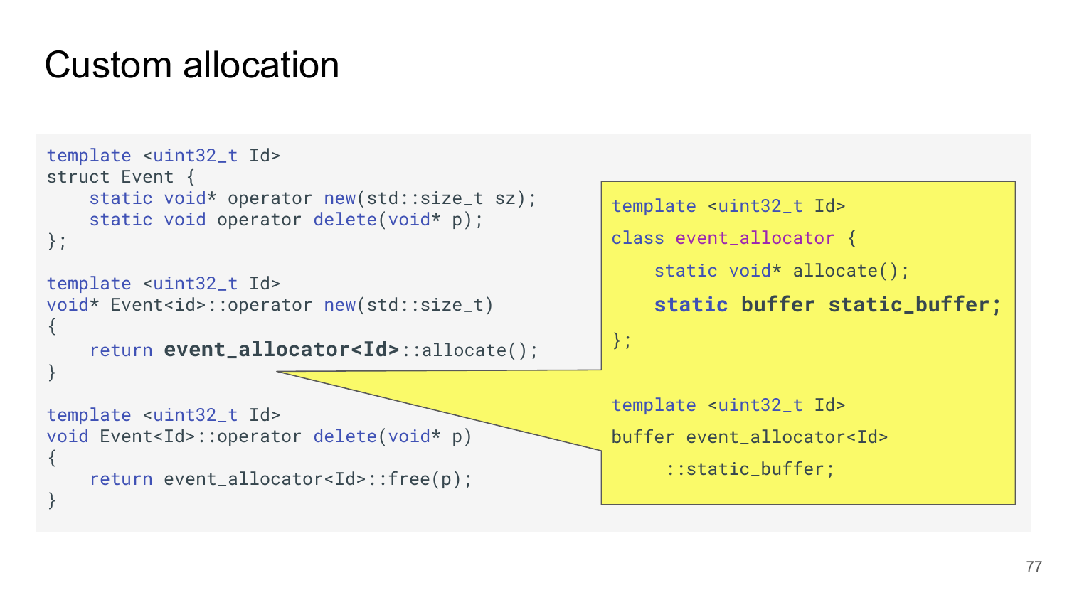# Custom allocation

```
template <uint32_t Id>
struct Event {
    static void* operator new(std::size_t sz);
    static void operator delete(void* p);
};

template <uint32_t Id>
void* Event<id>::operator new(std::size_t)
{
    return event_allocator<Id>::allocate();
}

template <uint32_t Id>
void Event<Id>::operator delete(void* p)
{
    return event_allocator<Id>::free(p);
}
```

```
template <uint32_t Id>
class event_allocator {
    static void* allocate();
    static buffer static_buffer;
};

template <uint32_t Id>
buffer event_allocator<Id>
    ::static_buffer;
```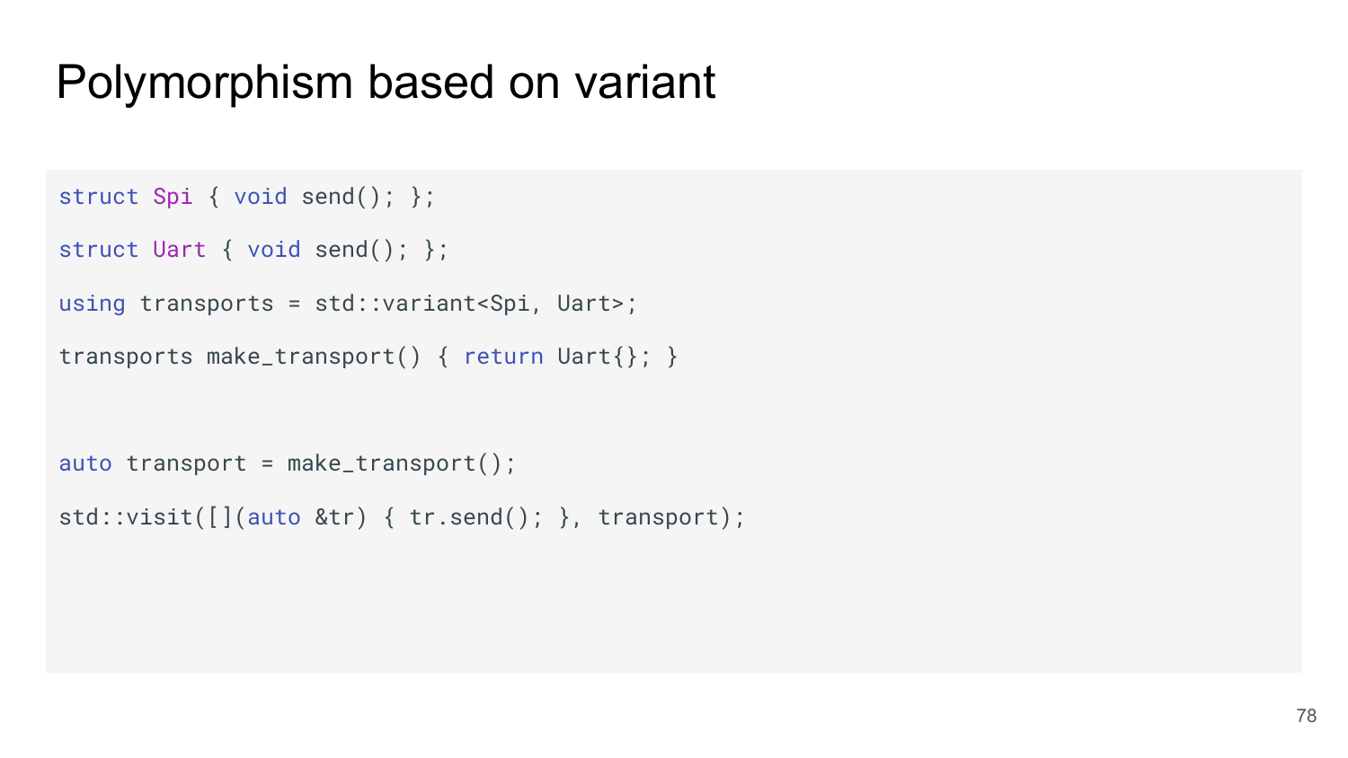# Polymorphism based on variant

```
struct Spi { void send(); };

struct Uart { void send(); };

using transports = std::variant<Spi, Uart>;

transports make_transport() { return Uart{}; }


auto transport = make_transport();

std::visit([](auto &tr) { tr.send(); }, transport);
```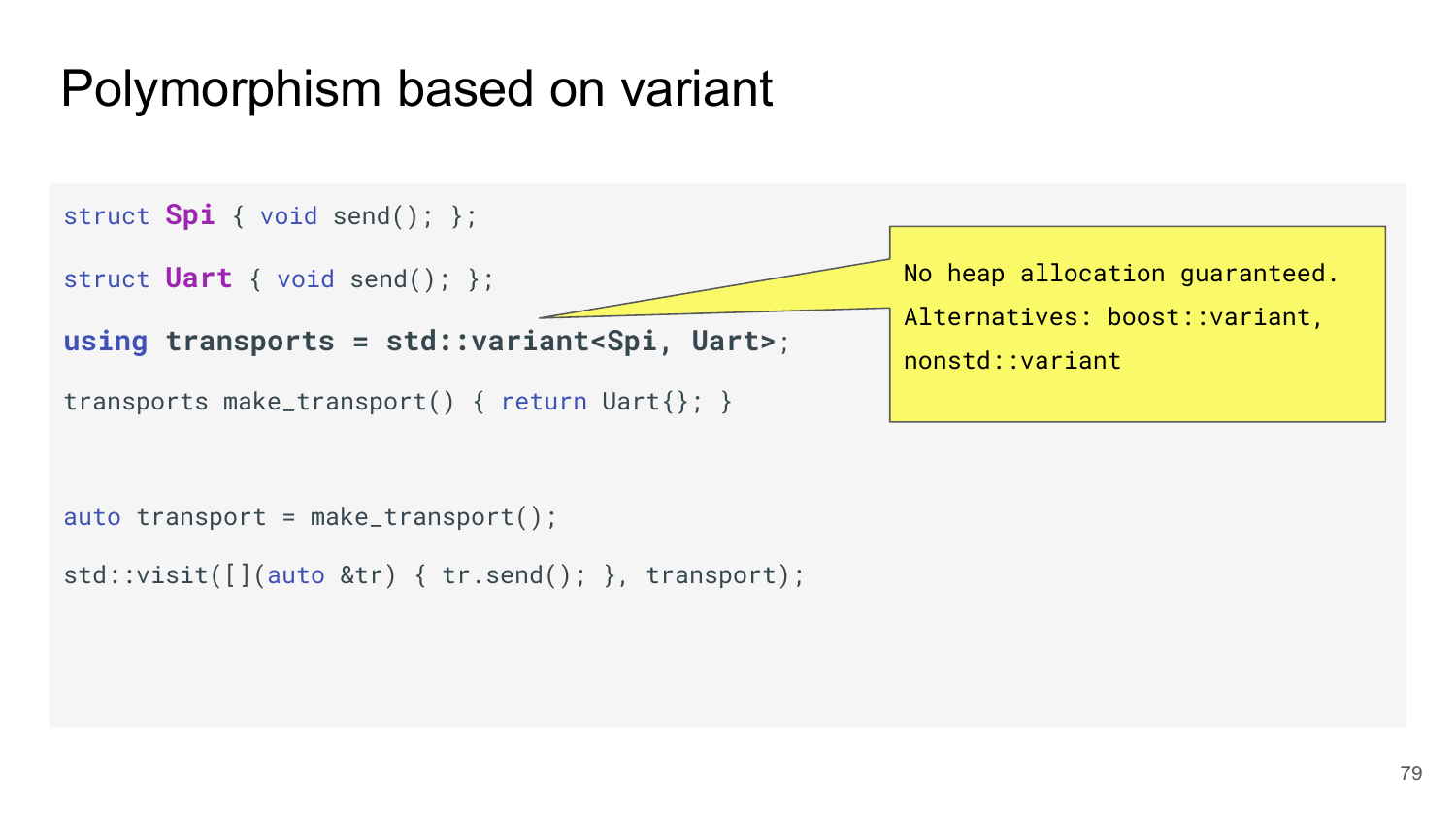# Polymorphism based on variant

```
struct Spi { void send(); };

struct Uart { void send(); };

using transports = std::variant<Spi, Uart>;

transports make_transport() { return Uart{}; }


auto transport = make_transport();

std::visit([](auto &tr) { tr.send(); }, transport);
```

No heap allocation guaranteed.

Alternatives: boost::variant, nonstd::variant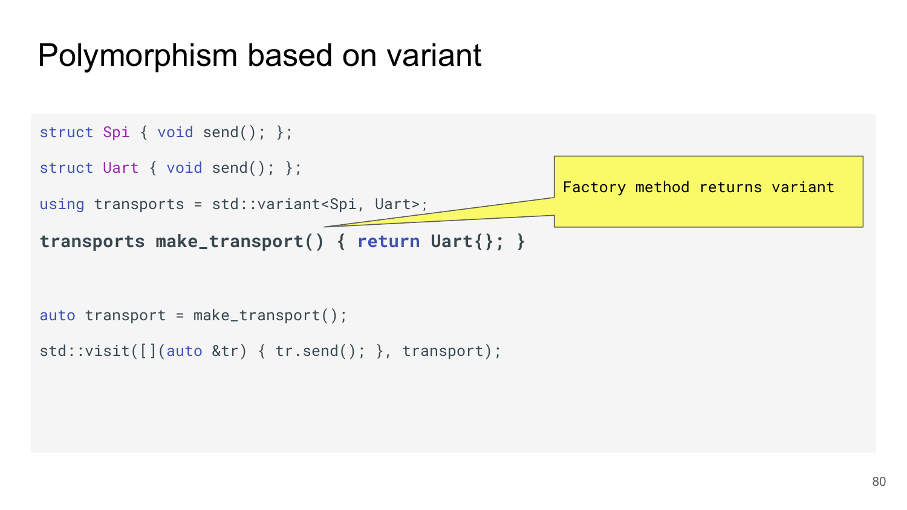# Polymorphism based on variant

```
struct Spi { void send(); };

struct Uart { void send(); };

using transports = std::variant<Spi, Uart>;

transports make_transport() { return Uart{}; }


auto transport = make_transport();

std::visit([](auto &tr) { tr.send(); }, transport);
```

Factory method returns variant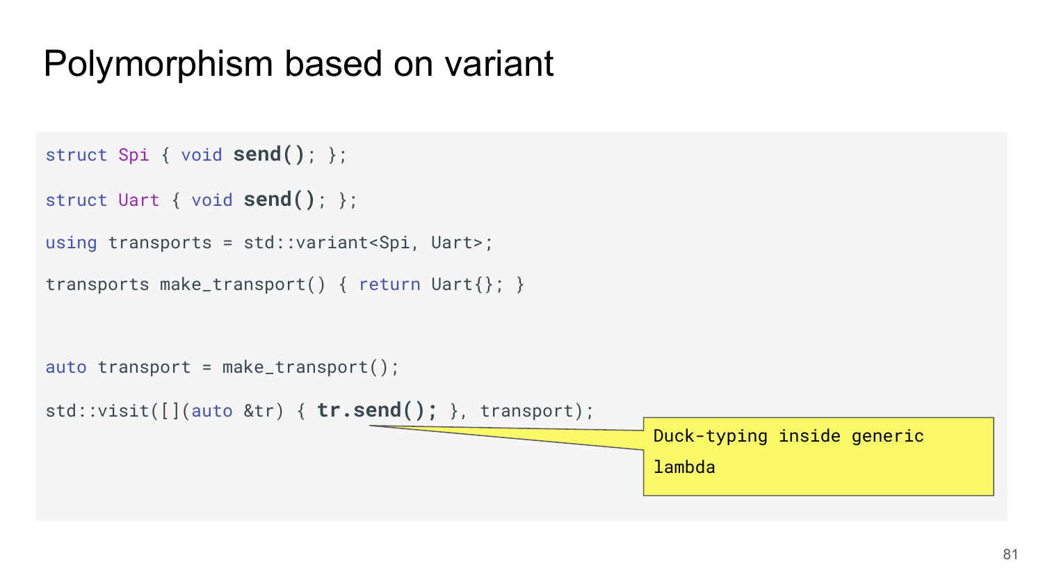# Polymorphism based on variant

```
struct Spi { void send(); };

struct Uart { void send(); };

using transports = std::variant<Spi, Uart>;

transports make_transport() { return Uart{}; }


auto transport = make_transport();

std::visit([](auto &tr) { tr.send(); }, transport);
```

Duck-typing inside generic lambda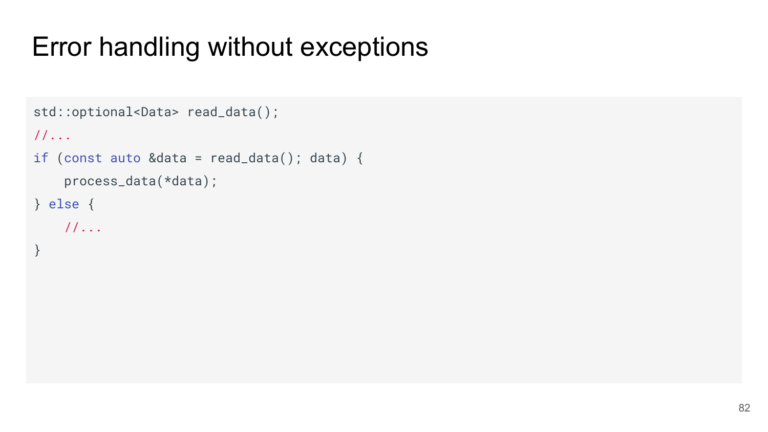# Error handling without exceptions

```
std::optional<Data> read_data();
//...
if (const auto &data = read_data(); data) {
    process_data(*data);
} else {
    //...
}
```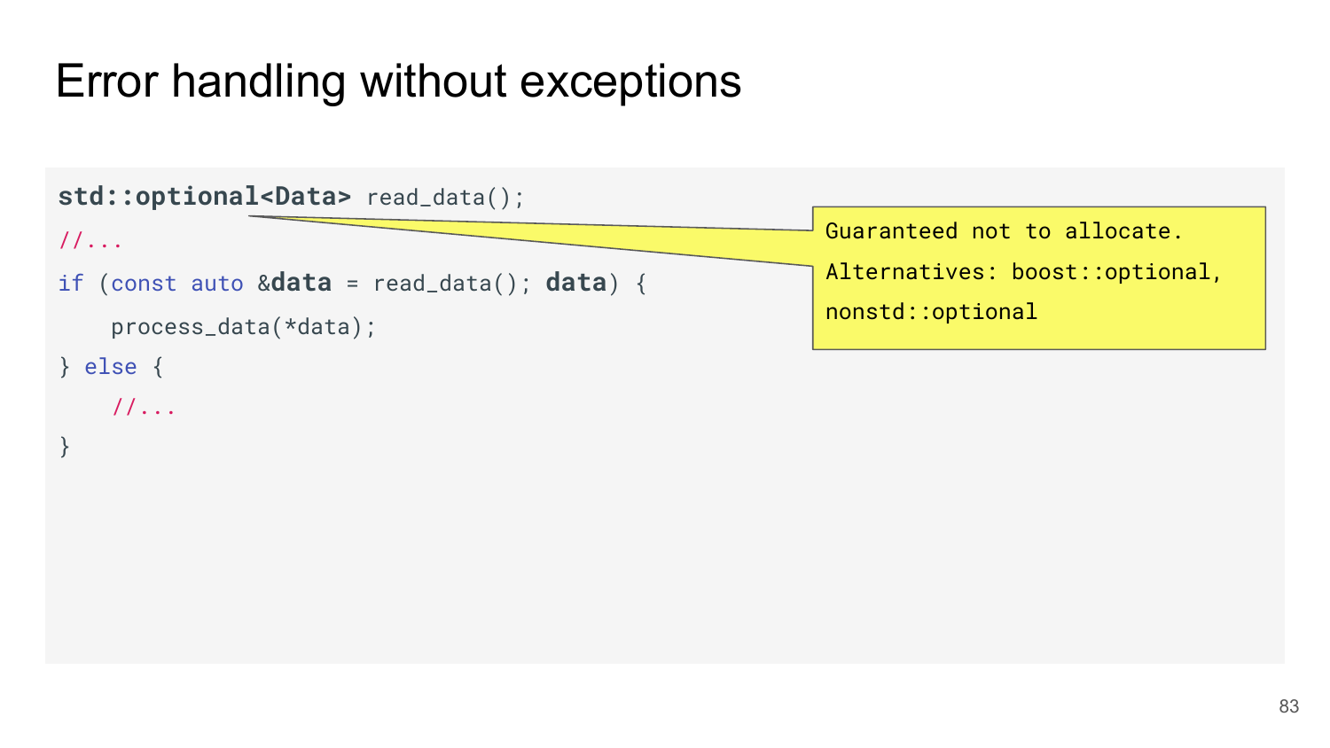# Error handling without exceptions

```
std::optional<Data> read_data();
//...
if (const auto &data = read_data(); data) {
    process_data(*data);
} else {
    //...
}
```

Guaranteed not to allocate.
Alternatives: boost::optional, nonstd::optional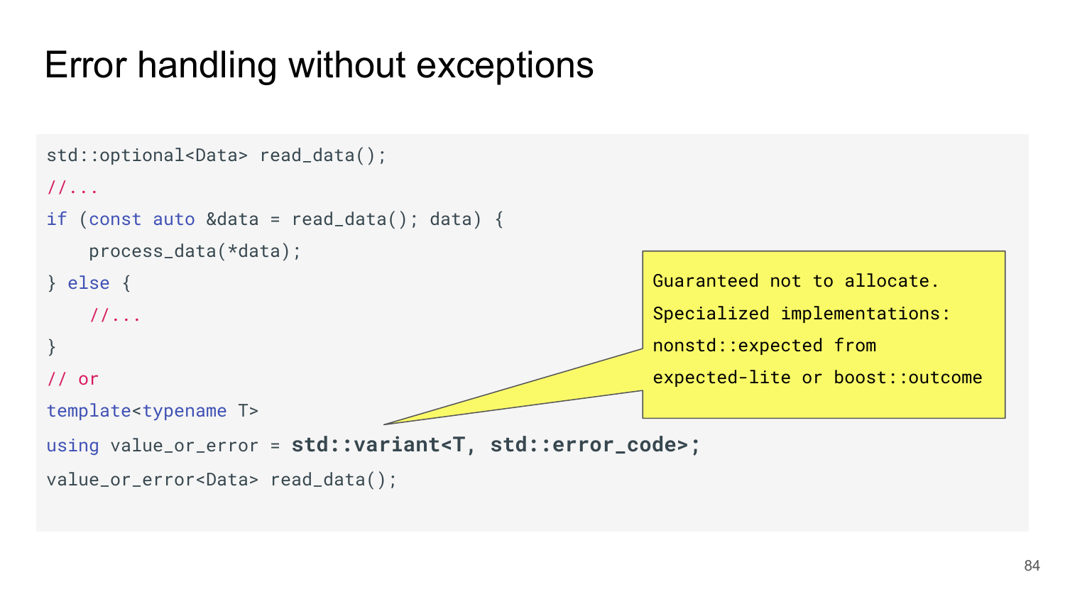# Error handling without exceptions

```
std::optional<Data> read_data();
//...
if (const auto &data = read_data(); data) {
    process_data(*data);
} else {
    //...
}
// or
template<typename T>
using value_or_error = std::variant<T, std::error_code>;
value_or_error<Data> read_data();
```

Guaranteed not to allocate.
Specialized implementations:
nonstd::expected from
expected-lite or boost::outcome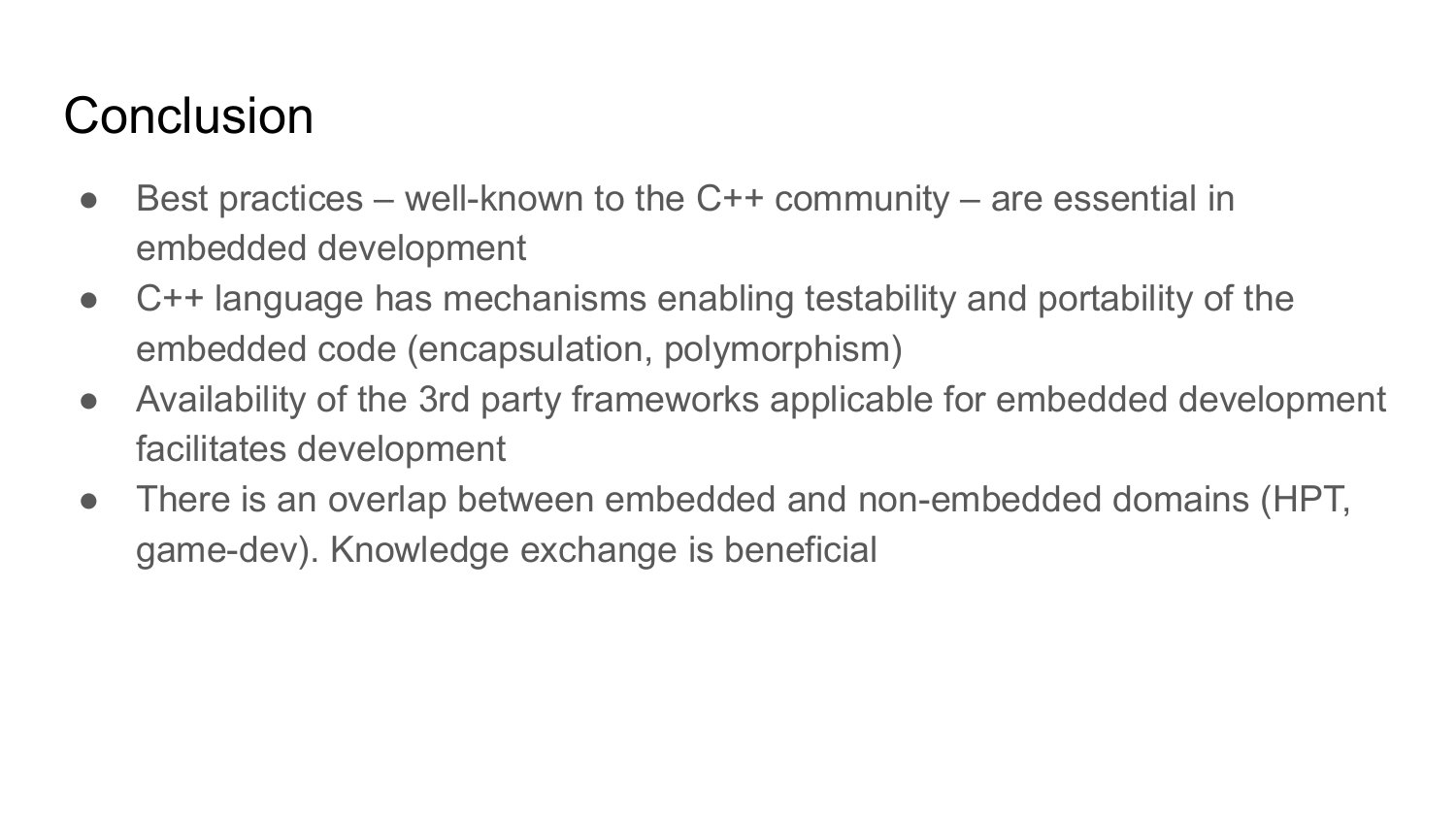# Conclusion

- Best practices – well-known to the C++ community – are essential in embedded development
- C++ language has mechanisms enabling testability and portability of the embedded code (encapsulation, polymorphism)
- Availability of the 3rd party frameworks applicable for embedded development facilitates development
- There is an overlap between embedded and non-embedded domains (HPT, game-dev). Knowledge exchange is beneficial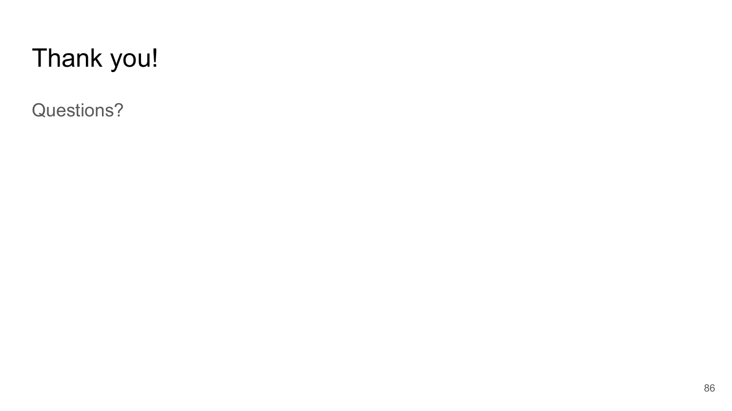# Thank you!

Questions?